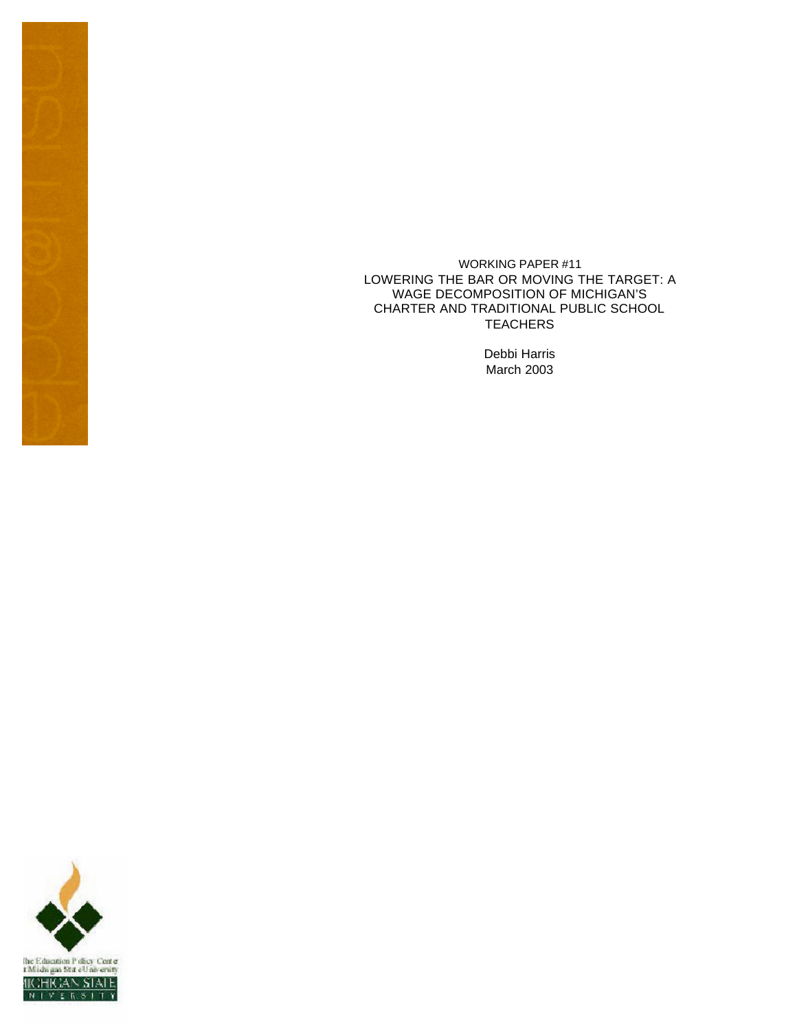WORKING PAPER #11

# LOWERING THE BAR OR MOVING THE TARGET: A WAGE DECOMPOSITION OF MICHIGAN'S CHARTER AND TRADITIONAL PUBLIC SCHOOL TEACHERS

Debbi Harris

March 2003

The Education Policy Center at Michigan State University

MICHIGAN STATE UNIVERSITY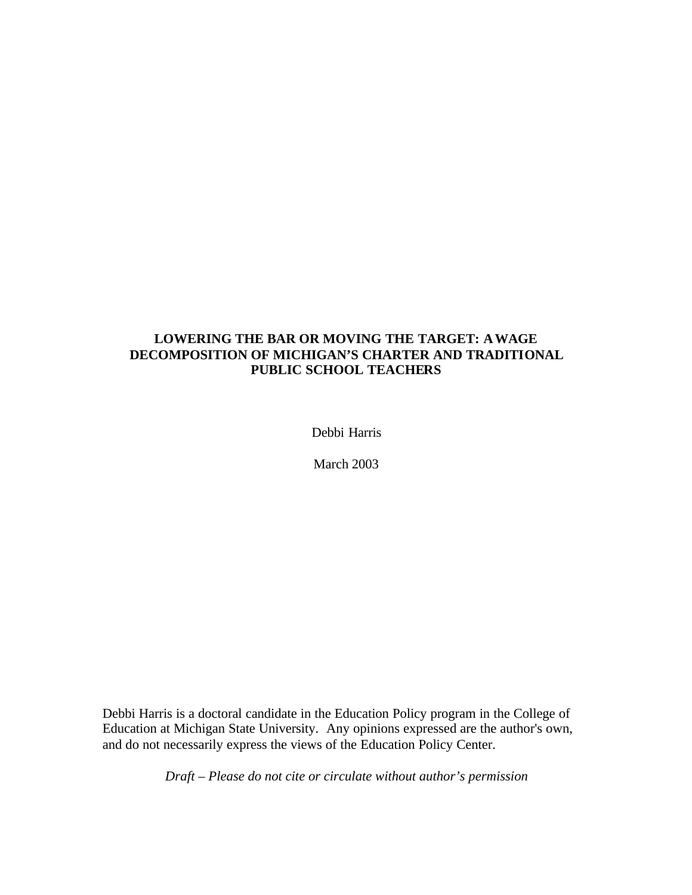# LOWERING THE BAR OR MOVING THE TARGET: A WAGE DECOMPOSITION OF MICHIGAN'S CHARTER AND TRADITIONAL PUBLIC SCHOOL TEACHERS

Debbi Harris

March 2003

Debbi Harris is a doctoral candidate in the Education Policy program in the College of Education at Michigan State University. Any opinions expressed are the author's own, and do not necessarily express the views of the Education Policy Center.

*Draft – Please do not cite or circulate without author's permission*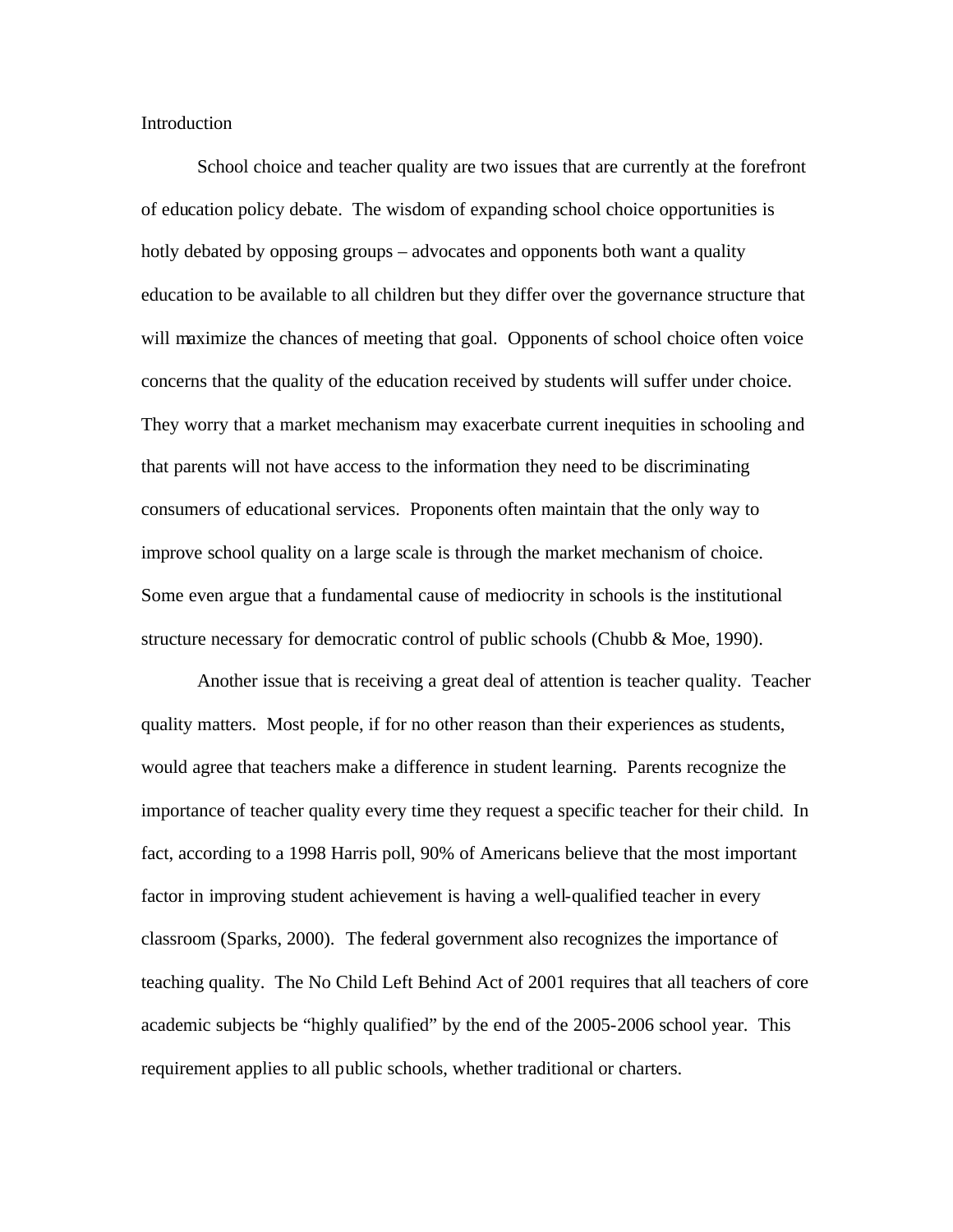## Introduction

School choice and teacher quality are two issues that are currently at the forefront of education policy debate. The wisdom of expanding school choice opportunities is hotly debated by opposing groups – advocates and opponents both want a quality education to be available to all children but they differ over the governance structure that will maximize the chances of meeting that goal. Opponents of school choice often voice concerns that the quality of the education received by students will suffer under choice. They worry that a market mechanism may exacerbate current inequities in schooling and that parents will not have access to the information they need to be discriminating consumers of educational services. Proponents often maintain that the only way to improve school quality on a large scale is through the market mechanism of choice. Some even argue that a fundamental cause of mediocrity in schools is the institutional structure necessary for democratic control of public schools (Chubb & Moe, 1990).

Another issue that is receiving a great deal of attention is teacher quality. Teacher quality matters. Most people, if for no other reason than their experiences as students, would agree that teachers make a difference in student learning. Parents recognize the importance of teacher quality every time they request a specific teacher for their child. In fact, according to a 1998 Harris poll, 90% of Americans believe that the most important factor in improving student achievement is having a well-qualified teacher in every classroom (Sparks, 2000). The federal government also recognizes the importance of teaching quality. The No Child Left Behind Act of 2001 requires that all teachers of core academic subjects be "highly qualified" by the end of the 2005-2006 school year. This requirement applies to all public schools, whether traditional or charters.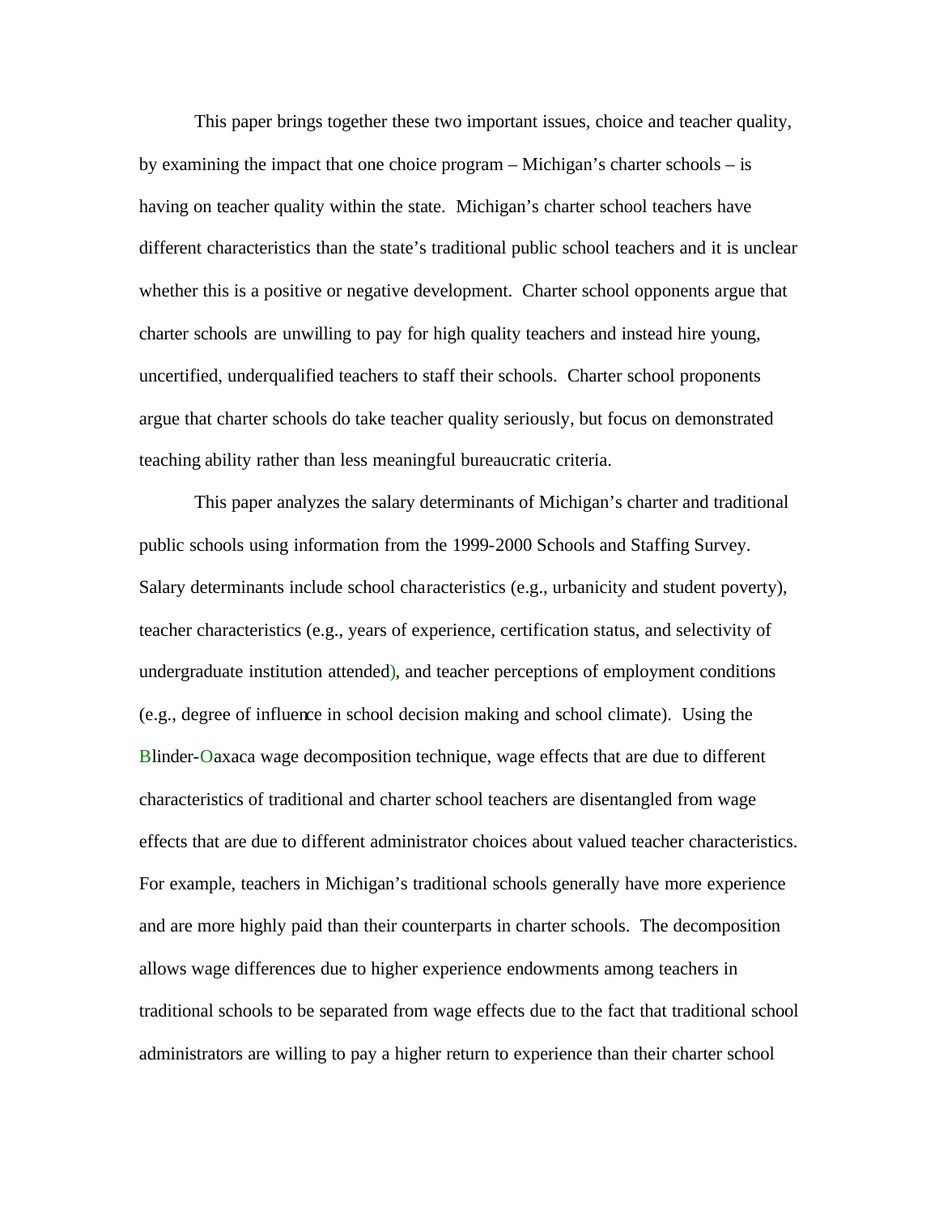This paper brings together these two important issues, choice and teacher quality, by examining the impact that one choice program – Michigan's charter schools – is having on teacher quality within the state. Michigan's charter school teachers have different characteristics than the state's traditional public school teachers and it is unclear whether this is a positive or negative development. Charter school opponents argue that charter schools are unwilling to pay for high quality teachers and instead hire young, uncertified, underqualified teachers to staff their schools. Charter school proponents argue that charter schools do take teacher quality seriously, but focus on demonstrated teaching ability rather than less meaningful bureaucratic criteria.

This paper analyzes the salary determinants of Michigan's charter and traditional public schools using information from the 1999-2000 Schools and Staffing Survey. Salary determinants include school characteristics (e.g., urbanicity and student poverty), teacher characteristics (e.g., years of experience, certification status, and selectivity of undergraduate institution attended), and teacher perceptions of employment conditions (e.g., degree of influence in school decision making and school climate). Using the Blinder-Oaxaca wage decomposition technique, wage effects that are due to different characteristics of traditional and charter school teachers are disentangled from wage effects that are due to different administrator choices about valued teacher characteristics. For example, teachers in Michigan's traditional schools generally have more experience and are more highly paid than their counterparts in charter schools. The decomposition allows wage differences due to higher experience endowments among teachers in traditional schools to be separated from wage effects due to the fact that traditional school administrators are willing to pay a higher return to experience than their charter school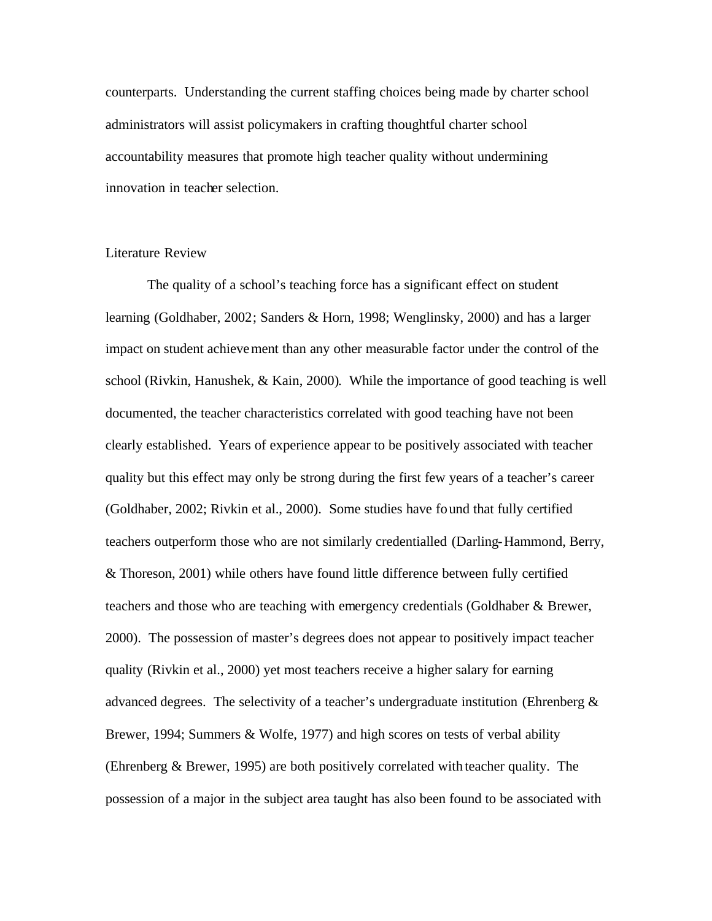counterparts. Understanding the current staffing choices being made by charter school administrators will assist policymakers in crafting thoughtful charter school accountability measures that promote high teacher quality without undermining innovation in teacher selection.

## Literature Review

The quality of a school's teaching force has a significant effect on student learning (Goldhaber, 2002; Sanders & Horn, 1998; Wenglinsky, 2000) and has a larger impact on student achievement than any other measurable factor under the control of the school (Rivkin, Hanushek, & Kain, 2000). While the importance of good teaching is well documented, the teacher characteristics correlated with good teaching have not been clearly established. Years of experience appear to be positively associated with teacher quality but this effect may only be strong during the first few years of a teacher's career (Goldhaber, 2002; Rivkin et al., 2000). Some studies have found that fully certified teachers outperform those who are not similarly credentialled (Darling-Hammond, Berry, & Thoreson, 2001) while others have found little difference between fully certified teachers and those who are teaching with emergency credentials (Goldhaber & Brewer, 2000). The possession of master's degrees does not appear to positively impact teacher quality (Rivkin et al., 2000) yet most teachers receive a higher salary for earning advanced degrees. The selectivity of a teacher's undergraduate institution (Ehrenberg & Brewer, 1994; Summers & Wolfe, 1977) and high scores on tests of verbal ability (Ehrenberg & Brewer, 1995) are both positively correlated with teacher quality. The possession of a major in the subject area taught has also been found to be associated with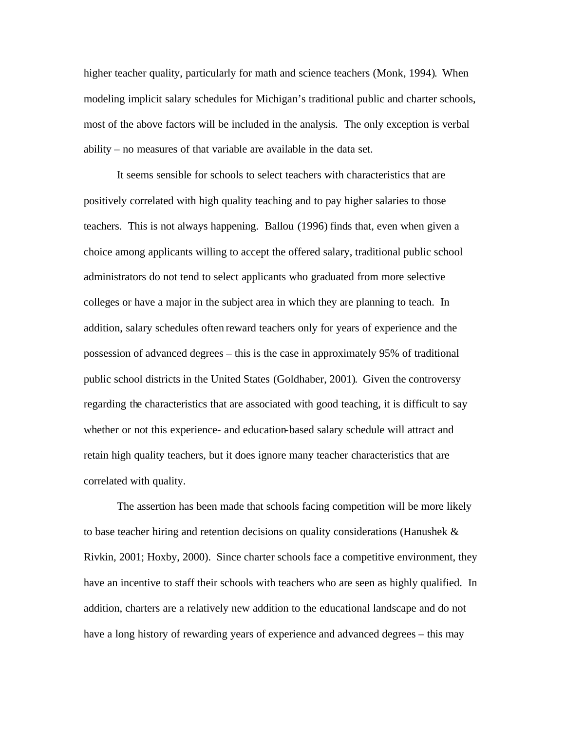higher teacher quality, particularly for math and science teachers (Monk, 1994). When modeling implicit salary schedules for Michigan's traditional public and charter schools, most of the above factors will be included in the analysis. The only exception is verbal ability – no measures of that variable are available in the data set.

It seems sensible for schools to select teachers with characteristics that are positively correlated with high quality teaching and to pay higher salaries to those teachers. This is not always happening. Ballou (1996) finds that, even when given a choice among applicants willing to accept the offered salary, traditional public school administrators do not tend to select applicants who graduated from more selective colleges or have a major in the subject area in which they are planning to teach. In addition, salary schedules often reward teachers only for years of experience and the possession of advanced degrees – this is the case in approximately 95% of traditional public school districts in the United States (Goldhaber, 2001). Given the controversy regarding the characteristics that are associated with good teaching, it is difficult to say whether or not this experience- and education-based salary schedule will attract and retain high quality teachers, but it does ignore many teacher characteristics that are correlated with quality.

The assertion has been made that schools facing competition will be more likely to base teacher hiring and retention decisions on quality considerations (Hanushek & Rivkin, 2001; Hoxby, 2000). Since charter schools face a competitive environment, they have an incentive to staff their schools with teachers who are seen as highly qualified. In addition, charters are a relatively new addition to the educational landscape and do not have a long history of rewarding years of experience and advanced degrees – this may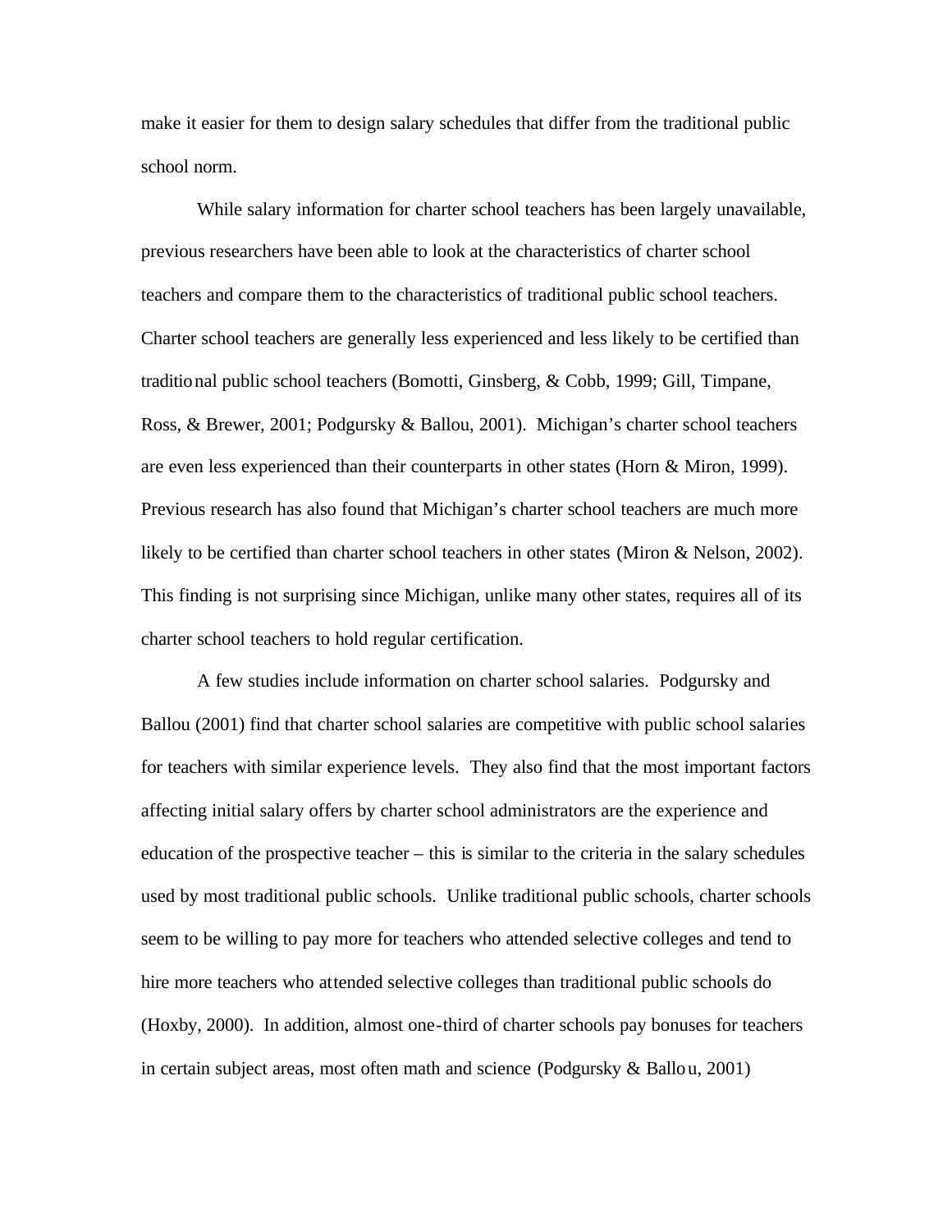make it easier for them to design salary schedules that differ from the traditional public school norm.

While salary information for charter school teachers has been largely unavailable, previous researchers have been able to look at the characteristics of charter school teachers and compare them to the characteristics of traditional public school teachers. Charter school teachers are generally less experienced and less likely to be certified than traditional public school teachers (Bomotti, Ginsberg, & Cobb, 1999; Gill, Timpane, Ross, & Brewer, 2001; Podgursky & Ballou, 2001). Michigan's charter school teachers are even less experienced than their counterparts in other states (Horn & Miron, 1999). Previous research has also found that Michigan's charter school teachers are much more likely to be certified than charter school teachers in other states (Miron & Nelson, 2002). This finding is not surprising since Michigan, unlike many other states, requires all of its charter school teachers to hold regular certification.

A few studies include information on charter school salaries. Podgursky and Ballou (2001) find that charter school salaries are competitive with public school salaries for teachers with similar experience levels. They also find that the most important factors affecting initial salary offers by charter school administrators are the experience and education of the prospective teacher – this is similar to the criteria in the salary schedules used by most traditional public schools. Unlike traditional public schools, charter schools seem to be willing to pay more for teachers who attended selective colleges and tend to hire more teachers who attended selective colleges than traditional public schools do (Hoxby, 2000). In addition, almost one-third of charter schools pay bonuses for teachers in certain subject areas, most often math and science (Podgursky & Ballou, 2001)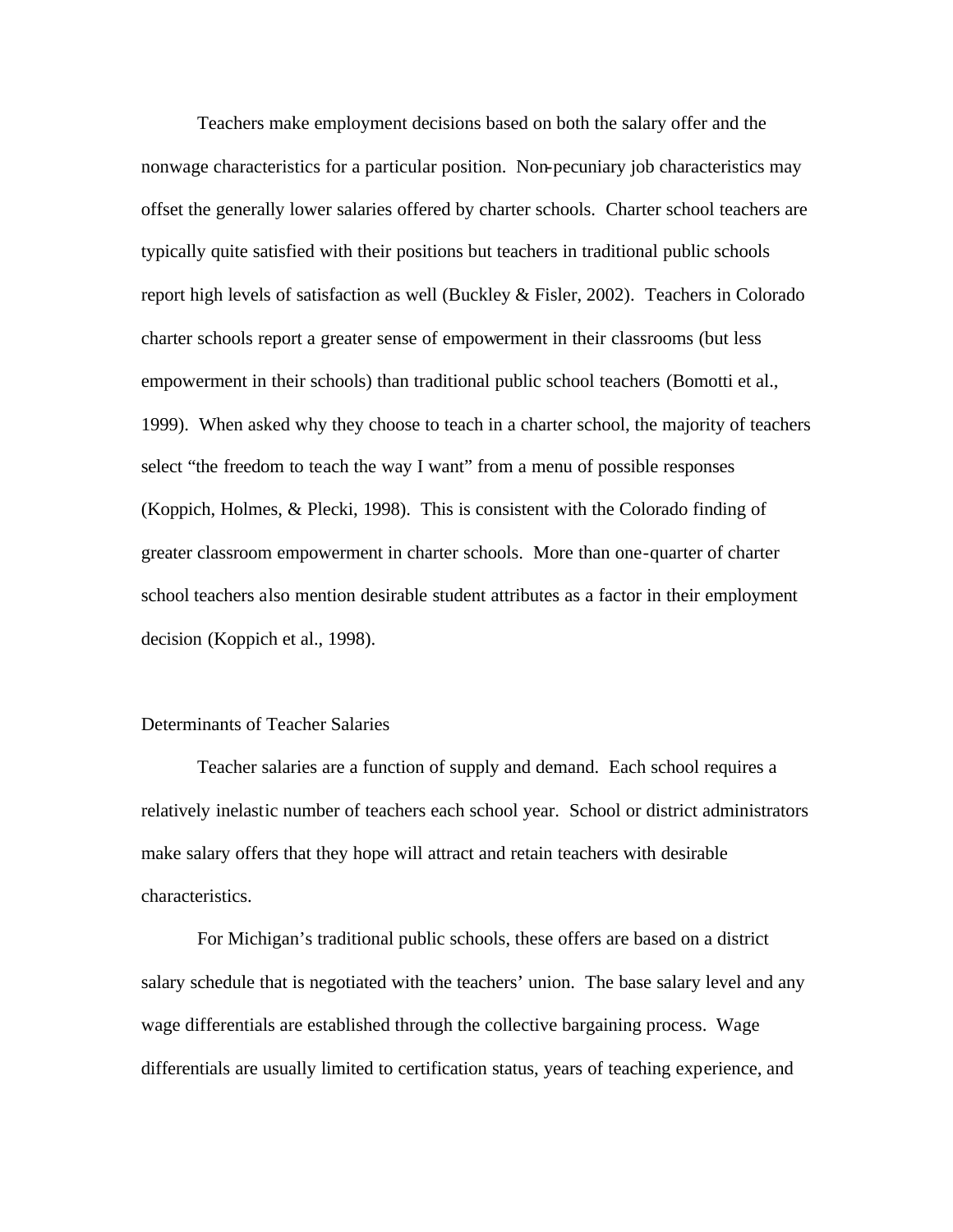Teachers make employment decisions based on both the salary offer and the nonwage characteristics for a particular position. Non-pecuniary job characteristics may offset the generally lower salaries offered by charter schools. Charter school teachers are typically quite satisfied with their positions but teachers in traditional public schools report high levels of satisfaction as well (Buckley & Fisler, 2002). Teachers in Colorado charter schools report a greater sense of empowerment in their classrooms (but less empowerment in their schools) than traditional public school teachers (Bomotti et al., 1999). When asked why they choose to teach in a charter school, the majority of teachers select "the freedom to teach the way I want" from a menu of possible responses (Koppich, Holmes, & Plecki, 1998). This is consistent with the Colorado finding of greater classroom empowerment in charter schools. More than one-quarter of charter school teachers also mention desirable student attributes as a factor in their employment decision (Koppich et al., 1998).

## Determinants of Teacher Salaries

Teacher salaries are a function of supply and demand. Each school requires a relatively inelastic number of teachers each school year. School or district administrators make salary offers that they hope will attract and retain teachers with desirable characteristics.

For Michigan's traditional public schools, these offers are based on a district salary schedule that is negotiated with the teachers' union. The base salary level and any wage differentials are established through the collective bargaining process. Wage differentials are usually limited to certification status, years of teaching experience, and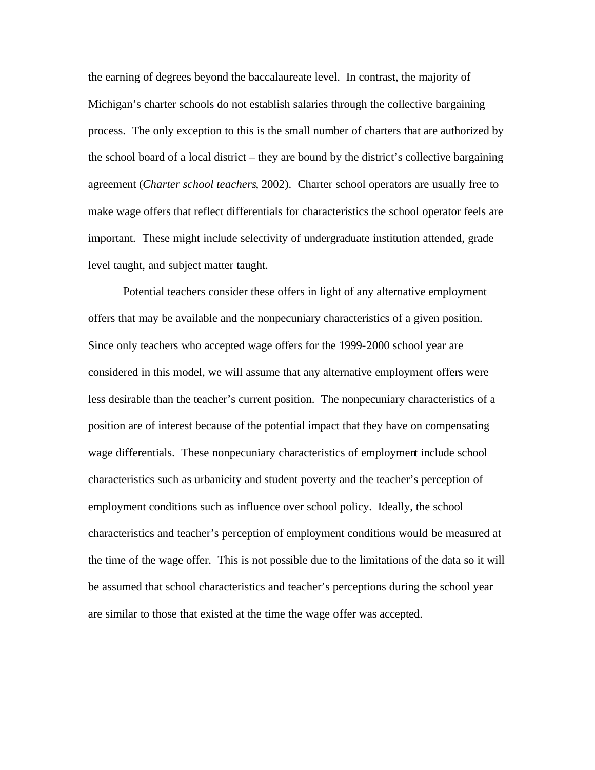the earning of degrees beyond the baccalaureate level. In contrast, the majority of Michigan's charter schools do not establish salaries through the collective bargaining process. The only exception to this is the small number of charters that are authorized by the school board of a local district – they are bound by the district's collective bargaining agreement (*Charter school teachers*, 2002). Charter school operators are usually free to make wage offers that reflect differentials for characteristics the school operator feels are important. These might include selectivity of undergraduate institution attended, grade level taught, and subject matter taught.

Potential teachers consider these offers in light of any alternative employment offers that may be available and the nonpecuniary characteristics of a given position. Since only teachers who accepted wage offers for the 1999-2000 school year are considered in this model, we will assume that any alternative employment offers were less desirable than the teacher's current position. The nonpecuniary characteristics of a position are of interest because of the potential impact that they have on compensating wage differentials. These nonpecuniary characteristics of employment include school characteristics such as urbanicity and student poverty and the teacher's perception of employment conditions such as influence over school policy. Ideally, the school characteristics and teacher's perception of employment conditions would be measured at the time of the wage offer. This is not possible due to the limitations of the data so it will be assumed that school characteristics and teacher's perceptions during the school year are similar to those that existed at the time the wage offer was accepted.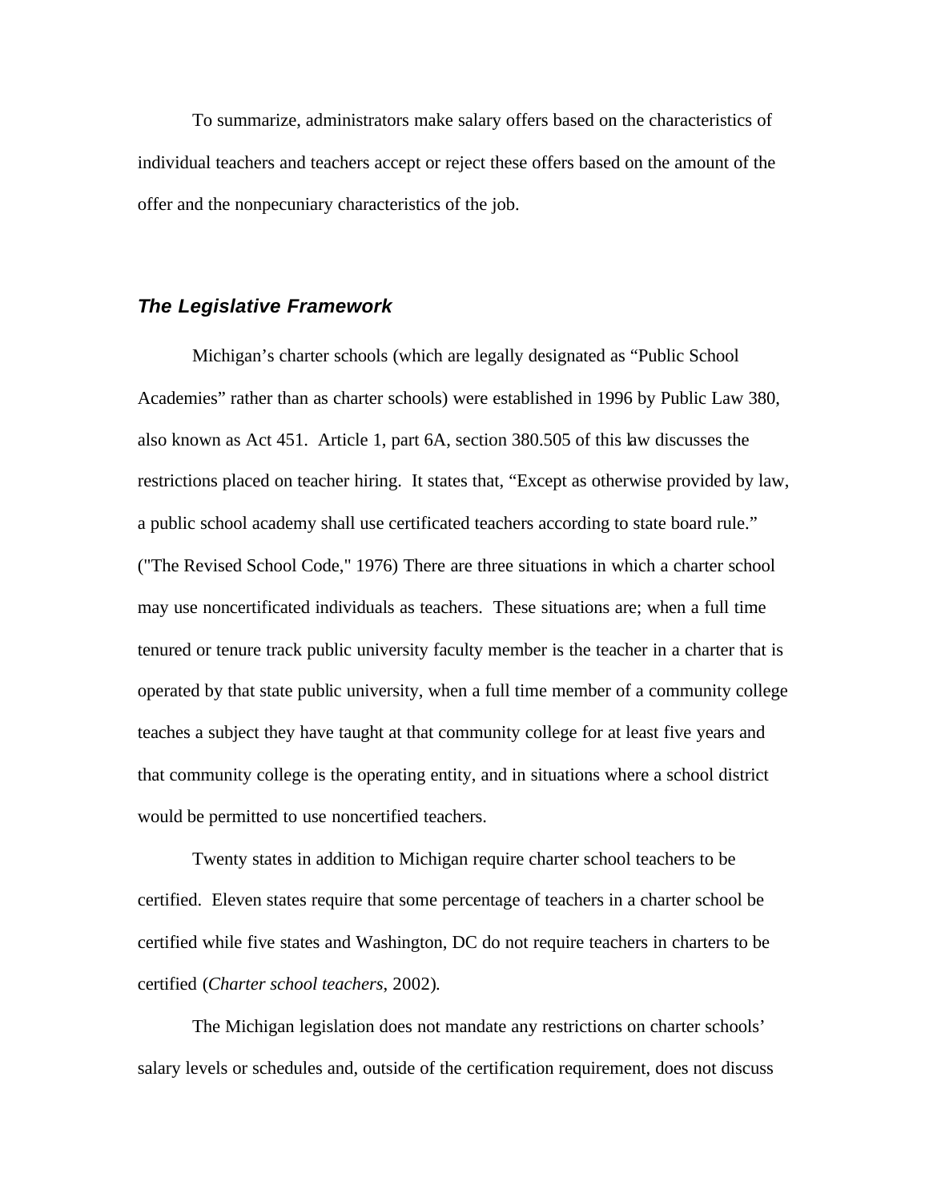To summarize, administrators make salary offers based on the characteristics of individual teachers and teachers accept or reject these offers based on the amount of the offer and the nonpecuniary characteristics of the job.

### *The Legislative Framework*

Michigan's charter schools (which are legally designated as "Public School Academies" rather than as charter schools) were established in 1996 by Public Law 380, also known as Act 451. Article 1, part 6A, section 380.505 of this law discusses the restrictions placed on teacher hiring. It states that, "Except as otherwise provided by law, a public school academy shall use certificated teachers according to state board rule." ("The Revised School Code," 1976) There are three situations in which a charter school may use noncertificated individuals as teachers. These situations are; when a full time tenured or tenure track public university faculty member is the teacher in a charter that is operated by that state public university, when a full time member of a community college teaches a subject they have taught at that community college for at least five years and that community college is the operating entity, and in situations where a school district would be permitted to use noncertified teachers.

Twenty states in addition to Michigan require charter school teachers to be certified. Eleven states require that some percentage of teachers in a charter school be certified while five states and Washington, DC do not require teachers in charters to be certified (*Charter school teachers*, 2002).

The Michigan legislation does not mandate any restrictions on charter schools' salary levels or schedules and, outside of the certification requirement, does not discuss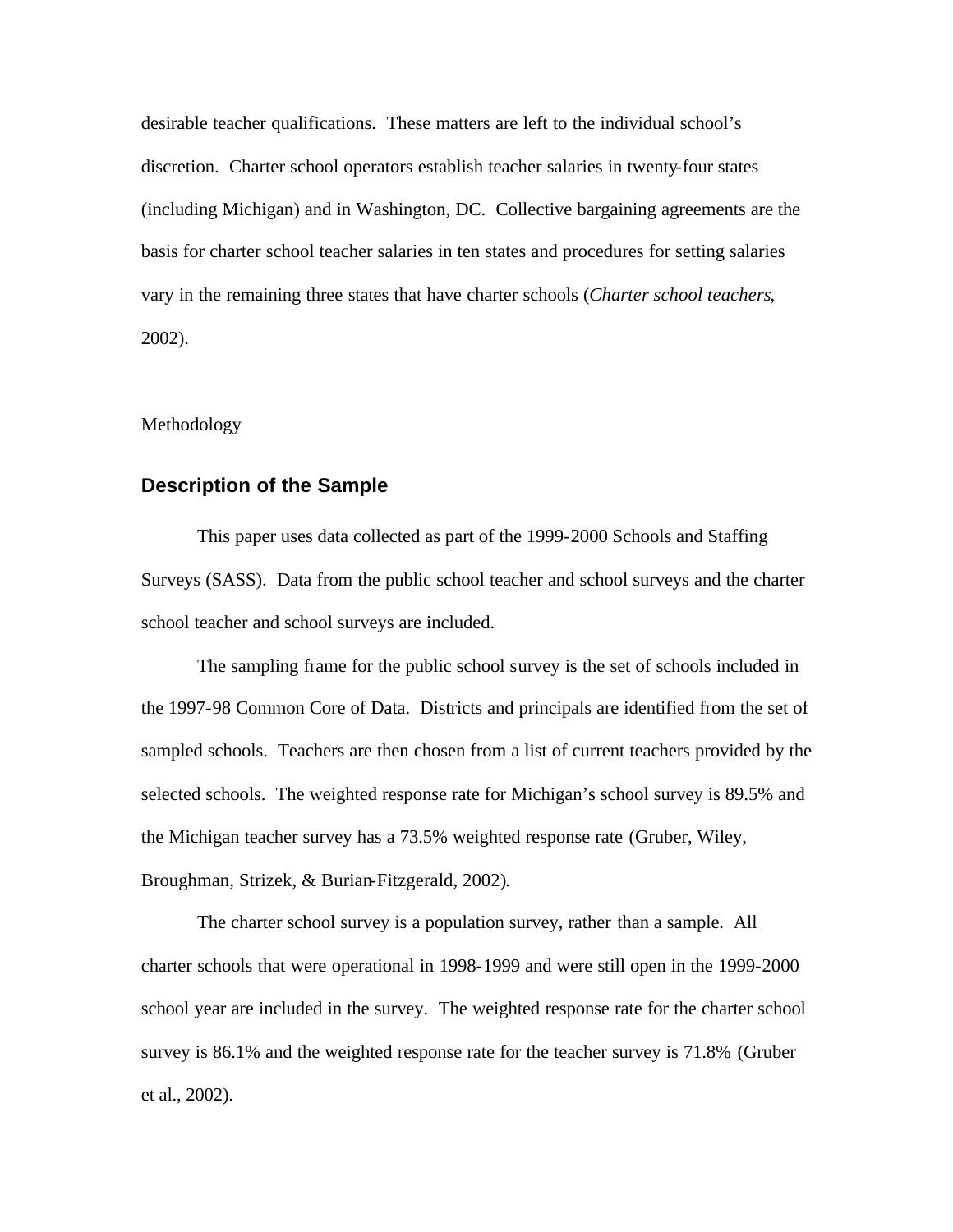desirable teacher qualifications. These matters are left to the individual school's discretion. Charter school operators establish teacher salaries in twenty-four states (including Michigan) and in Washington, DC. Collective bargaining agreements are the basis for charter school teacher salaries in ten states and procedures for setting salaries vary in the remaining three states that have charter schools (*Charter school teachers*, 2002).

Methodology

## Description of the Sample

This paper uses data collected as part of the 1999-2000 Schools and Staffing Surveys (SASS). Data from the public school teacher and school surveys and the charter school teacher and school surveys are included.

The sampling frame for the public school survey is the set of schools included in the 1997-98 Common Core of Data. Districts and principals are identified from the set of sampled schools. Teachers are then chosen from a list of current teachers provided by the selected schools. The weighted response rate for Michigan's school survey is 89.5% and the Michigan teacher survey has a 73.5% weighted response rate (Gruber, Wiley, Broughman, Strizek, & Burian-Fitzgerald, 2002).

The charter school survey is a population survey, rather than a sample. All charter schools that were operational in 1998-1999 and were still open in the 1999-2000 school year are included in the survey. The weighted response rate for the charter school survey is 86.1% and the weighted response rate for the teacher survey is 71.8% (Gruber et al., 2002).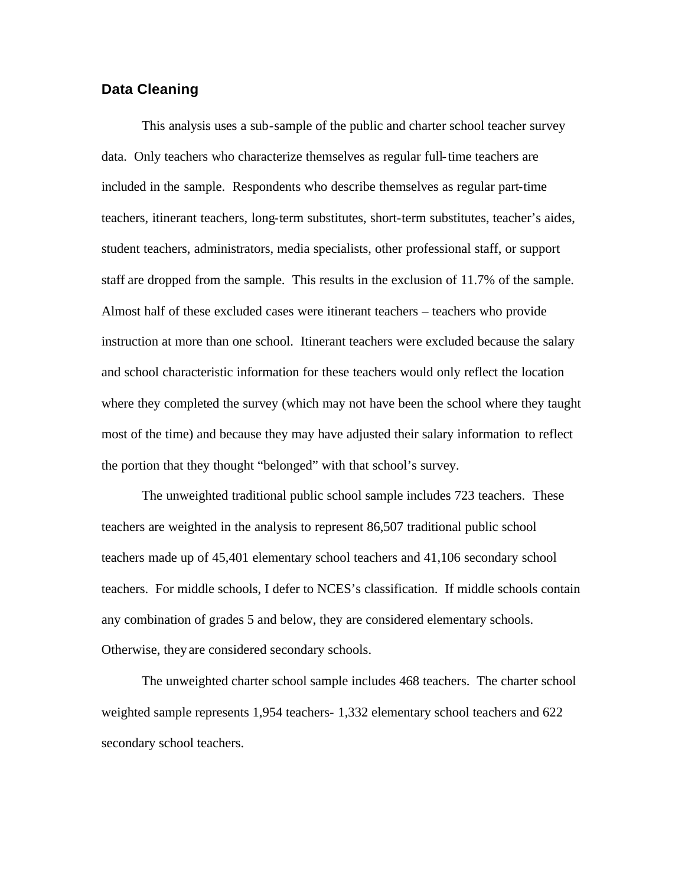## Data Cleaning

This analysis uses a sub-sample of the public and charter school teacher survey data. Only teachers who characterize themselves as regular full-time teachers are included in the sample. Respondents who describe themselves as regular part-time teachers, itinerant teachers, long-term substitutes, short-term substitutes, teacher's aides, student teachers, administrators, media specialists, other professional staff, or support staff are dropped from the sample. This results in the exclusion of 11.7% of the sample. Almost half of these excluded cases were itinerant teachers – teachers who provide instruction at more than one school. Itinerant teachers were excluded because the salary and school characteristic information for these teachers would only reflect the location where they completed the survey (which may not have been the school where they taught most of the time) and because they may have adjusted their salary information to reflect the portion that they thought "belonged" with that school's survey.

The unweighted traditional public school sample includes 723 teachers. These teachers are weighted in the analysis to represent 86,507 traditional public school teachers made up of 45,401 elementary school teachers and 41,106 secondary school teachers. For middle schools, I defer to NCES's classification. If middle schools contain any combination of grades 5 and below, they are considered elementary schools. Otherwise, they are considered secondary schools.

The unweighted charter school sample includes 468 teachers. The charter school weighted sample represents 1,954 teachers- 1,332 elementary school teachers and 622 secondary school teachers.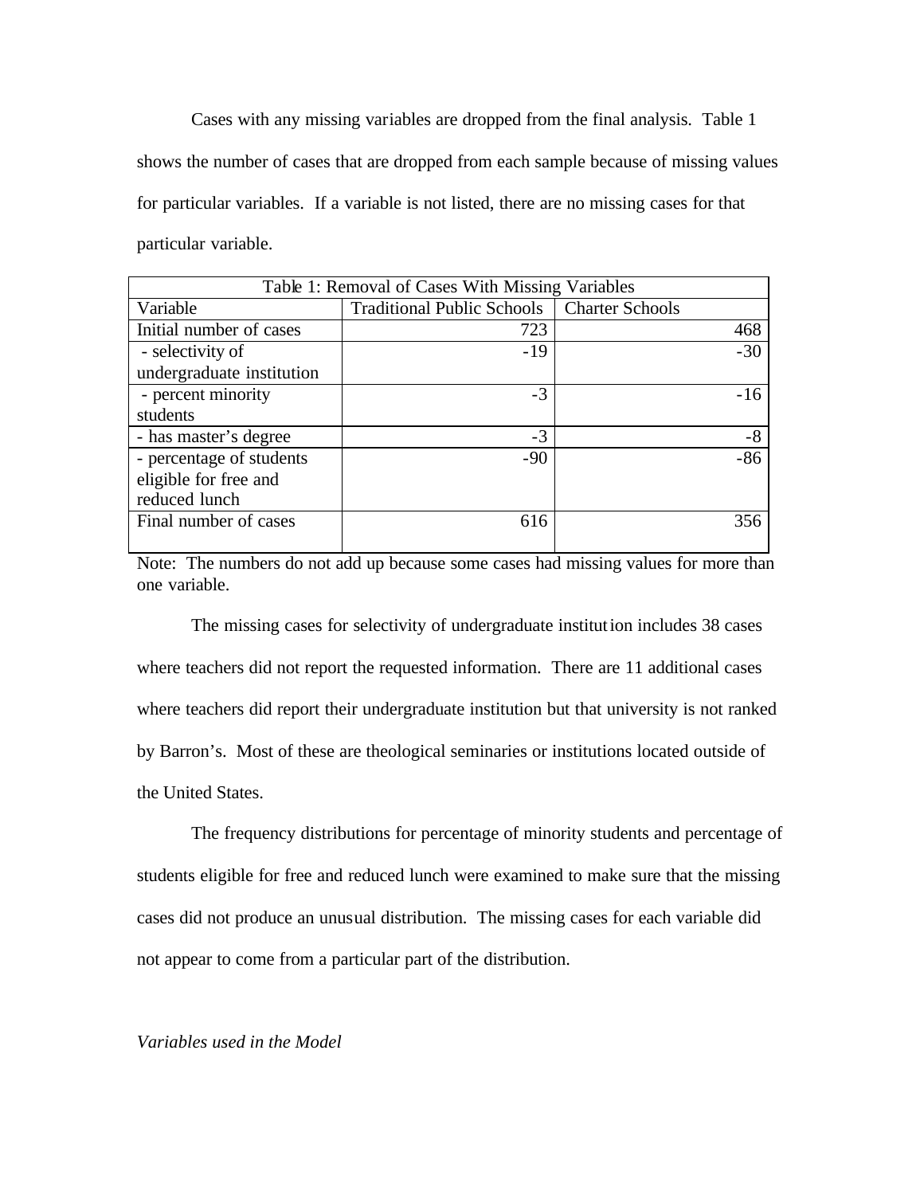Cases with any missing variables are dropped from the final analysis. Table 1 shows the number of cases that are dropped from each sample because of missing values for particular variables. If a variable is not listed, there are no missing cases for that particular variable.

| Table 1: Removal of Cases With Missing Variables | | |
|---|---|---|
| Variable | Traditional Public Schools | Charter Schools |
| Initial number of cases | 723 | 468 |
| - selectivity of undergraduate institution | -19 | -30 |
| - percent minority students | -3 | -16 |
| - has master's degree | -3 | -8 |
| - percentage of students eligible for free and reduced lunch | -90 | -86 |
| Final number of cases | 616 | 356 |

Note: The numbers do not add up because some cases had missing values for more than one variable.

The missing cases for selectivity of undergraduate institution includes 38 cases where teachers did not report the requested information. There are 11 additional cases where teachers did report their undergraduate institution but that university is not ranked by Barron's. Most of these are theological seminaries or institutions located outside of the United States.

The frequency distributions for percentage of minority students and percentage of students eligible for free and reduced lunch were examined to make sure that the missing cases did not produce an unusual distribution. The missing cases for each variable did not appear to come from a particular part of the distribution.

*Variables used in the Model*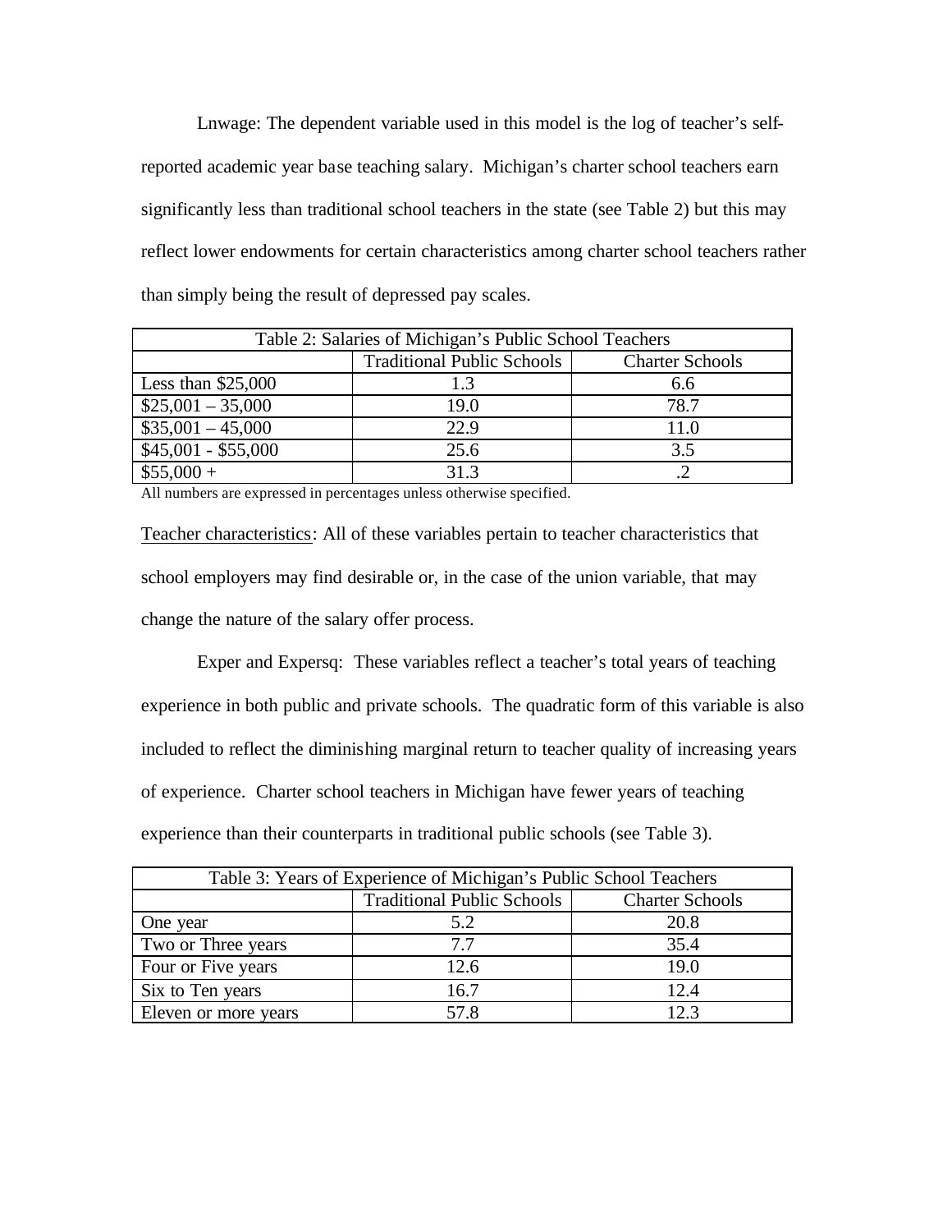Lnwage: The dependent variable used in this model is the log of teacher's self-reported academic year base teaching salary. Michigan's charter school teachers earn significantly less than traditional school teachers in the state (see Table 2) but this may reflect lower endowments for certain characteristics among charter school teachers rather than simply being the result of depressed pay scales.

| Table 2: Salaries of Michigan's Public School Teachers | | |
|---|---|---|
| | Traditional Public Schools | Charter Schools |
| Less than $25,000 | 1.3 | 6.6 |
| $25,001 – 35,000 | 19.0 | 78.7 |
| $35,001 – 45,000 | 22.9 | 11.0 |
| $45,001 - $55,000 | 25.6 | 3.5 |
| $55,000 + | 31.3 | .2 |

All numbers are expressed in percentages unless otherwise specified.

<u>Teacher characteristics</u>: All of these variables pertain to teacher characteristics that school employers may find desirable or, in the case of the union variable, that may change the nature of the salary offer process.

Exper and Expersq: These variables reflect a teacher's total years of teaching experience in both public and private schools. The quadratic form of this variable is also included to reflect the diminishing marginal return to teacher quality of increasing years of experience. Charter school teachers in Michigan have fewer years of teaching experience than their counterparts in traditional public schools (see Table 3).

| Table 3: Years of Experience of Michigan's Public School Teachers | | |
|---|---|---|
| | Traditional Public Schools | Charter Schools |
| One year | 5.2 | 20.8 |
| Two or Three years | 7.7 | 35.4 |
| Four or Five years | 12.6 | 19.0 |
| Six to Ten years | 16.7 | 12.4 |
| Eleven or more years | 57.8 | 12.3 |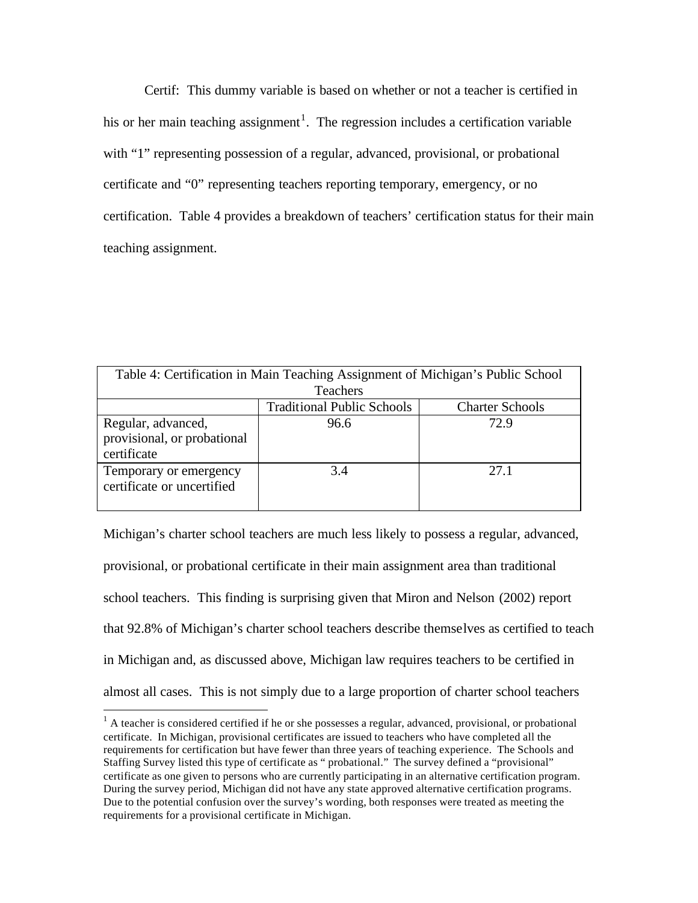Certif: This dummy variable is based on whether or not a teacher is certified in his or her main teaching assignment[1]. The regression includes a certification variable with "1" representing possession of a regular, advanced, provisional, or probational certificate and "0" representing teachers reporting temporary, emergency, or no certification. Table 4 provides a breakdown of teachers' certification status for their main teaching assignment.

| Table 4: Certification in Main Teaching Assignment of Michigan's Public School Teachers | | |
|---|---|---|
| | Traditional Public Schools | Charter Schools |
| Regular, advanced, provisional, or probational certificate | 96.6 | 72.9 |
| Temporary or emergency certificate or uncertified | 3.4 | 27.1 |

Michigan's charter school teachers are much less likely to possess a regular, advanced, provisional, or probational certificate in their main assignment area than traditional school teachers. This finding is surprising given that Miron and Nelson (2002) report that 92.8% of Michigan's charter school teachers describe themselves as certified to teach in Michigan and, as discussed above, Michigan law requires teachers to be certified in almost all cases. This is not simply due to a large proportion of charter school teachers

[1] A teacher is considered certified if he or she possesses a regular, advanced, provisional, or probational certificate. In Michigan, provisional certificates are issued to teachers who have completed all the requirements for certification but have fewer than three years of teaching experience. The Schools and Staffing Survey listed this type of certificate as " probational." The survey defined a "provisional" certificate as one given to persons who are currently participating in an alternative certification program. During the survey period, Michigan did not have any state approved alternative certification programs. Due to the potential confusion over the survey's wording, both responses were treated as meeting the requirements for a provisional certificate in Michigan.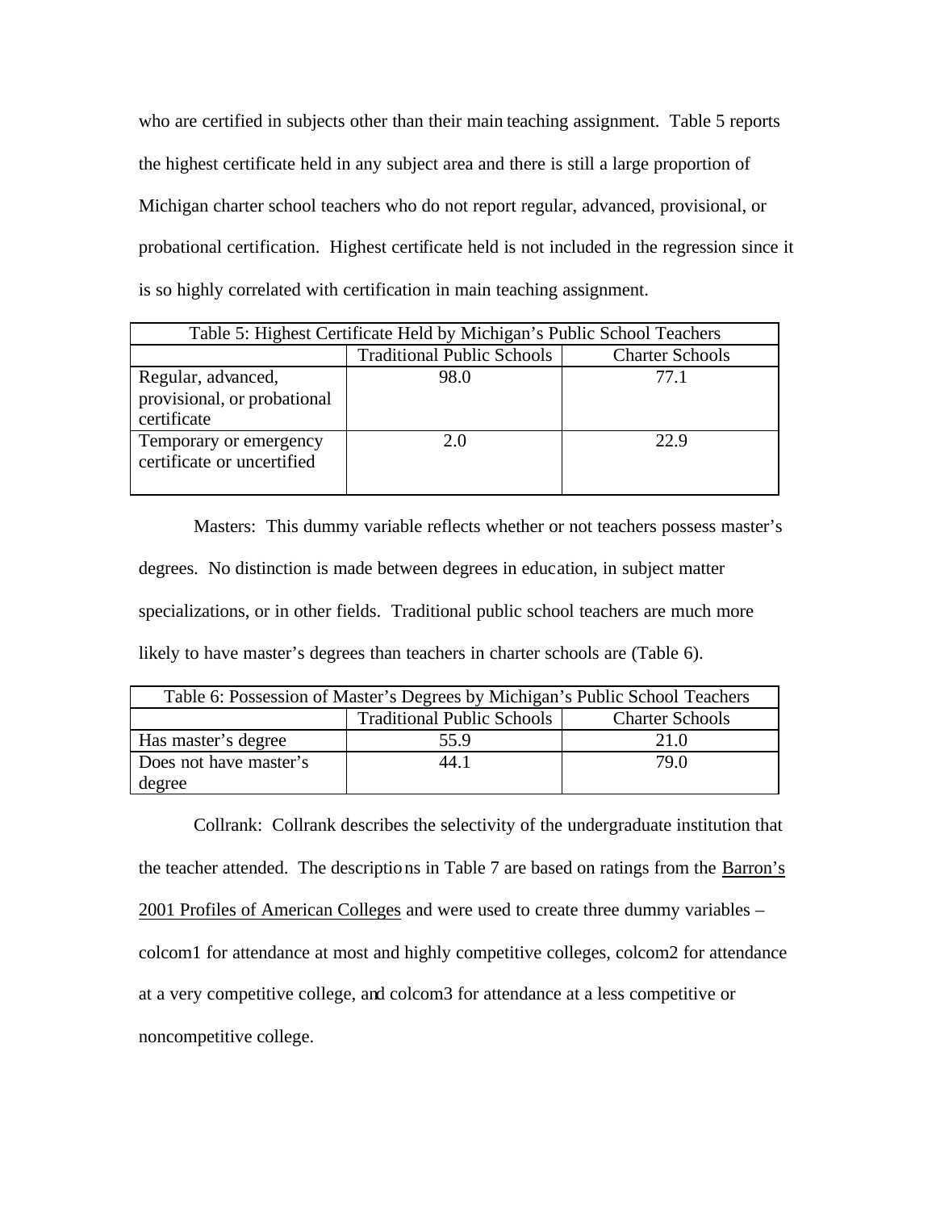who are certified in subjects other than their main teaching assignment. Table 5 reports the highest certificate held in any subject area and there is still a large proportion of Michigan charter school teachers who do not report regular, advanced, provisional, or probational certification. Highest certificate held is not included in the regression since it is so highly correlated with certification in main teaching assignment.

| Table 5: Highest Certificate Held by Michigan's Public School Teachers | | |
|---|---|---|
| | Traditional Public Schools | Charter Schools |
| Regular, advanced, provisional, or probational certificate | 98.0 | 77.1 |
| Temporary or emergency certificate or uncertified | 2.0 | 22.9 |

Masters: This dummy variable reflects whether or not teachers possess master's degrees. No distinction is made between degrees in education, in subject matter specializations, or in other fields. Traditional public school teachers are much more likely to have master's degrees than teachers in charter schools are (Table 6).

| Table 6: Possession of Master's Degrees by Michigan's Public School Teachers | | |
|---|---|---|
| | Traditional Public Schools | Charter Schools |
| Has master's degree | 55.9 | 21.0 |
| Does not have master's degree | 44.1 | 79.0 |

Collrank: Collrank describes the selectivity of the undergraduate institution that the teacher attended. The descriptions in Table 7 are based on ratings from the Barron's 2001 Profiles of American Colleges and were used to create three dummy variables – colcom1 for attendance at most and highly competitive colleges, colcom2 for attendance at a very competitive college, and colcom3 for attendance at a less competitive or noncompetitive college.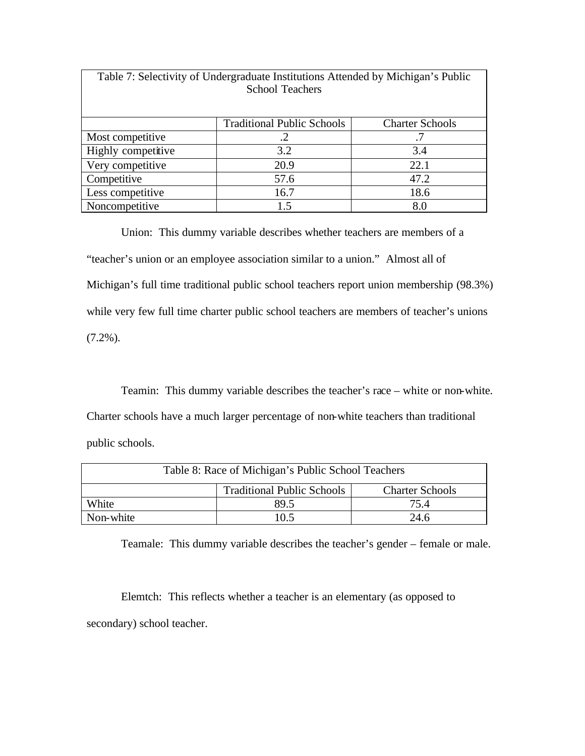Table 7: Selectivity of Undergraduate Institutions Attended by Michigan's Public School Teachers

| | Traditional Public Schools | Charter Schools |
|---|---|---|
| Most competitive | .2 | .7 |
| Highly competitive | 3.2 | 3.4 |
| Very competitive | 20.9 | 22.1 |
| Competitive | 57.6 | 47.2 |
| Less competitive | 16.7 | 18.6 |
| Noncompetitive | 1.5 | 8.0 |

Union: This dummy variable describes whether teachers are members of a "teacher's union or an employee association similar to a union." Almost all of Michigan's full time traditional public school teachers report union membership (98.3%) while very few full time charter public school teachers are members of teacher's unions (7.2%).

Teamin: This dummy variable describes the teacher's race – white or non-white. Charter schools have a much larger percentage of non-white teachers than traditional public schools.

Table 8: Race of Michigan's Public School Teachers

| | Traditional Public Schools | Charter Schools |
|---|---|---|
| White | 89.5 | 75.4 |
| Non-white | 10.5 | 24.6 |

Teamale: This dummy variable describes the teacher's gender – female or male.

Elemtch: This reflects whether a teacher is an elementary (as opposed to secondary) school teacher.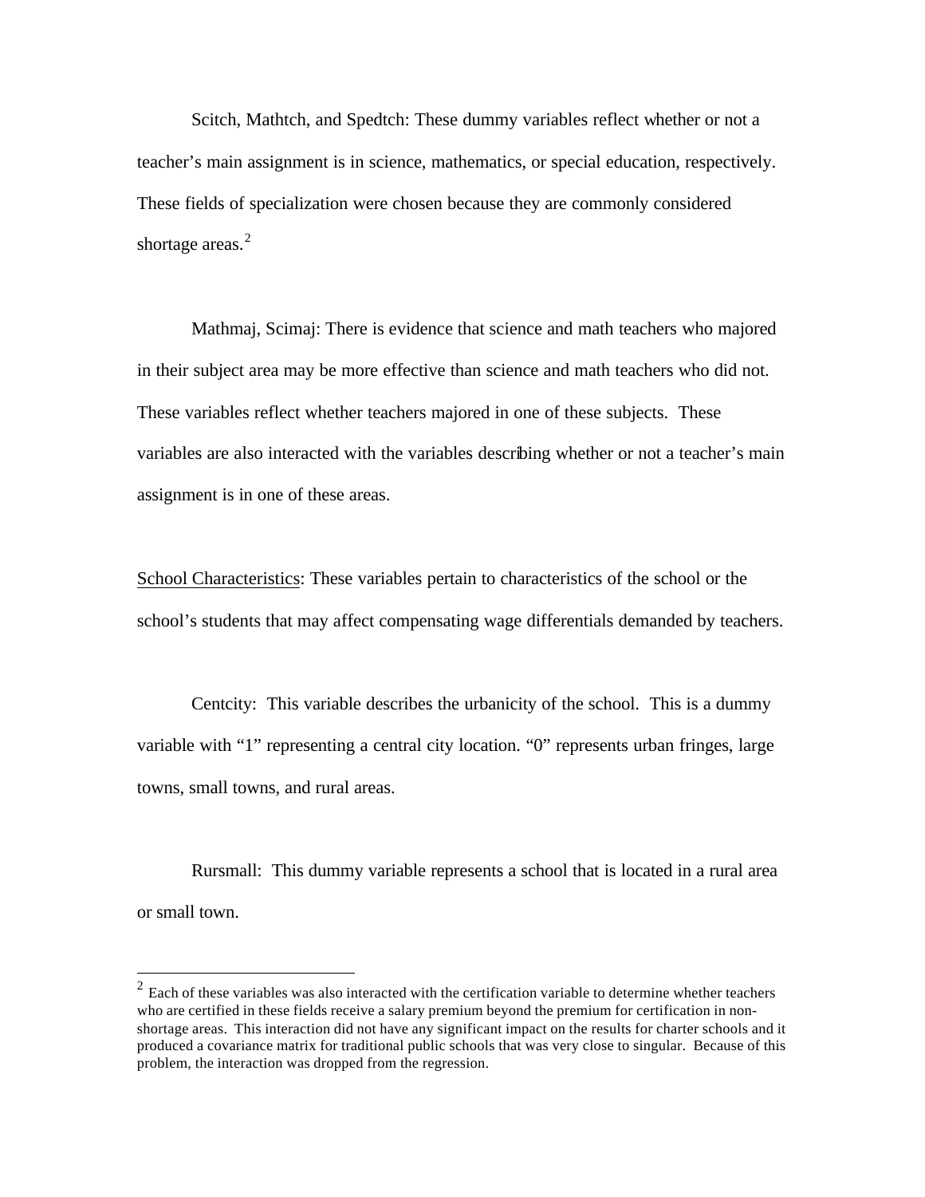Scitch, Mathtch, and Spedtch: These dummy variables reflect whether or not a teacher's main assignment is in science, mathematics, or special education, respectively. These fields of specialization were chosen because they are commonly considered shortage areas.[2]

Mathmaj, Scimaj: There is evidence that science and math teachers who majored in their subject area may be more effective than science and math teachers who did not. These variables reflect whether teachers majored in one of these subjects. These variables are also interacted with the variables describing whether or not a teacher's main assignment is in one of these areas.

<u>School Characteristics</u>: These variables pertain to characteristics of the school or the school's students that may affect compensating wage differentials demanded by teachers.

Centcity: This variable describes the urbanicity of the school. This is a dummy variable with "1" representing a central city location. "0" represents urban fringes, large towns, small towns, and rural areas.

Rursmall: This dummy variable represents a school that is located in a rural area or small town.

---

[2] Each of these variables was also interacted with the certification variable to determine whether teachers who are certified in these fields receive a salary premium beyond the premium for certification in non-shortage areas. This interaction did not have any significant impact on the results for charter schools and it produced a covariance matrix for traditional public schools that was very close to singular. Because of this problem, the interaction was dropped from the regression.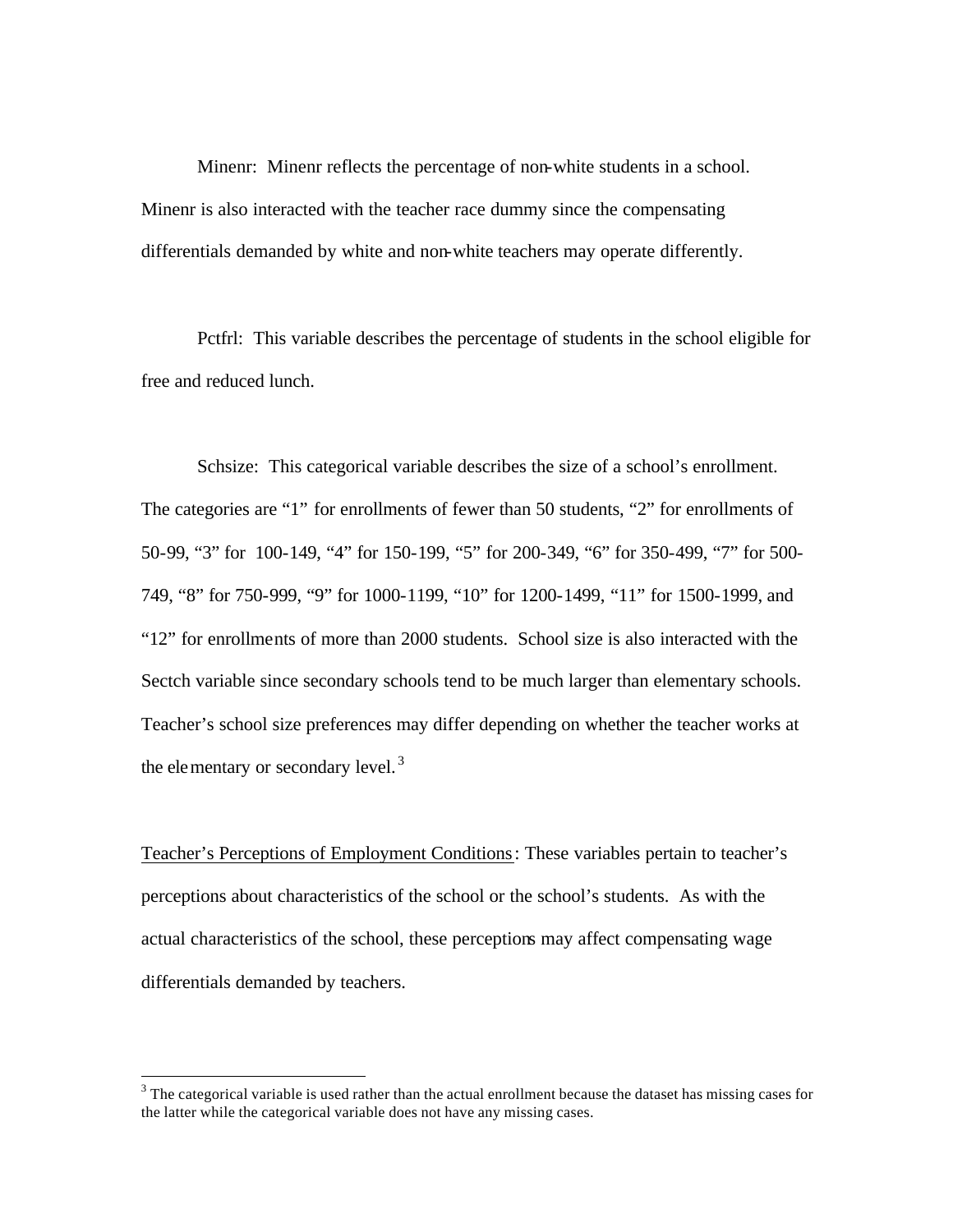Minenr: Minenr reflects the percentage of non-white students in a school. Minenr is also interacted with the teacher race dummy since the compensating differentials demanded by white and non-white teachers may operate differently.

Pctfrl: This variable describes the percentage of students in the school eligible for free and reduced lunch.

Schsize: This categorical variable describes the size of a school's enrollment. The categories are "1" for enrollments of fewer than 50 students, "2" for enrollments of 50-99, "3" for 100-149, "4" for 150-199, "5" for 200-349, "6" for 350-499, "7" for 500-749, "8" for 750-999, "9" for 1000-1199, "10" for 1200-1499, "11" for 1500-1999, and "12" for enrollments of more than 2000 students. School size is also interacted with the Sectch variable since secondary schools tend to be much larger than elementary schools. Teacher's school size preferences may differ depending on whether the teacher works at the elementary or secondary level.[3]

<u>Teacher's Perceptions of Employment Conditions</u>: These variables pertain to teacher's perceptions about characteristics of the school or the school's students. As with the actual characteristics of the school, these perceptions may affect compensating wage differentials demanded by teachers.

---

[3] The categorical variable is used rather than the actual enrollment because the dataset has missing cases for the latter while the categorical variable does not have any missing cases.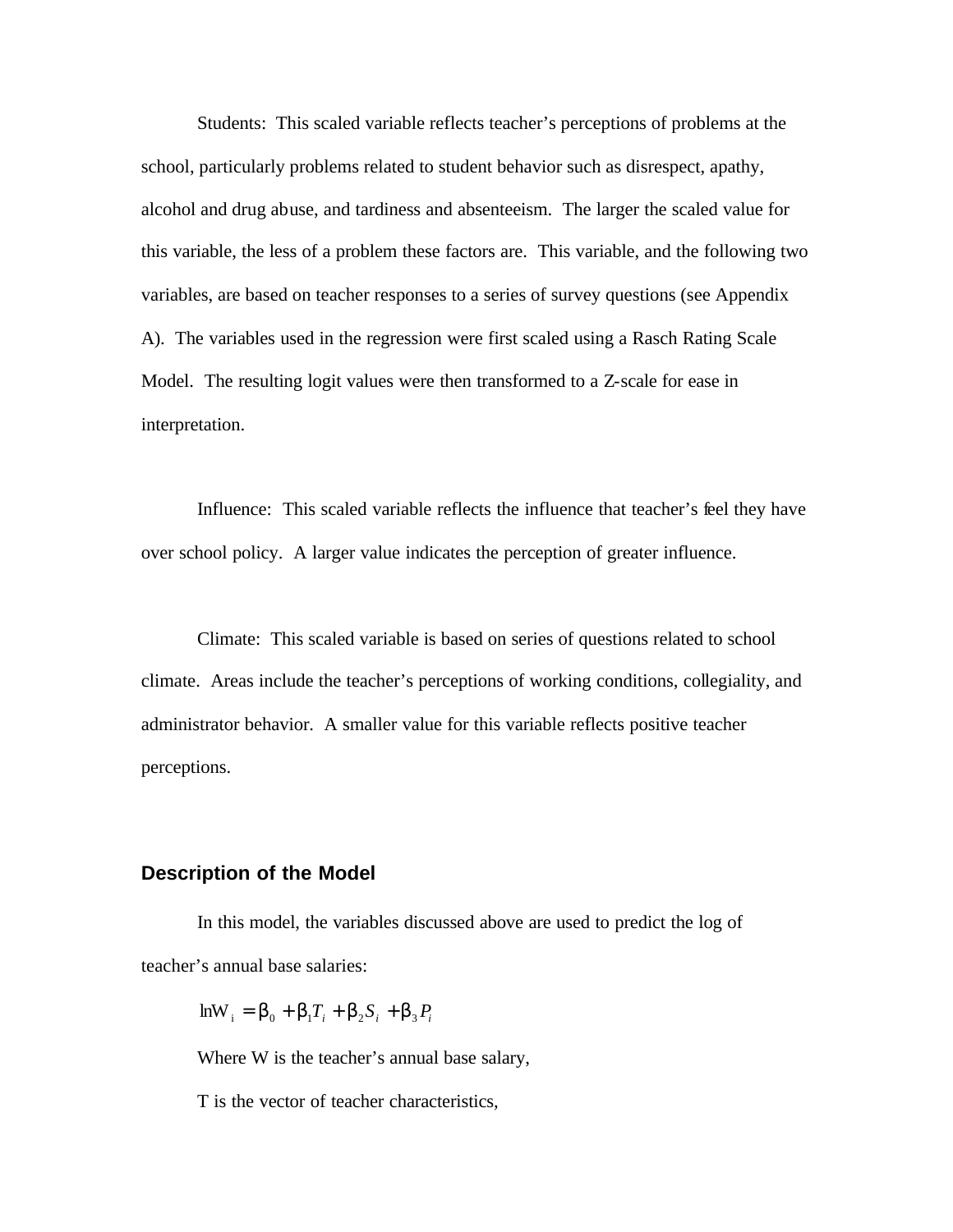Students: This scaled variable reflects teacher's perceptions of problems at the school, particularly problems related to student behavior such as disrespect, apathy, alcohol and drug abuse, and tardiness and absenteeism. The larger the scaled value for this variable, the less of a problem these factors are. This variable, and the following two variables, are based on teacher responses to a series of survey questions (see Appendix A). The variables used in the regression were first scaled using a Rasch Rating Scale Model. The resulting logit values were then transformed to a Z-scale for ease in interpretation.

Influence: This scaled variable reflects the influence that teacher's feel they have over school policy. A larger value indicates the perception of greater influence.

Climate: This scaled variable is based on series of questions related to school climate. Areas include the teacher's perceptions of working conditions, collegiality, and administrator behavior. A smaller value for this variable reflects positive teacher perceptions.

## Description of the Model

In this model, the variables discussed above are used to predict the log of teacher's annual base salaries:

$$\ln W_i = \beta_0 + \beta_1 T_i + \beta_2 S_i + \beta_3 P_i$$

Where W is the teacher's annual base salary,

T is the vector of teacher characteristics,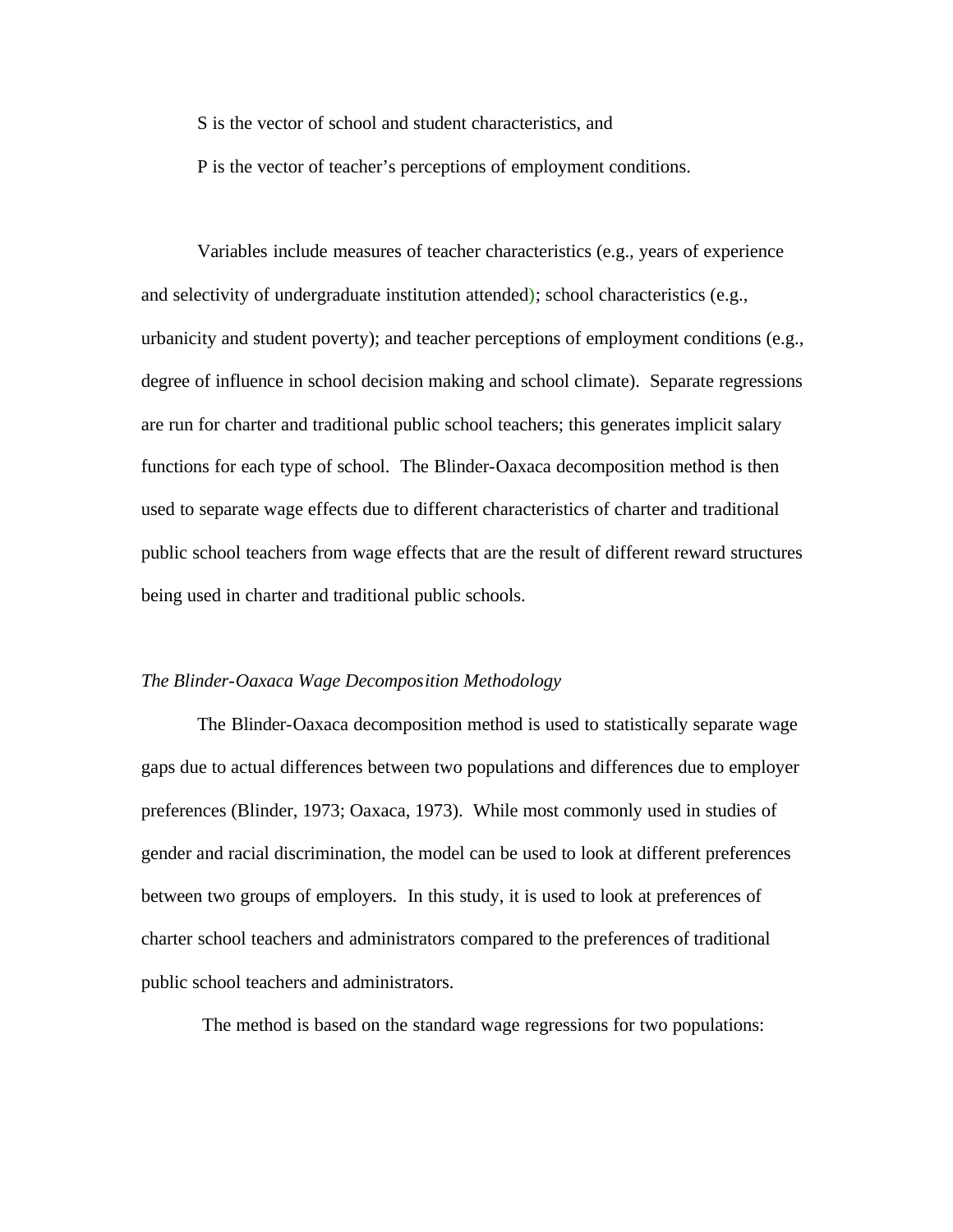S is the vector of school and student characteristics, and

P is the vector of teacher's perceptions of employment conditions.

Variables include measures of teacher characteristics (e.g., years of experience and selectivity of undergraduate institution attended); school characteristics (e.g., urbanicity and student poverty); and teacher perceptions of employment conditions (e.g., degree of influence in school decision making and school climate). Separate regressions are run for charter and traditional public school teachers; this generates implicit salary functions for each type of school. The Blinder-Oaxaca decomposition method is then used to separate wage effects due to different characteristics of charter and traditional public school teachers from wage effects that are the result of different reward structures being used in charter and traditional public schools.

*The Blinder-Oaxaca Wage Decomposition Methodology*

The Blinder-Oaxaca decomposition method is used to statistically separate wage gaps due to actual differences between two populations and differences due to employer preferences (Blinder, 1973; Oaxaca, 1973). While most commonly used in studies of gender and racial discrimination, the model can be used to look at different preferences between two groups of employers. In this study, it is used to look at preferences of charter school teachers and administrators compared to the preferences of traditional public school teachers and administrators.

The method is based on the standard wage regressions for two populations: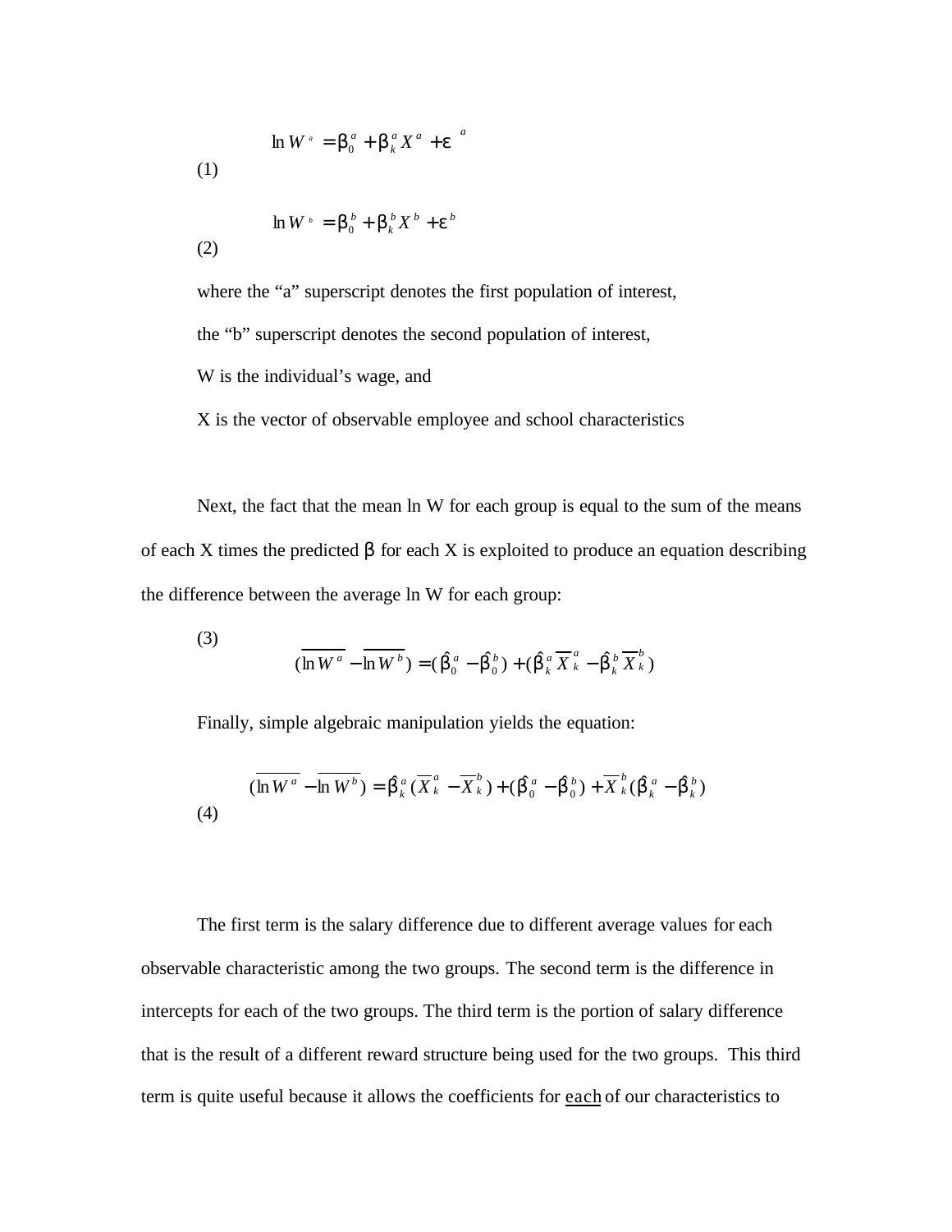$$\ln W^a = \beta_0^a + \beta_k^a X^a + \varepsilon^a \tag{1}$$

$$\ln W^b = \beta_0^b + \beta_k^b X^b + \varepsilon^b \tag{2}$$

where the "a" superscript denotes the first population of interest,

the "b" superscript denotes the second population of interest,

W is the individual's wage, and

X is the vector of observable employee and school characteristics

Next, the fact that the mean ln W for each group is equal to the sum of the means of each X times the predicted $\beta$ for each X is exploited to produce an equation describing the difference between the average ln W for each group:

$$(\overline{\ln W^a} - \overline{\ln W^b}) = (\hat{\beta}_0^a - \hat{\beta}_0^b) + (\hat{\beta}_k^a \overline{X}_k^a - \hat{\beta}_k^b \overline{X}_k^b) \tag{3}$$

Finally, simple algebraic manipulation yields the equation:

$$(\overline{\ln W^a} - \overline{\ln W^b}) = \hat{\beta}_k^a (\overline{X}_k^a - \overline{X}_k^b) + (\hat{\beta}_0^a - \hat{\beta}_0^b) + \overline{X}_k^b (\hat{\beta}_k^a - \hat{\beta}_k^b) \tag{4}$$

The first term is the salary difference due to different average values for each observable characteristic among the two groups. The second term is the difference in intercepts for each of the two groups. The third term is the portion of salary difference that is the result of a different reward structure being used for the two groups. This third term is quite useful because it allows the coefficients for <u>each</u> of our characteristics to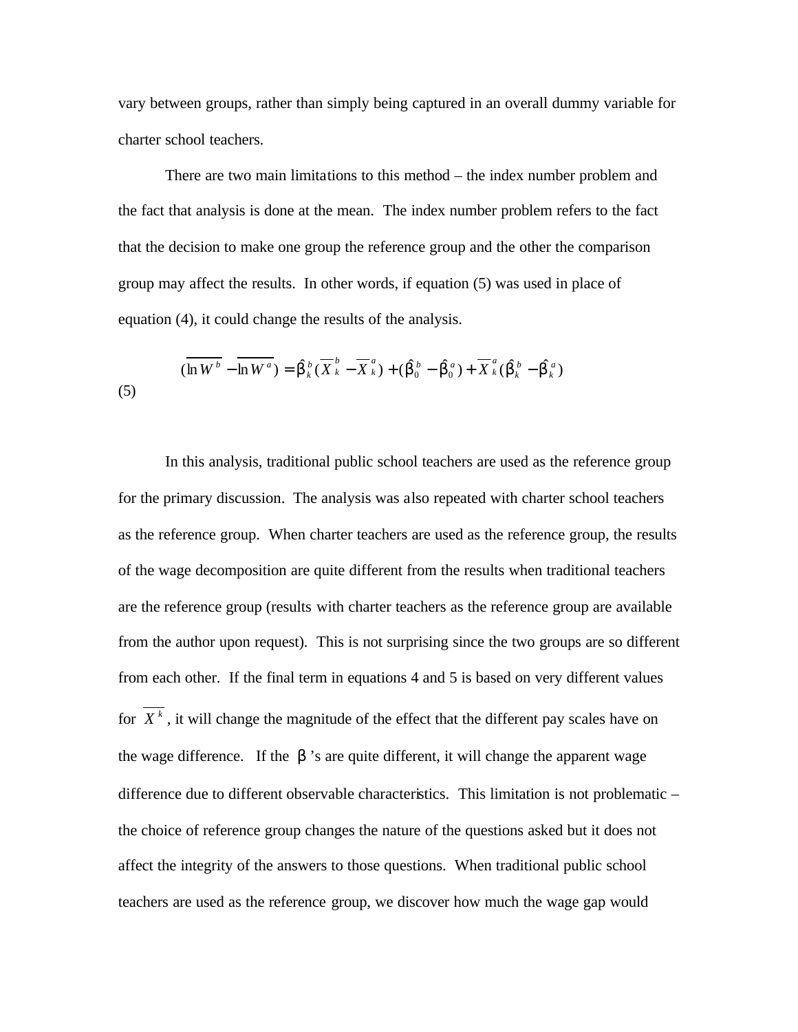vary between groups, rather than simply being captured in an overall dummy variable for charter school teachers.

There are two main limitations to this method – the index number problem and the fact that analysis is done at the mean. The index number problem refers to the fact that the decision to make one group the reference group and the other the comparison group may affect the results. In other words, if equation (5) was used in place of equation (4), it could change the results of the analysis.

$$(\overline{\ln W^b} - \overline{\ln W^a}) = \hat{\beta}_k^b(\overline{X}_k^b - \overline{X}_k^a) + (\hat{\beta}_0^b - \hat{\beta}_0^a) + \overline{X}_k^a(\hat{\beta}_k^b - \hat{\beta}_k^a) \tag{5}$$

In this analysis, traditional public school teachers are used as the reference group for the primary discussion. The analysis was also repeated with charter school teachers as the reference group. When charter teachers are used as the reference group, the results of the wage decomposition are quite different from the results when traditional teachers are the reference group (results with charter teachers as the reference group are available from the author upon request). This is not surprising since the two groups are so different from each other. If the final term in equations 4 and 5 is based on very different values for $\overline{X^k}$, it will change the magnitude of the effect that the different pay scales have on the wage difference. If the $\beta$'s are quite different, it will change the apparent wage difference due to different observable characteristics. This limitation is not problematic – the choice of reference group changes the nature of the questions asked but it does not affect the integrity of the answers to those questions. When traditional public school teachers are used as the reference group, we discover how much the wage gap would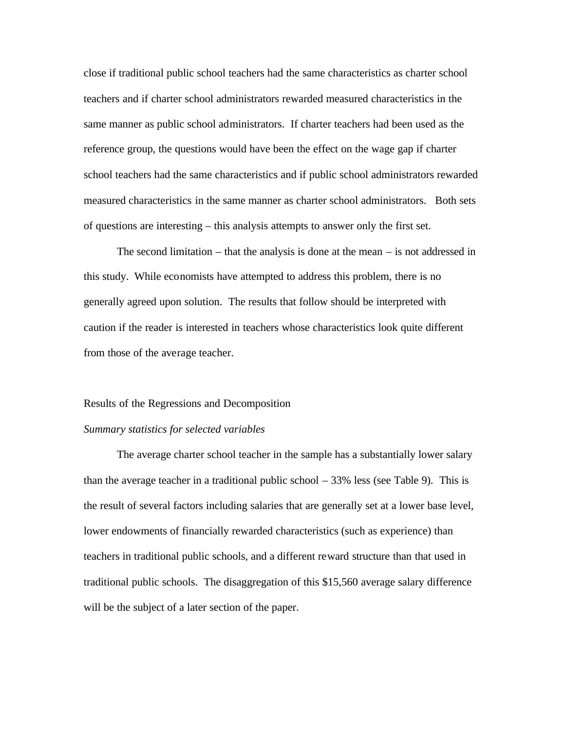close if traditional public school teachers had the same characteristics as charter school teachers and if charter school administrators rewarded measured characteristics in the same manner as public school administrators. If charter teachers had been used as the reference group, the questions would have been the effect on the wage gap if charter school teachers had the same characteristics and if public school administrators rewarded measured characteristics in the same manner as charter school administrators. Both sets of questions are interesting – this analysis attempts to answer only the first set.

The second limitation – that the analysis is done at the mean – is not addressed in this study. While economists have attempted to address this problem, there is no generally agreed upon solution. The results that follow should be interpreted with caution if the reader is interested in teachers whose characteristics look quite different from those of the average teacher.

## Results of the Regressions and Decomposition

### *Summary statistics for selected variables*

The average charter school teacher in the sample has a substantially lower salary than the average teacher in a traditional public school – 33% less (see Table 9). This is the result of several factors including salaries that are generally set at a lower base level, lower endowments of financially rewarded characteristics (such as experience) than teachers in traditional public schools, and a different reward structure than that used in traditional public schools. The disaggregation of this $15,560 average salary difference will be the subject of a later section of the paper.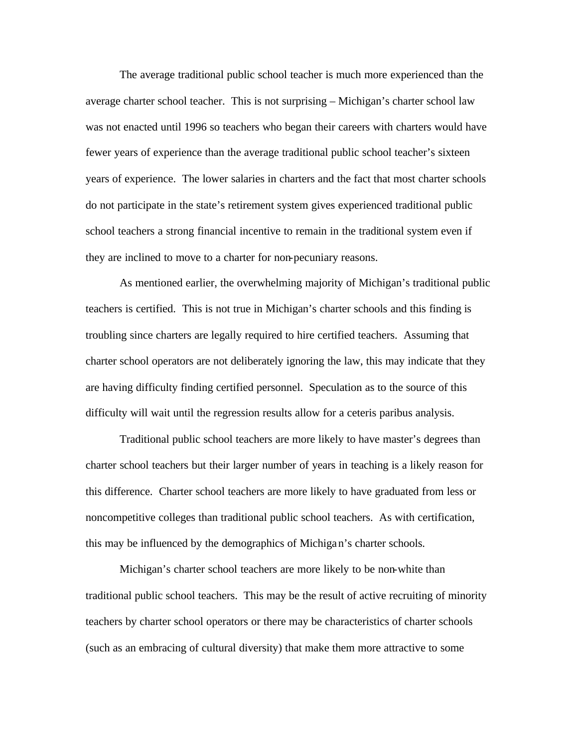The average traditional public school teacher is much more experienced than the average charter school teacher. This is not surprising – Michigan's charter school law was not enacted until 1996 so teachers who began their careers with charters would have fewer years of experience than the average traditional public school teacher's sixteen years of experience. The lower salaries in charters and the fact that most charter schools do not participate in the state's retirement system gives experienced traditional public school teachers a strong financial incentive to remain in the traditional system even if they are inclined to move to a charter for non-pecuniary reasons.

As mentioned earlier, the overwhelming majority of Michigan's traditional public teachers is certified. This is not true in Michigan's charter schools and this finding is troubling since charters are legally required to hire certified teachers. Assuming that charter school operators are not deliberately ignoring the law, this may indicate that they are having difficulty finding certified personnel. Speculation as to the source of this difficulty will wait until the regression results allow for a ceteris paribus analysis.

Traditional public school teachers are more likely to have master's degrees than charter school teachers but their larger number of years in teaching is a likely reason for this difference. Charter school teachers are more likely to have graduated from less or noncompetitive colleges than traditional public school teachers. As with certification, this may be influenced by the demographics of Michigan's charter schools.

Michigan's charter school teachers are more likely to be non-white than traditional public school teachers. This may be the result of active recruiting of minority teachers by charter school operators or there may be characteristics of charter schools (such as an embracing of cultural diversity) that make them more attractive to some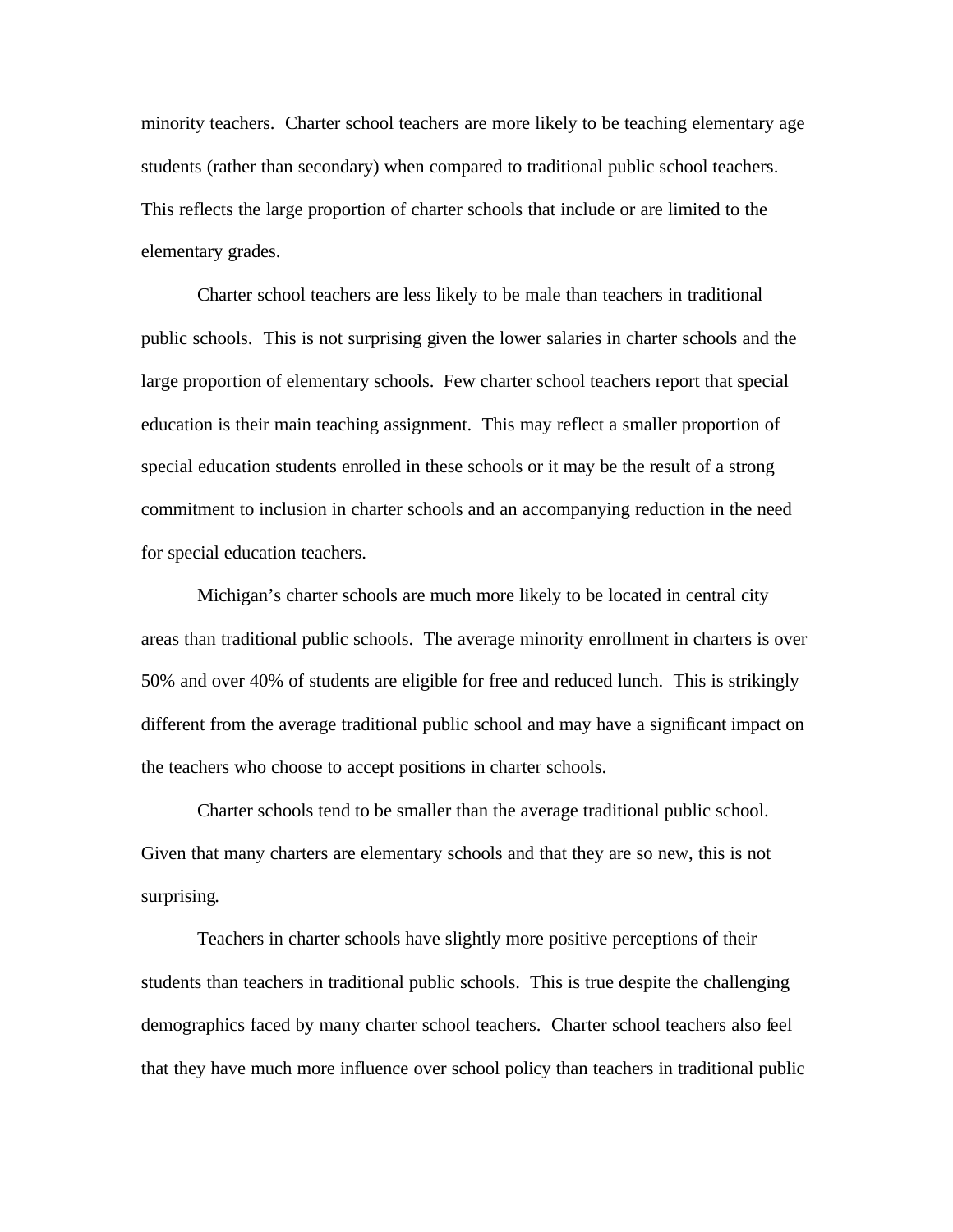minority teachers. Charter school teachers are more likely to be teaching elementary age students (rather than secondary) when compared to traditional public school teachers. This reflects the large proportion of charter schools that include or are limited to the elementary grades.

Charter school teachers are less likely to be male than teachers in traditional public schools. This is not surprising given the lower salaries in charter schools and the large proportion of elementary schools. Few charter school teachers report that special education is their main teaching assignment. This may reflect a smaller proportion of special education students enrolled in these schools or it may be the result of a strong commitment to inclusion in charter schools and an accompanying reduction in the need for special education teachers.

Michigan's charter schools are much more likely to be located in central city areas than traditional public schools. The average minority enrollment in charters is over 50% and over 40% of students are eligible for free and reduced lunch. This is strikingly different from the average traditional public school and may have a significant impact on the teachers who choose to accept positions in charter schools.

Charter schools tend to be smaller than the average traditional public school. Given that many charters are elementary schools and that they are so new, this is not surprising.

Teachers in charter schools have slightly more positive perceptions of their students than teachers in traditional public schools. This is true despite the challenging demographics faced by many charter school teachers. Charter school teachers also feel that they have much more influence over school policy than teachers in traditional public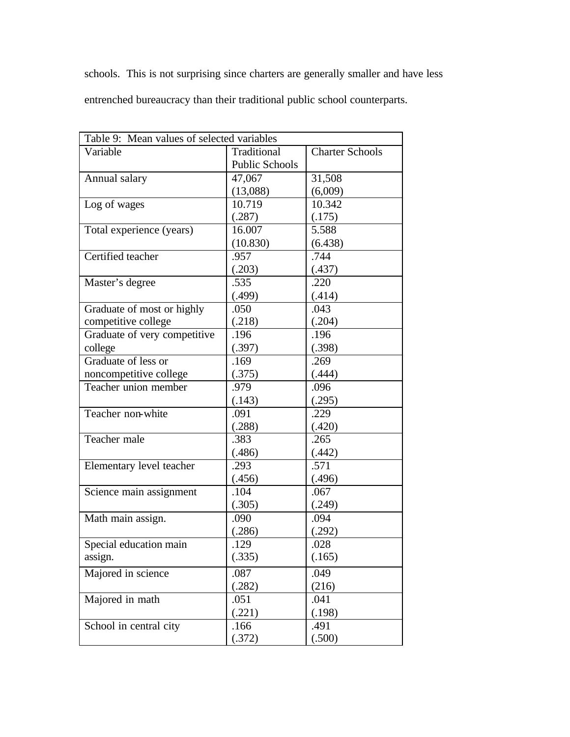schools. This is not surprising since charters are generally smaller and have less entrenched bureaucracy than their traditional public school counterparts.

| Table 9: Mean values of selected variables | | |
|---|---|---|
| Variable | Traditional Public Schools | Charter Schools |
| Annual salary | 47,067 (13,088) | 31,508 (6,009) |
| Log of wages | 10.719 (.287) | 10.342 (.175) |
| Total experience (years) | 16.007 (10.830) | 5.588 (6.438) |
| Certified teacher | .957 (.203) | .744 (.437) |
| Master's degree | .535 (.499) | .220 (.414) |
| Graduate of most or highly competitive college | .050 (.218) | .043 (.204) |
| Graduate of very competitive college | .196 (.397) | .196 (.398) |
| Graduate of less or noncompetitive college | .169 (.375) | .269 (.444) |
| Teacher union member | .979 (.143) | .096 (.295) |
| Teacher non-white | .091 (.288) | .229 (.420) |
| Teacher male | .383 (.486) | .265 (.442) |
| Elementary level teacher | .293 (.456) | .571 (.496) |
| Science main assignment | .104 (.305) | .067 (.249) |
| Math main assign. | .090 (.286) | .094 (.292) |
| Special education main assign. | .129 (.335) | .028 (.165) |
| Majored in science | .087 (.282) | .049 (216) |
| Majored in math | .051 (.221) | .041 (.198) |
| School in central city | .166 (.372) | .491 (.500) |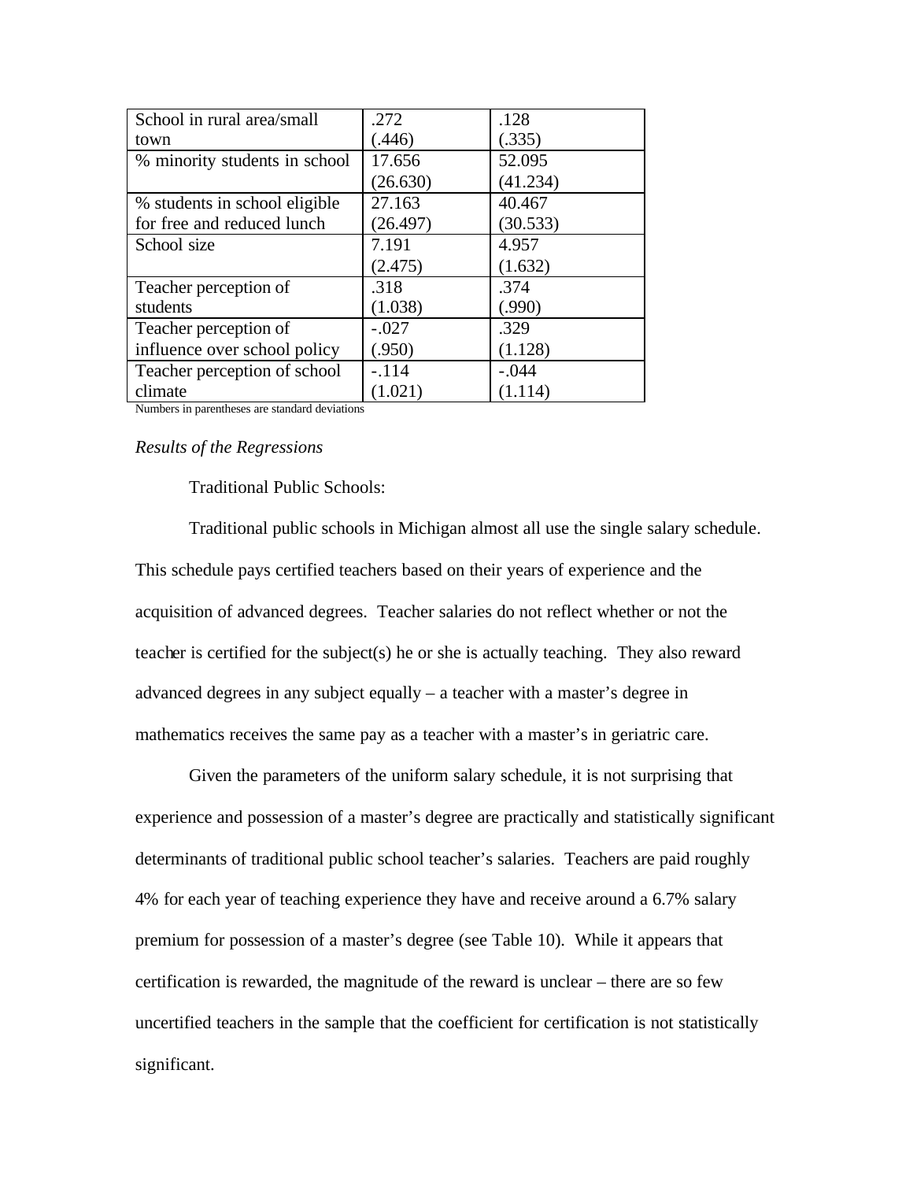| | | |
|---|---|---|
| School in rural area/small town | .272 (.446) | .128 (.335) |
| % minority students in school | 17.656 (26.630) | 52.095 (41.234) |
| % students in school eligible for free and reduced lunch | 27.163 (26.497) | 40.467 (30.533) |
| School size | 7.191 (2.475) | 4.957 (1.632) |
| Teacher perception of students | .318 (1.038) | .374 (.990) |
| Teacher perception of influence over school policy | -.027 (.950) | .329 (1.128) |
| Teacher perception of school climate | -.114 (1.021) | -.044 (1.114) |

Numbers in parentheses are standard deviations

*Results of the Regressions*

Traditional Public Schools:

Traditional public schools in Michigan almost all use the single salary schedule. This schedule pays certified teachers based on their years of experience and the acquisition of advanced degrees. Teacher salaries do not reflect whether or not the teacher is certified for the subject(s) he or she is actually teaching. They also reward advanced degrees in any subject equally – a teacher with a master's degree in mathematics receives the same pay as a teacher with a master's in geriatric care.

Given the parameters of the uniform salary schedule, it is not surprising that experience and possession of a master's degree are practically and statistically significant determinants of traditional public school teacher's salaries. Teachers are paid roughly 4% for each year of teaching experience they have and receive around a 6.7% salary premium for possession of a master's degree (see Table 10). While it appears that certification is rewarded, the magnitude of the reward is unclear – there are so few uncertified teachers in the sample that the coefficient for certification is not statistically significant.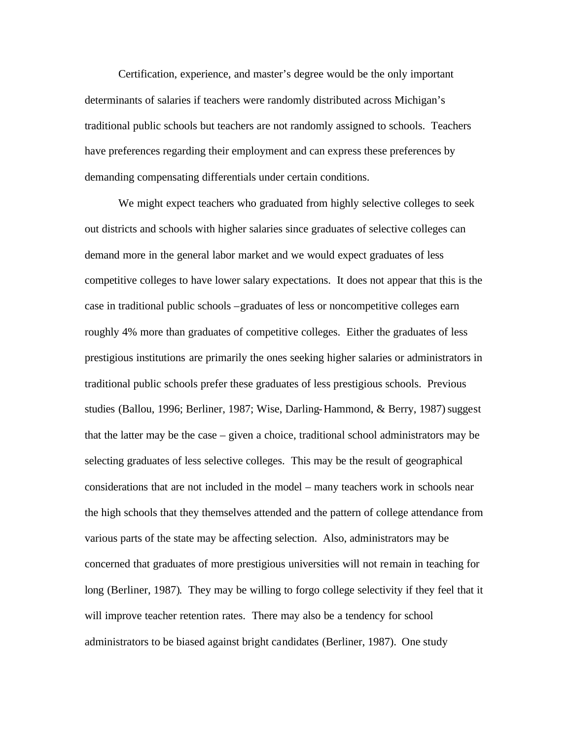Certification, experience, and master's degree would be the only important determinants of salaries if teachers were randomly distributed across Michigan's traditional public schools but teachers are not randomly assigned to schools. Teachers have preferences regarding their employment and can express these preferences by demanding compensating differentials under certain conditions.

We might expect teachers who graduated from highly selective colleges to seek out districts and schools with higher salaries since graduates of selective colleges can demand more in the general labor market and we would expect graduates of less competitive colleges to have lower salary expectations. It does not appear that this is the case in traditional public schools – graduates of less or noncompetitive colleges earn roughly 4% more than graduates of competitive colleges. Either the graduates of less prestigious institutions are primarily the ones seeking higher salaries or administrators in traditional public schools prefer these graduates of less prestigious schools. Previous studies (Ballou, 1996; Berliner, 1987; Wise, Darling-Hammond, & Berry, 1987) suggest that the latter may be the case – given a choice, traditional school administrators may be selecting graduates of less selective colleges. This may be the result of geographical considerations that are not included in the model – many teachers work in schools near the high schools that they themselves attended and the pattern of college attendance from various parts of the state may be affecting selection. Also, administrators may be concerned that graduates of more prestigious universities will not remain in teaching for long (Berliner, 1987). They may be willing to forgo college selectivity if they feel that it will improve teacher retention rates. There may also be a tendency for school administrators to be biased against bright candidates (Berliner, 1987). One study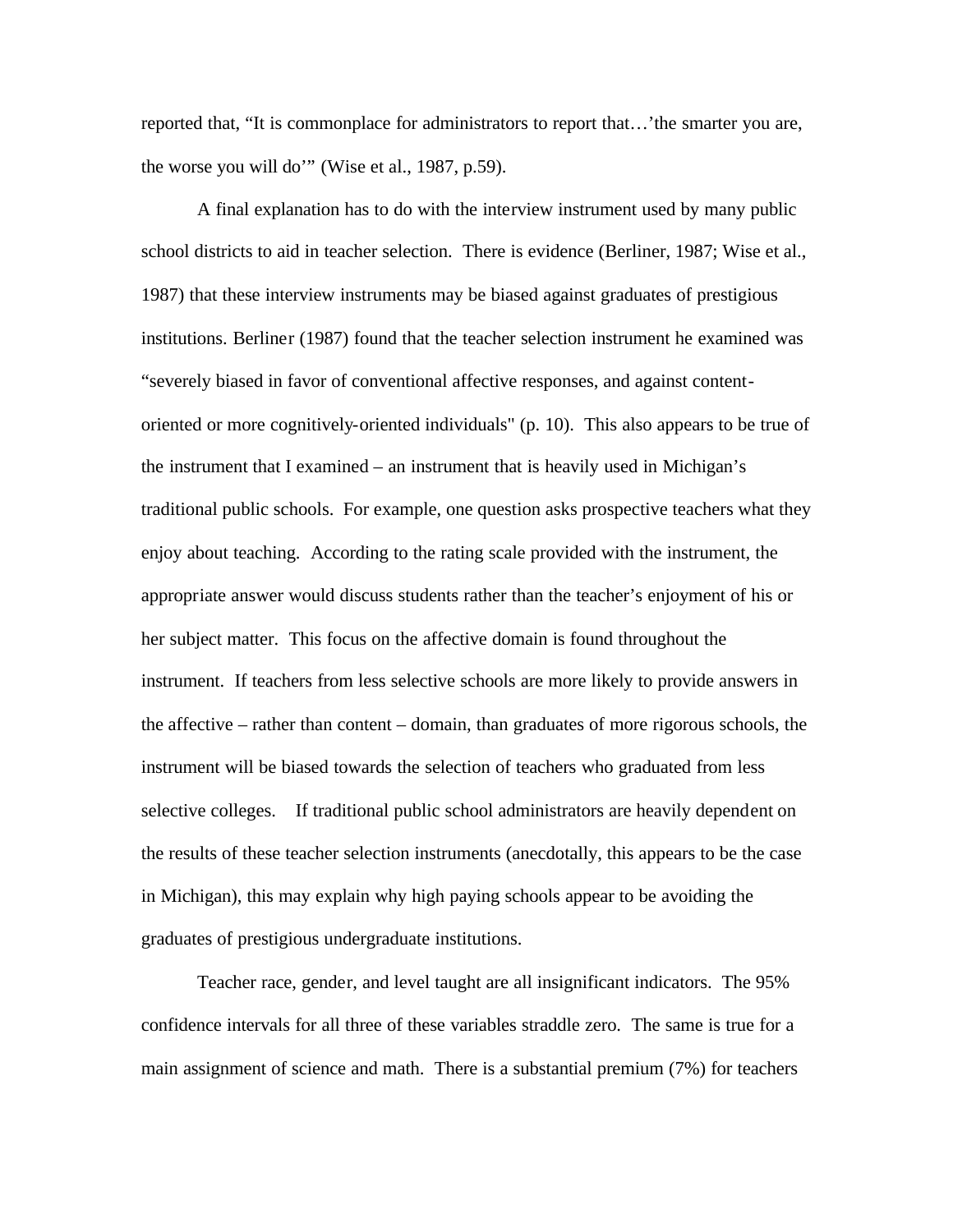reported that, "It is commonplace for administrators to report that…'the smarter you are, the worse you will do'" (Wise et al., 1987, p.59).

A final explanation has to do with the interview instrument used by many public school districts to aid in teacher selection. There is evidence (Berliner, 1987; Wise et al., 1987) that these interview instruments may be biased against graduates of prestigious institutions. Berliner (1987) found that the teacher selection instrument he examined was "severely biased in favor of conventional affective responses, and against content-oriented or more cognitively-oriented individuals" (p. 10). This also appears to be true of the instrument that I examined – an instrument that is heavily used in Michigan's traditional public schools. For example, one question asks prospective teachers what they enjoy about teaching. According to the rating scale provided with the instrument, the appropriate answer would discuss students rather than the teacher's enjoyment of his or her subject matter. This focus on the affective domain is found throughout the instrument. If teachers from less selective schools are more likely to provide answers in the affective – rather than content – domain, than graduates of more rigorous schools, the instrument will be biased towards the selection of teachers who graduated from less selective colleges. If traditional public school administrators are heavily dependent on the results of these teacher selection instruments (anecdotally, this appears to be the case in Michigan), this may explain why high paying schools appear to be avoiding the graduates of prestigious undergraduate institutions.

Teacher race, gender, and level taught are all insignificant indicators. The 95% confidence intervals for all three of these variables straddle zero. The same is true for a main assignment of science and math. There is a substantial premium (7%) for teachers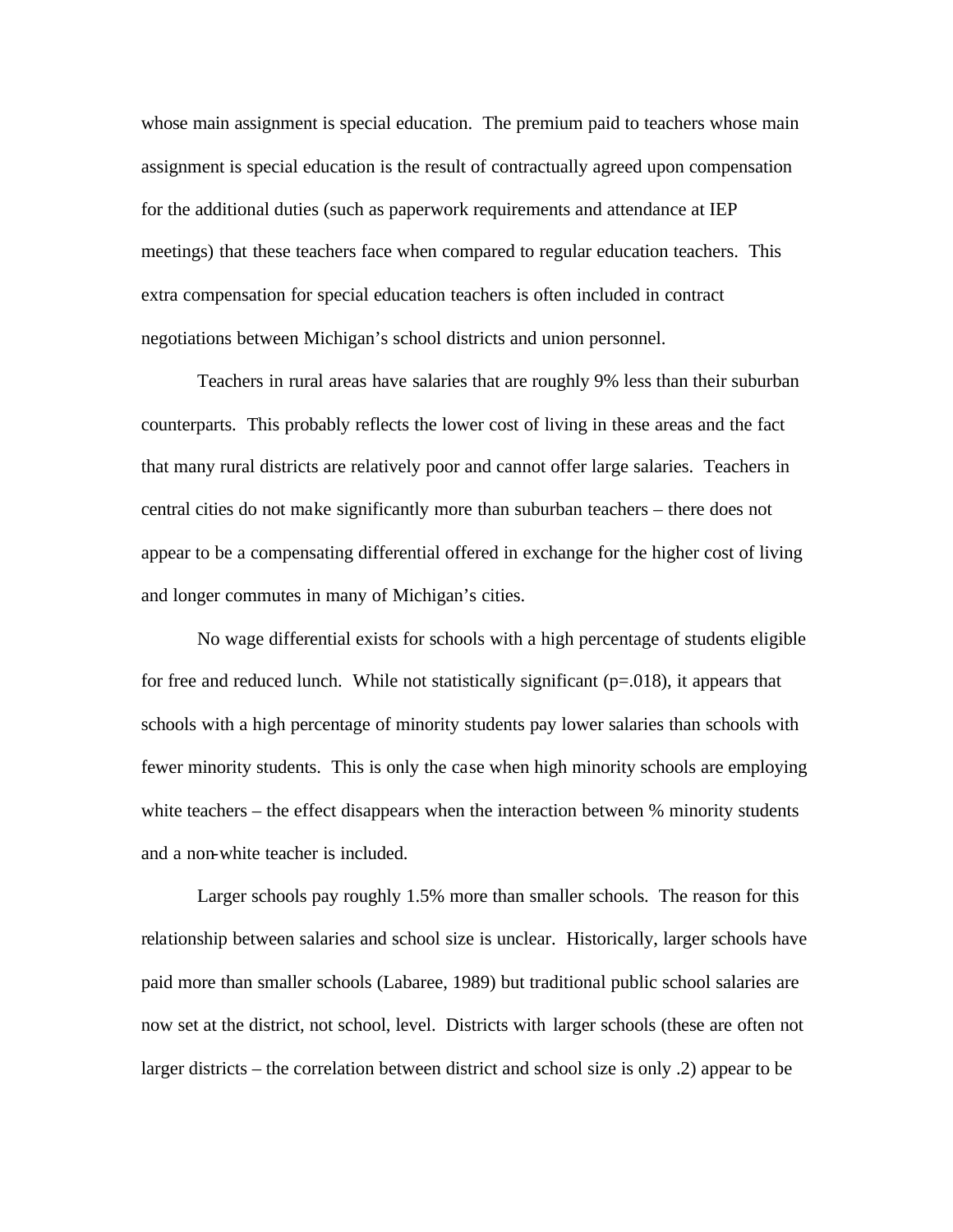whose main assignment is special education. The premium paid to teachers whose main assignment is special education is the result of contractually agreed upon compensation for the additional duties (such as paperwork requirements and attendance at IEP meetings) that these teachers face when compared to regular education teachers. This extra compensation for special education teachers is often included in contract negotiations between Michigan's school districts and union personnel.

Teachers in rural areas have salaries that are roughly 9% less than their suburban counterparts. This probably reflects the lower cost of living in these areas and the fact that many rural districts are relatively poor and cannot offer large salaries. Teachers in central cities do not make significantly more than suburban teachers – there does not appear to be a compensating differential offered in exchange for the higher cost of living and longer commutes in many of Michigan's cities.

No wage differential exists for schools with a high percentage of students eligible for free and reduced lunch. While not statistically significant (p=.018), it appears that schools with a high percentage of minority students pay lower salaries than schools with fewer minority students. This is only the case when high minority schools are employing white teachers – the effect disappears when the interaction between % minority students and a non-white teacher is included.

Larger schools pay roughly 1.5% more than smaller schools. The reason for this relationship between salaries and school size is unclear. Historically, larger schools have paid more than smaller schools (Labaree, 1989) but traditional public school salaries are now set at the district, not school, level. Districts with larger schools (these are often not larger districts – the correlation between district and school size is only .2) appear to be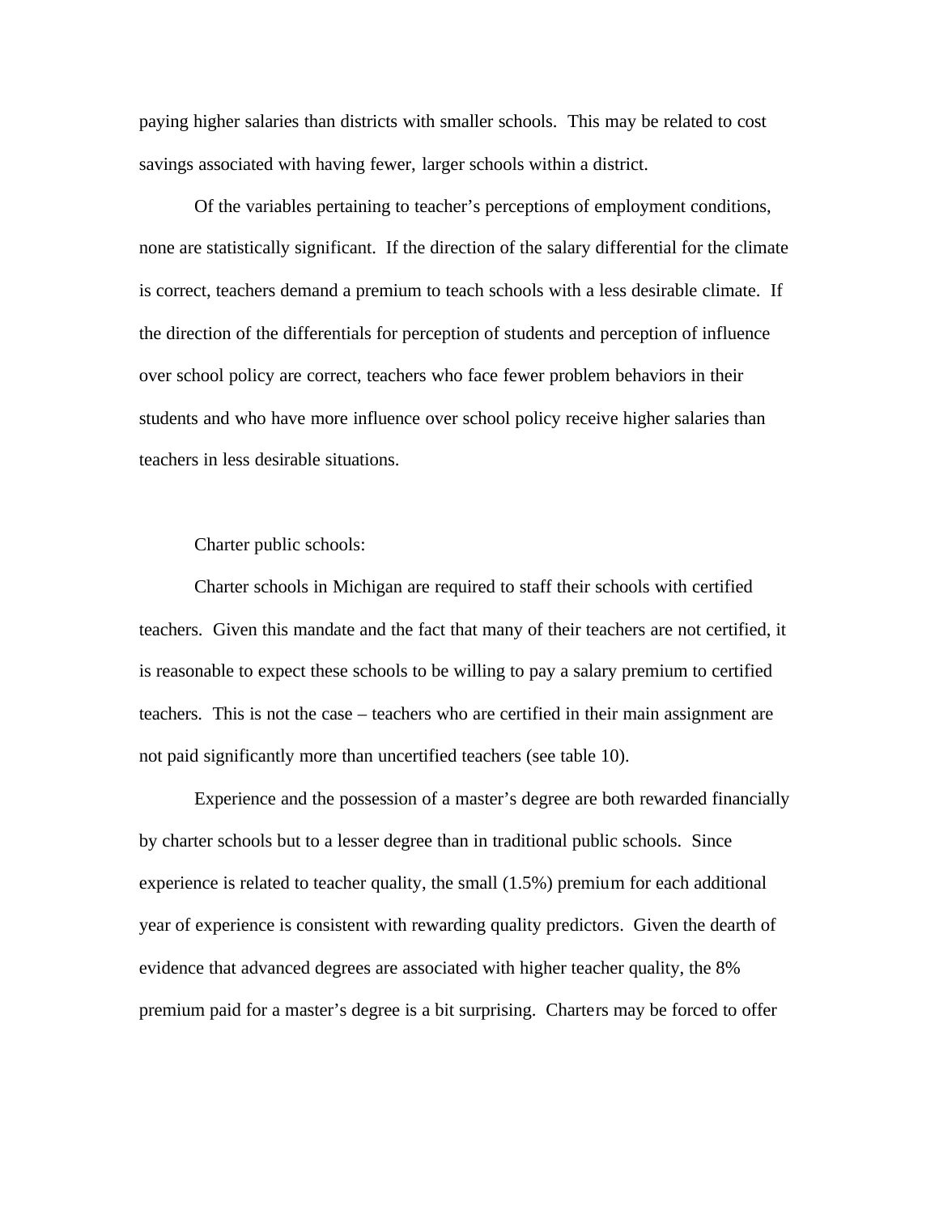paying higher salaries than districts with smaller schools. This may be related to cost savings associated with having fewer, larger schools within a district.

Of the variables pertaining to teacher's perceptions of employment conditions, none are statistically significant. If the direction of the salary differential for the climate is correct, teachers demand a premium to teach schools with a less desirable climate. If the direction of the differentials for perception of students and perception of influence over school policy are correct, teachers who face fewer problem behaviors in their students and who have more influence over school policy receive higher salaries than teachers in less desirable situations.

Charter public schools:

Charter schools in Michigan are required to staff their schools with certified teachers. Given this mandate and the fact that many of their teachers are not certified, it is reasonable to expect these schools to be willing to pay a salary premium to certified teachers. This is not the case – teachers who are certified in their main assignment are not paid significantly more than uncertified teachers (see table 10).

Experience and the possession of a master's degree are both rewarded financially by charter schools but to a lesser degree than in traditional public schools. Since experience is related to teacher quality, the small (1.5%) premium for each additional year of experience is consistent with rewarding quality predictors. Given the dearth of evidence that advanced degrees are associated with higher teacher quality, the 8% premium paid for a master's degree is a bit surprising. Charters may be forced to offer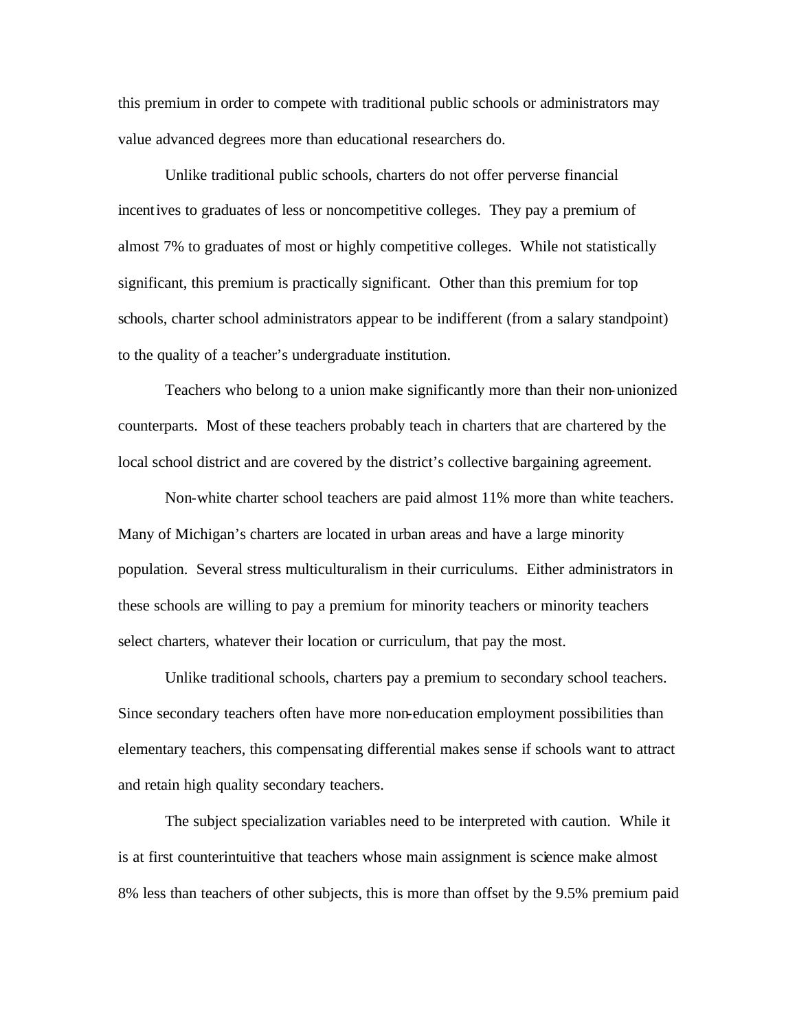this premium in order to compete with traditional public schools or administrators may value advanced degrees more than educational researchers do.

Unlike traditional public schools, charters do not offer perverse financial incentives to graduates of less or noncompetitive colleges. They pay a premium of almost 7% to graduates of most or highly competitive colleges. While not statistically significant, this premium is practically significant. Other than this premium for top schools, charter school administrators appear to be indifferent (from a salary standpoint) to the quality of a teacher's undergraduate institution.

Teachers who belong to a union make significantly more than their non-unionized counterparts. Most of these teachers probably teach in charters that are chartered by the local school district and are covered by the district's collective bargaining agreement.

Non-white charter school teachers are paid almost 11% more than white teachers. Many of Michigan's charters are located in urban areas and have a large minority population. Several stress multiculturalism in their curriculums. Either administrators in these schools are willing to pay a premium for minority teachers or minority teachers select charters, whatever their location or curriculum, that pay the most.

Unlike traditional schools, charters pay a premium to secondary school teachers. Since secondary teachers often have more non-education employment possibilities than elementary teachers, this compensating differential makes sense if schools want to attract and retain high quality secondary teachers.

The subject specialization variables need to be interpreted with caution. While it is at first counterintuitive that teachers whose main assignment is science make almost 8% less than teachers of other subjects, this is more than offset by the 9.5% premium paid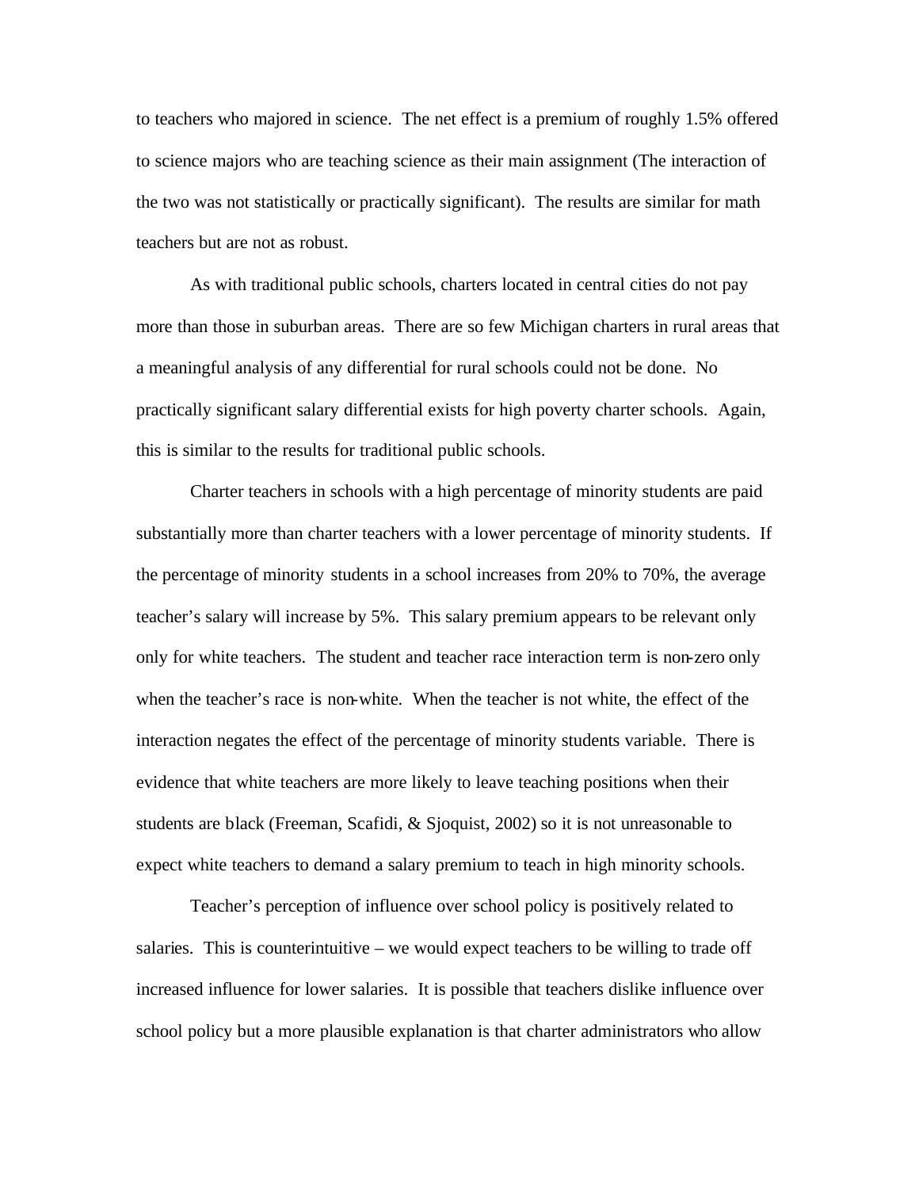to teachers who majored in science. The net effect is a premium of roughly 1.5% offered to science majors who are teaching science as their main assignment (The interaction of the two was not statistically or practically significant). The results are similar for math teachers but are not as robust.

As with traditional public schools, charters located in central cities do not pay more than those in suburban areas. There are so few Michigan charters in rural areas that a meaningful analysis of any differential for rural schools could not be done. No practically significant salary differential exists for high poverty charter schools. Again, this is similar to the results for traditional public schools.

Charter teachers in schools with a high percentage of minority students are paid substantially more than charter teachers with a lower percentage of minority students. If the percentage of minority students in a school increases from 20% to 70%, the average teacher's salary will increase by 5%. This salary premium appears to be relevant only only for white teachers. The student and teacher race interaction term is non-zero only when the teacher's race is non-white. When the teacher is not white, the effect of the interaction negates the effect of the percentage of minority students variable. There is evidence that white teachers are more likely to leave teaching positions when their students are black (Freeman, Scafidi, & Sjoquist, 2002) so it is not unreasonable to expect white teachers to demand a salary premium to teach in high minority schools.

Teacher's perception of influence over school policy is positively related to salaries. This is counterintuitive – we would expect teachers to be willing to trade off increased influence for lower salaries. It is possible that teachers dislike influence over school policy but a more plausible explanation is that charter administrators who allow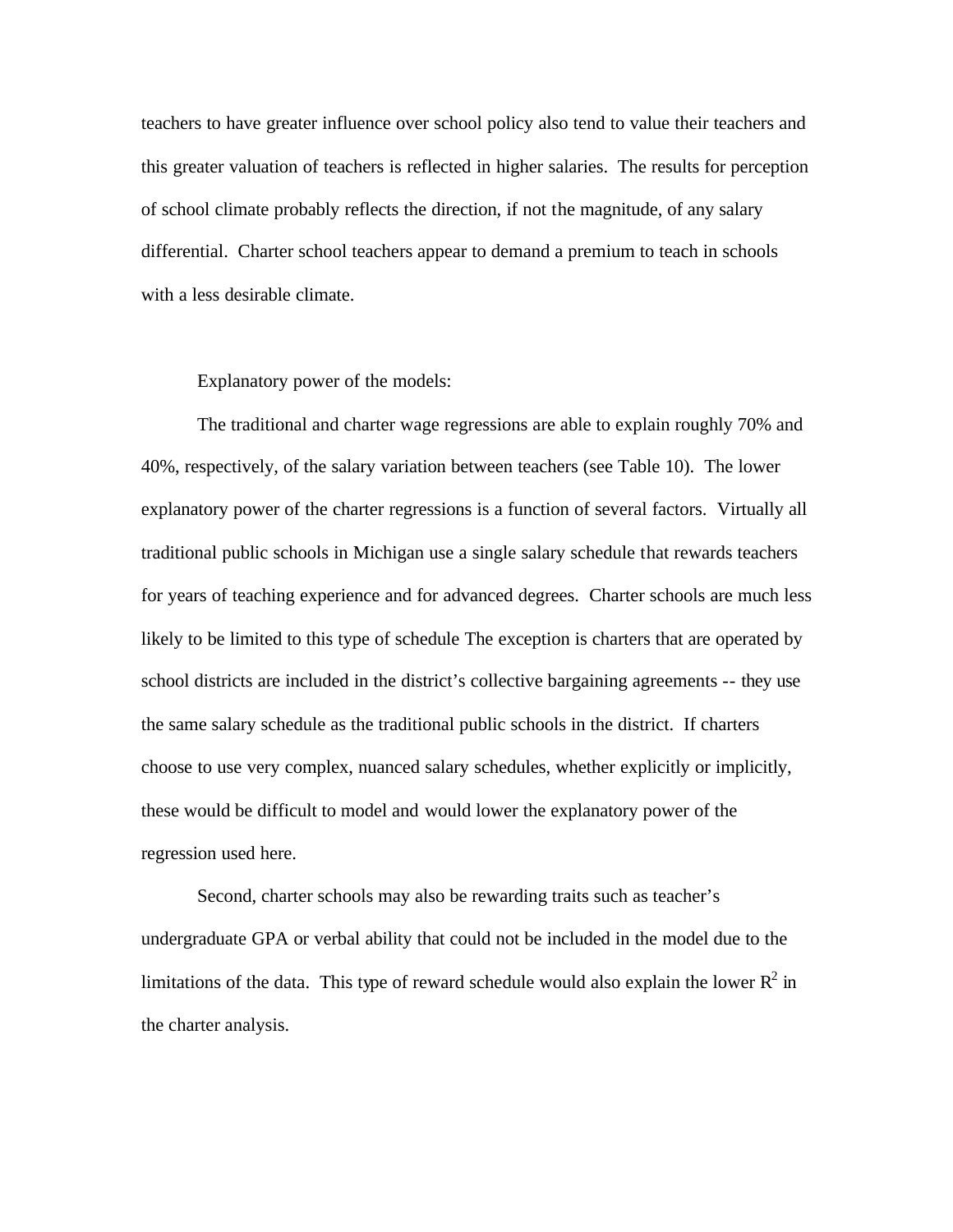teachers to have greater influence over school policy also tend to value their teachers and this greater valuation of teachers is reflected in higher salaries. The results for perception of school climate probably reflects the direction, if not the magnitude, of any salary differential. Charter school teachers appear to demand a premium to teach in schools with a less desirable climate.

Explanatory power of the models:

The traditional and charter wage regressions are able to explain roughly 70% and 40%, respectively, of the salary variation between teachers (see Table 10). The lower explanatory power of the charter regressions is a function of several factors. Virtually all traditional public schools in Michigan use a single salary schedule that rewards teachers for years of teaching experience and for advanced degrees. Charter schools are much less likely to be limited to this type of schedule The exception is charters that are operated by school districts are included in the district's collective bargaining agreements -- they use the same salary schedule as the traditional public schools in the district. If charters choose to use very complex, nuanced salary schedules, whether explicitly or implicitly, these would be difficult to model and would lower the explanatory power of the regression used here.

Second, charter schools may also be rewarding traits such as teacher's undergraduate GPA or verbal ability that could not be included in the model due to the limitations of the data. This type of reward schedule would also explain the lower $R^2$ in the charter analysis.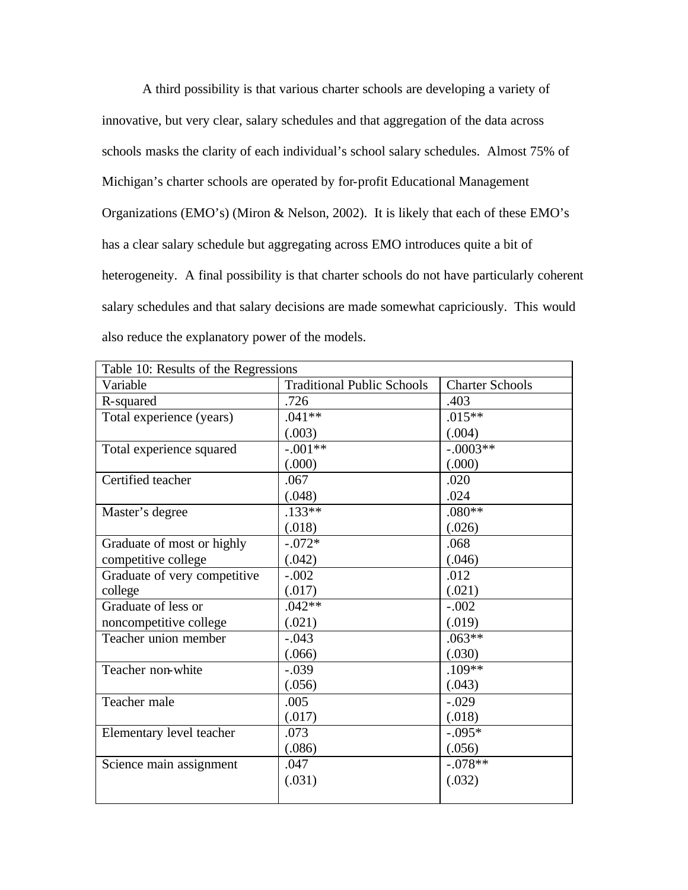A third possibility is that various charter schools are developing a variety of innovative, but very clear, salary schedules and that aggregation of the data across schools masks the clarity of each individual's school salary schedules. Almost 75% of Michigan's charter schools are operated by for-profit Educational Management Organizations (EMO's) (Miron & Nelson, 2002). It is likely that each of these EMO's has a clear salary schedule but aggregating across EMO introduces quite a bit of heterogeneity. A final possibility is that charter schools do not have particularly coherent salary schedules and that salary decisions are made somewhat capriciously. This would also reduce the explanatory power of the models.

| Table 10: Results of the Regressions | | |
|---|---|---|
| Variable | Traditional Public Schools | Charter Schools |
| R-squared | .726 | .403 |
| Total experience (years) | .041** (.003) | .015** (.004) |
| Total experience squared | -.001** (.000) | -.0003** (.000) |
| Certified teacher | .067 (.048) | .020 .024 |
| Master's degree | .133** (.018) | .080** (.026) |
| Graduate of most or highly competitive college | -.072* (.042) | .068 (.046) |
| Graduate of very competitive college | -.002 (.017) | .012 (.021) |
| Graduate of less or noncompetitive college | .042** (.021) | -.002 (.019) |
| Teacher union member | -.043 (.066) | .063** (.030) |
| Teacher non-white | -.039 (.056) | .109** (.043) |
| Teacher male | .005 (.017) | -.029 (.018) |
| Elementary level teacher | .073 (.086) | -.095* (.056) |
| Science main assignment | .047 (.031) | -.078** (.032) |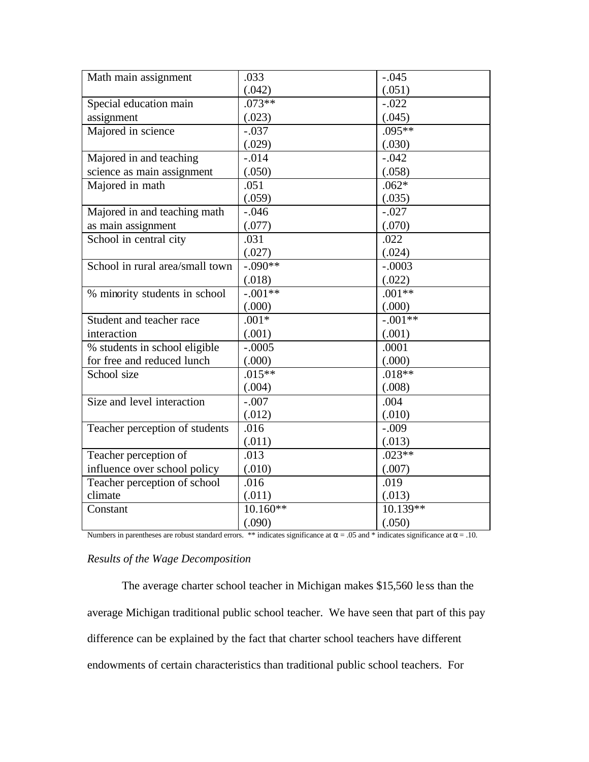| | | |
|---|---|---|
| Math main assignment | .033<br>(.042) | -.045<br>(.051) |
| Special education main assignment | .073**<br>(.023) | -.022<br>(.045) |
| Majored in science | -.037<br>(.029) | .095**<br>(.030) |
| Majored in and teaching science as main assignment | -.014<br>(.050) | -.042<br>(.058) |
| Majored in math | .051<br>(.059) | .062*<br>(.035) |
| Majored in and teaching math as main assignment | -.046<br>(.077) | -.027<br>(.070) |
| School in central city | .031<br>(.027) | .022<br>(.024) |
| School in rural area/small town | -.090**<br>(.018) | -.0003<br>(.022) |
| % minority students in school | -.001**<br>(.000) | .001**<br>(.000) |
| Student and teacher race interaction | .001*<br>(.001) | -.001**<br>(.001) |
| % students in school eligible for free and reduced lunch | -.0005<br>(.000) | .0001<br>(.000) |
| School size | .015**<br>(.004) | .018**<br>(.008) |
| Size and level interaction | -.007<br>(.012) | .004<br>(.010) |
| Teacher perception of students | .016<br>(.011) | -.009<br>(.013) |
| Teacher perception of influence over school policy | .013<br>(.010) | .023**<br>(.007) |
| Teacher perception of school climate | .016<br>(.011) | .019<br>(.013) |
| Constant | 10.160**<br>(.090) | 10.139**<br>(.050) |

Numbers in parentheses are robust standard errors. ** indicates significance at $\alpha = .05$ and * indicates significance at $\alpha = .10$.

*Results of the Wage Decomposition*

The average charter school teacher in Michigan makes $15,560 less than the average Michigan traditional public school teacher. We have seen that part of this pay difference can be explained by the fact that charter school teachers have different endowments of certain characteristics than traditional public school teachers. For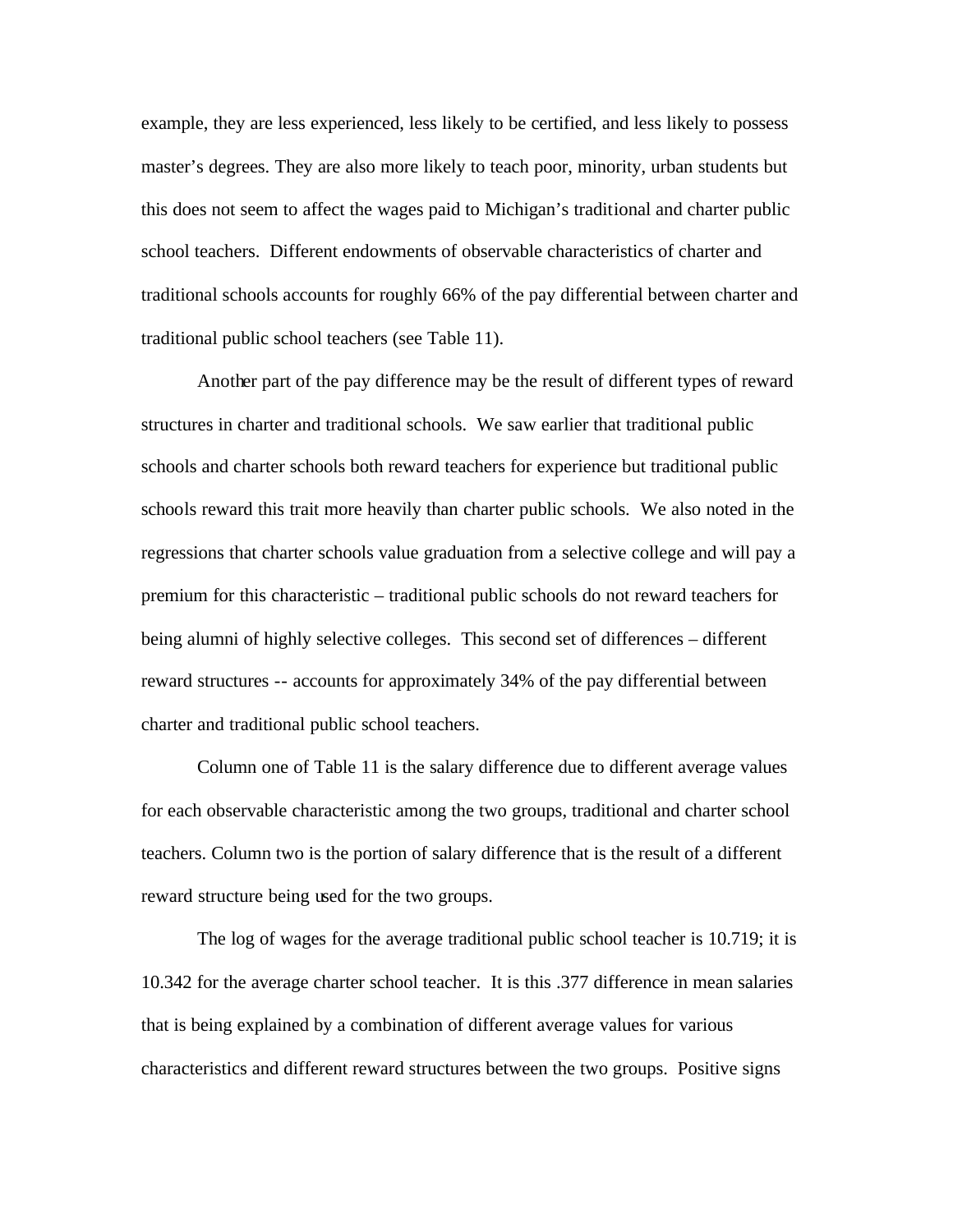example, they are less experienced, less likely to be certified, and less likely to possess master's degrees. They are also more likely to teach poor, minority, urban students but this does not seem to affect the wages paid to Michigan's traditional and charter public school teachers. Different endowments of observable characteristics of charter and traditional schools accounts for roughly 66% of the pay differential between charter and traditional public school teachers (see Table 11).

Another part of the pay difference may be the result of different types of reward structures in charter and traditional schools. We saw earlier that traditional public schools and charter schools both reward teachers for experience but traditional public schools reward this trait more heavily than charter public schools. We also noted in the regressions that charter schools value graduation from a selective college and will pay a premium for this characteristic – traditional public schools do not reward teachers for being alumni of highly selective colleges. This second set of differences – different reward structures -- accounts for approximately 34% of the pay differential between charter and traditional public school teachers.

Column one of Table 11 is the salary difference due to different average values for each observable characteristic among the two groups, traditional and charter school teachers. Column two is the portion of salary difference that is the result of a different reward structure being used for the two groups.

The log of wages for the average traditional public school teacher is 10.719; it is 10.342 for the average charter school teacher. It is this .377 difference in mean salaries that is being explained by a combination of different average values for various characteristics and different reward structures between the two groups. Positive signs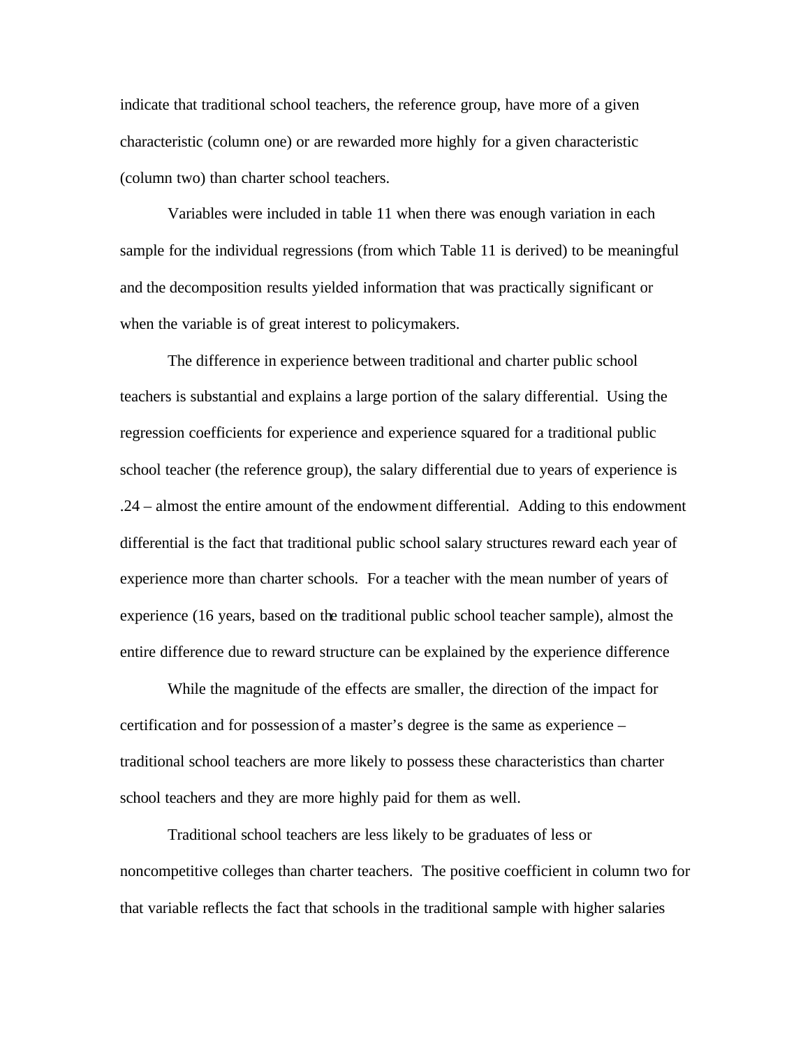indicate that traditional school teachers, the reference group, have more of a given characteristic (column one) or are rewarded more highly for a given characteristic (column two) than charter school teachers.

Variables were included in table 11 when there was enough variation in each sample for the individual regressions (from which Table 11 is derived) to be meaningful and the decomposition results yielded information that was practically significant or when the variable is of great interest to policymakers.

The difference in experience between traditional and charter public school teachers is substantial and explains a large portion of the salary differential. Using the regression coefficients for experience and experience squared for a traditional public school teacher (the reference group), the salary differential due to years of experience is .24 – almost the entire amount of the endowment differential. Adding to this endowment differential is the fact that traditional public school salary structures reward each year of experience more than charter schools. For a teacher with the mean number of years of experience (16 years, based on the traditional public school teacher sample), almost the entire difference due to reward structure can be explained by the experience difference

While the magnitude of the effects are smaller, the direction of the impact for certification and for possession of a master's degree is the same as experience – traditional school teachers are more likely to possess these characteristics than charter school teachers and they are more highly paid for them as well.

Traditional school teachers are less likely to be graduates of less or noncompetitive colleges than charter teachers. The positive coefficient in column two for that variable reflects the fact that schools in the traditional sample with higher salaries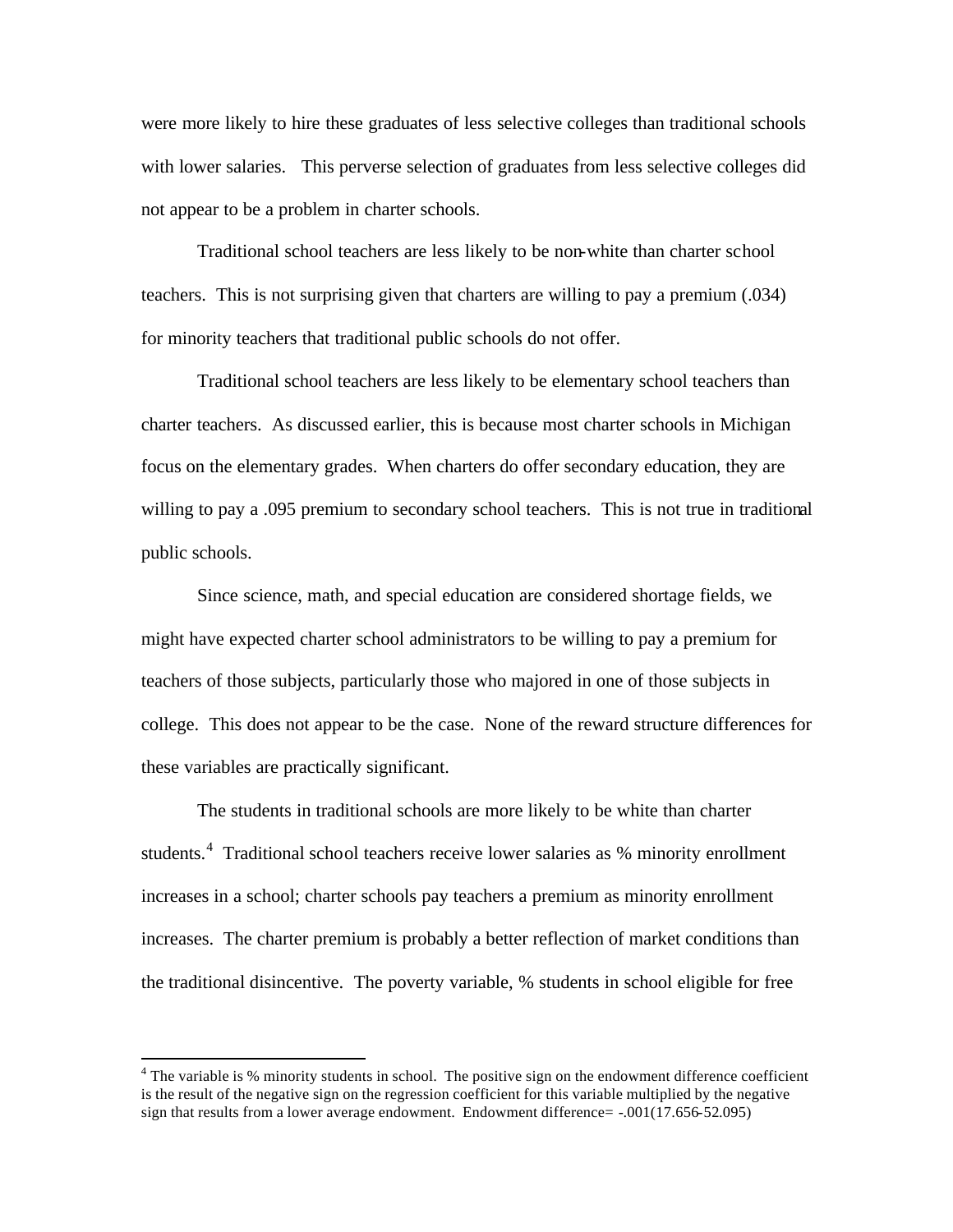were more likely to hire these graduates of less selective colleges than traditional schools with lower salaries. This perverse selection of graduates from less selective colleges did not appear to be a problem in charter schools.

Traditional school teachers are less likely to be non-white than charter school teachers. This is not surprising given that charters are willing to pay a premium (.034) for minority teachers that traditional public schools do not offer.

Traditional school teachers are less likely to be elementary school teachers than charter teachers. As discussed earlier, this is because most charter schools in Michigan focus on the elementary grades. When charters do offer secondary education, they are willing to pay a .095 premium to secondary school teachers. This is not true in traditional public schools.

Since science, math, and special education are considered shortage fields, we might have expected charter school administrators to be willing to pay a premium for teachers of those subjects, particularly those who majored in one of those subjects in college. This does not appear to be the case. None of the reward structure differences for these variables are practically significant.

The students in traditional schools are more likely to be white than charter students.[4] Traditional school teachers receive lower salaries as % minority enrollment increases in a school; charter schools pay teachers a premium as minority enrollment increases. The charter premium is probably a better reflection of market conditions than the traditional disincentive. The poverty variable, % students in school eligible for free

---

[4] The variable is % minority students in school. The positive sign on the endowment difference coefficient is the result of the negative sign on the regression coefficient for this variable multiplied by the negative sign that results from a lower average endowment. Endowment difference= -.001(17.656-52.095)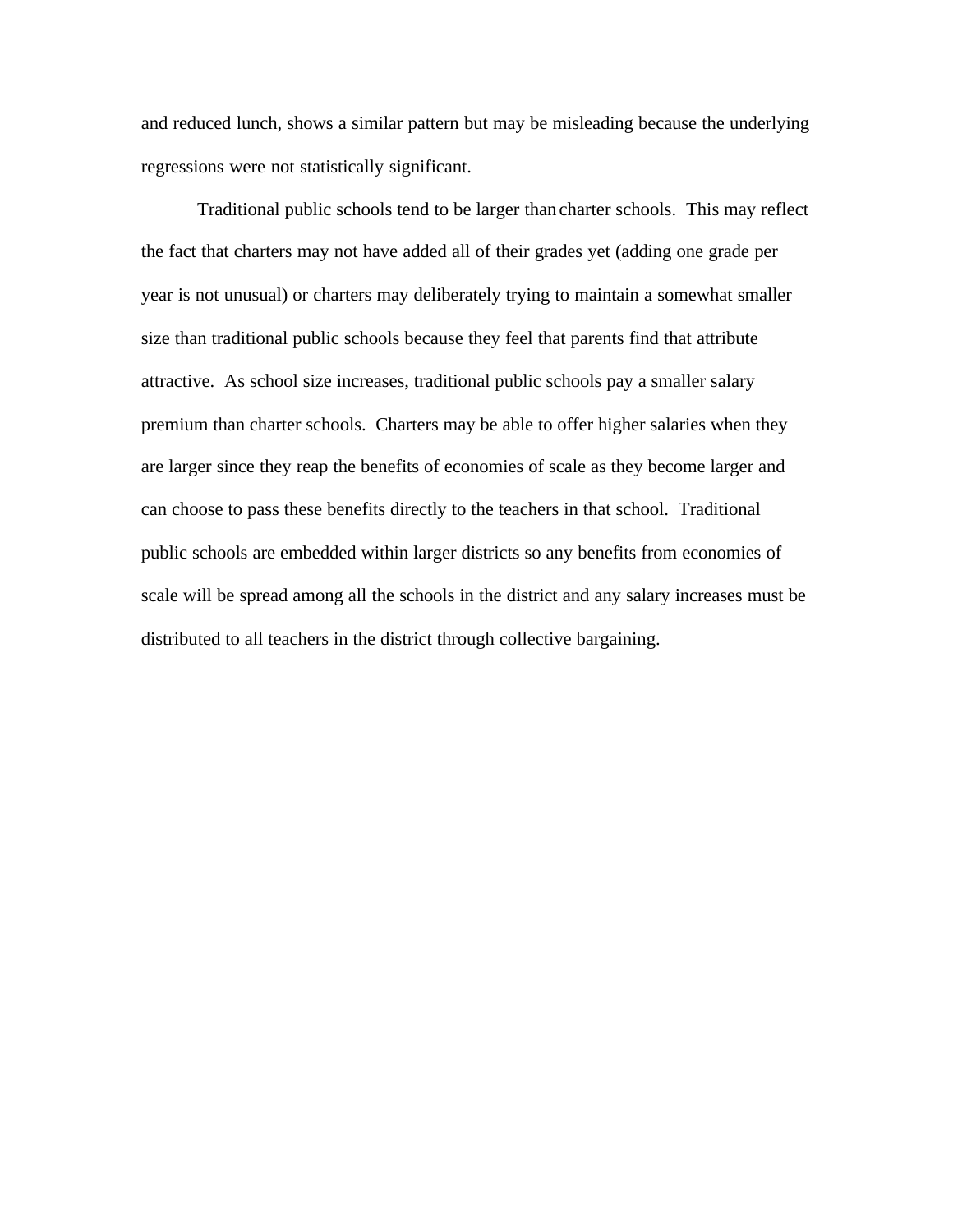and reduced lunch, shows a similar pattern but may be misleading because the underlying regressions were not statistically significant.

Traditional public schools tend to be larger than charter schools. This may reflect the fact that charters may not have added all of their grades yet (adding one grade per year is not unusual) or charters may deliberately trying to maintain a somewhat smaller size than traditional public schools because they feel that parents find that attribute attractive. As school size increases, traditional public schools pay a smaller salary premium than charter schools. Charters may be able to offer higher salaries when they are larger since they reap the benefits of economies of scale as they become larger and can choose to pass these benefits directly to the teachers in that school. Traditional public schools are embedded within larger districts so any benefits from economies of scale will be spread among all the schools in the district and any salary increases must be distributed to all teachers in the district through collective bargaining.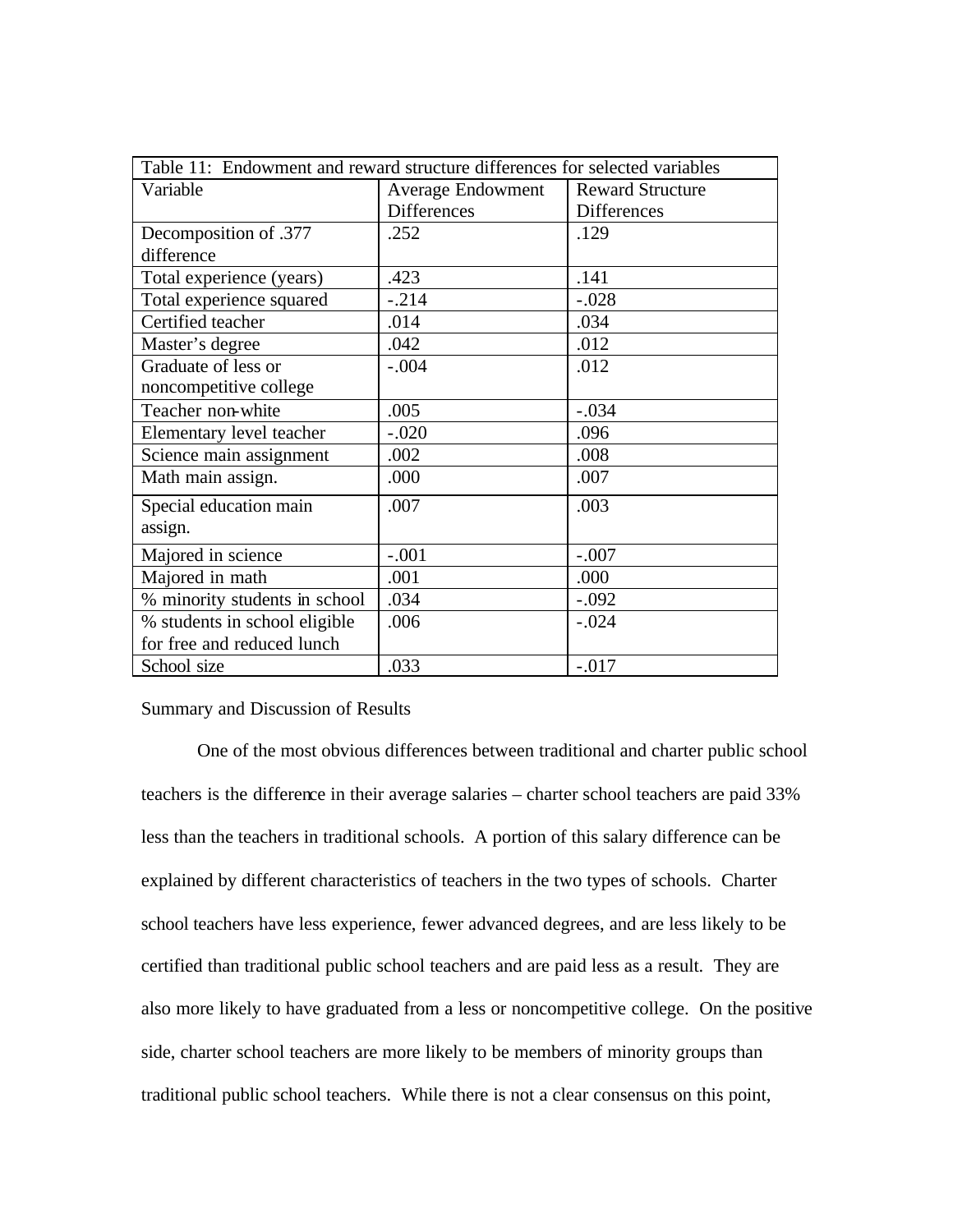| Table 11: Endowment and reward structure differences for selected variables | | |
|---|---|---|
| Variable | Average Endowment Differences | Reward Structure Differences |
| Decomposition of .377 difference | .252 | .129 |
| Total experience (years) | .423 | .141 |
| Total experience squared | -.214 | -.028 |
| Certified teacher | .014 | .034 |
| Master's degree | .042 | .012 |
| Graduate of less or noncompetitive college | -.004 | .012 |
| Teacher non-white | .005 | -.034 |
| Elementary level teacher | -.020 | .096 |
| Science main assignment | .002 | .008 |
| Math main assign. | .000 | .007 |
| Special education main assign. | .007 | .003 |
| Majored in science | -.001 | -.007 |
| Majored in math | .001 | .000 |
| % minority students in school | .034 | -.092 |
| % students in school eligible for free and reduced lunch | .006 | -.024 |
| School size | .033 | -.017 |

## Summary and Discussion of Results

One of the most obvious differences between traditional and charter public school teachers is the difference in their average salaries – charter school teachers are paid 33% less than the teachers in traditional schools. A portion of this salary difference can be explained by different characteristics of teachers in the two types of schools. Charter school teachers have less experience, fewer advanced degrees, and are less likely to be certified than traditional public school teachers and are paid less as a result. They are also more likely to have graduated from a less or noncompetitive college. On the positive side, charter school teachers are more likely to be members of minority groups than traditional public school teachers. While there is not a clear consensus on this point,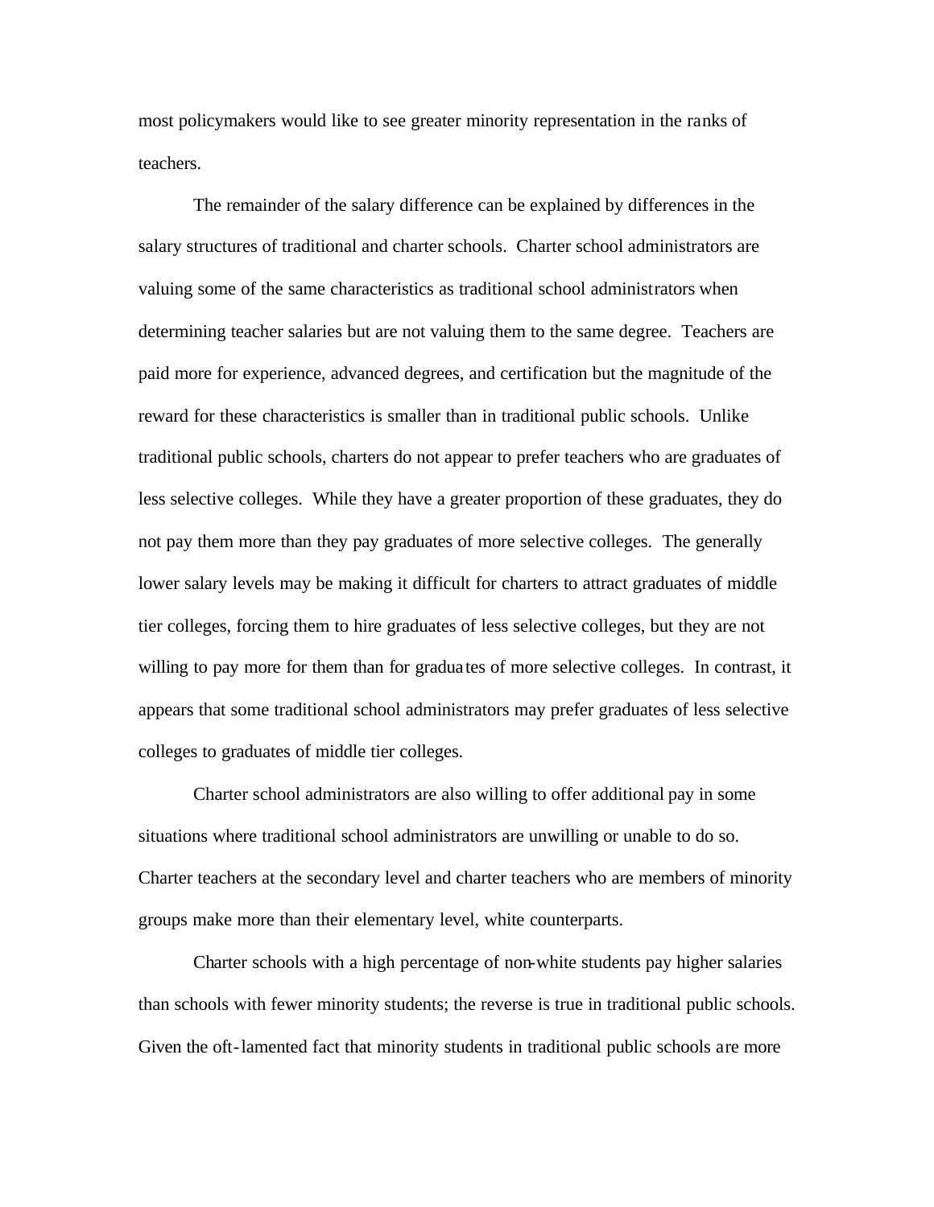most policymakers would like to see greater minority representation in the ranks of teachers.

The remainder of the salary difference can be explained by differences in the salary structures of traditional and charter schools. Charter school administrators are valuing some of the same characteristics as traditional school administrators when determining teacher salaries but are not valuing them to the same degree. Teachers are paid more for experience, advanced degrees, and certification but the magnitude of the reward for these characteristics is smaller than in traditional public schools. Unlike traditional public schools, charters do not appear to prefer teachers who are graduates of less selective colleges. While they have a greater proportion of these graduates, they do not pay them more than they pay graduates of more selective colleges. The generally lower salary levels may be making it difficult for charters to attract graduates of middle tier colleges, forcing them to hire graduates of less selective colleges, but they are not willing to pay more for them than for graduates of more selective colleges. In contrast, it appears that some traditional school administrators may prefer graduates of less selective colleges to graduates of middle tier colleges.

Charter school administrators are also willing to offer additional pay in some situations where traditional school administrators are unwilling or unable to do so. Charter teachers at the secondary level and charter teachers who are members of minority groups make more than their elementary level, white counterparts.

Charter schools with a high percentage of non-white students pay higher salaries than schools with fewer minority students; the reverse is true in traditional public schools. Given the oft-lamented fact that minority students in traditional public schools are more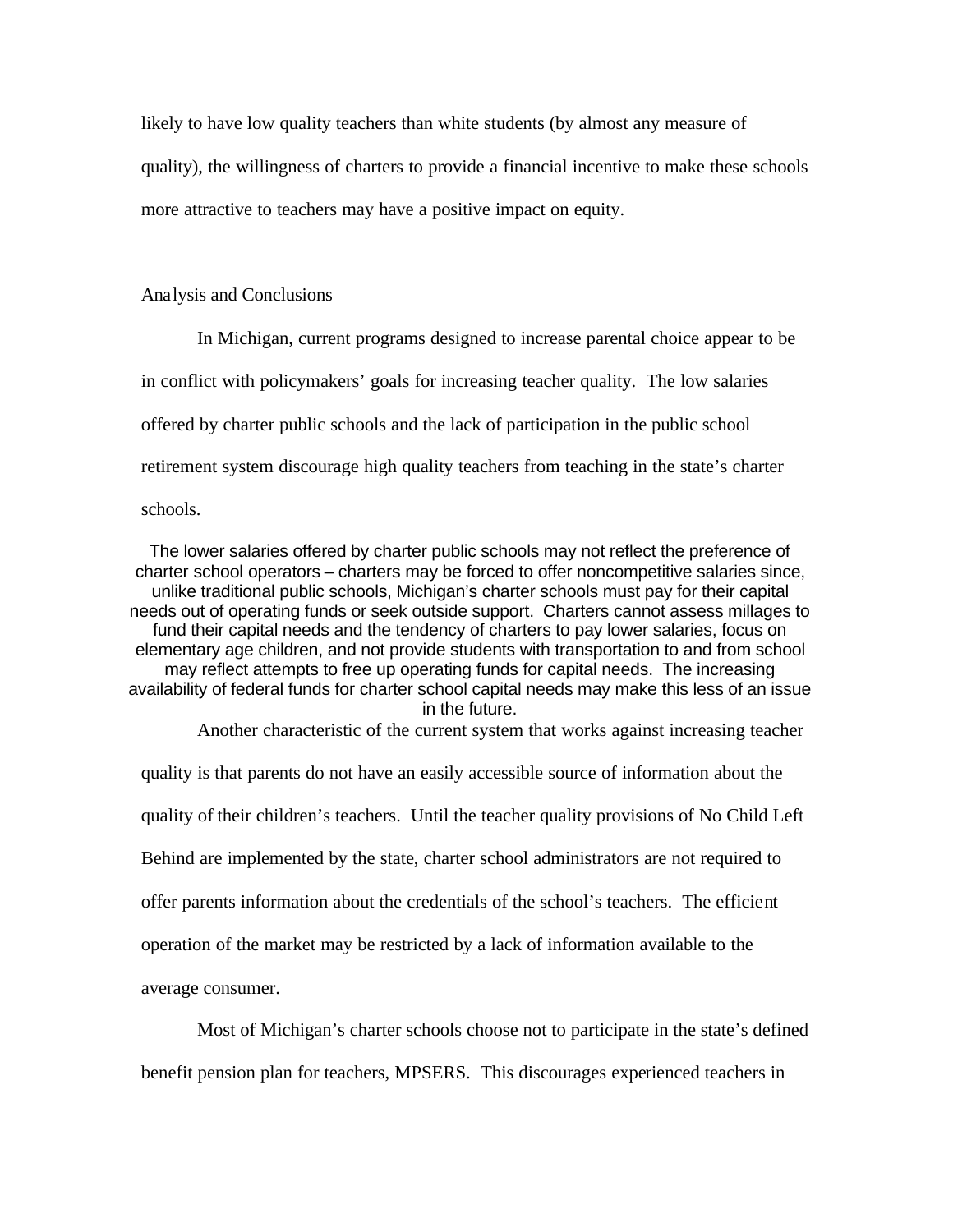likely to have low quality teachers than white students (by almost any measure of quality), the willingness of charters to provide a financial incentive to make these schools more attractive to teachers may have a positive impact on equity.

## Analysis and Conclusions

In Michigan, current programs designed to increase parental choice appear to be in conflict with policymakers' goals for increasing teacher quality. The low salaries offered by charter public schools and the lack of participation in the public school retirement system discourage high quality teachers from teaching in the state's charter schools.

The lower salaries offered by charter public schools may not reflect the preference of charter school operators – charters may be forced to offer noncompetitive salaries since, unlike traditional public schools, Michigan's charter schools must pay for their capital needs out of operating funds or seek outside support. Charters cannot assess millages to fund their capital needs and the tendency of charters to pay lower salaries, focus on elementary age children, and not provide students with transportation to and from school may reflect attempts to free up operating funds for capital needs. The increasing availability of federal funds for charter school capital needs may make this less of an issue in the future.

Another characteristic of the current system that works against increasing teacher quality is that parents do not have an easily accessible source of information about the quality of their children's teachers. Until the teacher quality provisions of No Child Left Behind are implemented by the state, charter school administrators are not required to offer parents information about the credentials of the school's teachers. The efficient operation of the market may be restricted by a lack of information available to the average consumer.

Most of Michigan's charter schools choose not to participate in the state's defined benefit pension plan for teachers, MPSERS. This discourages experienced teachers in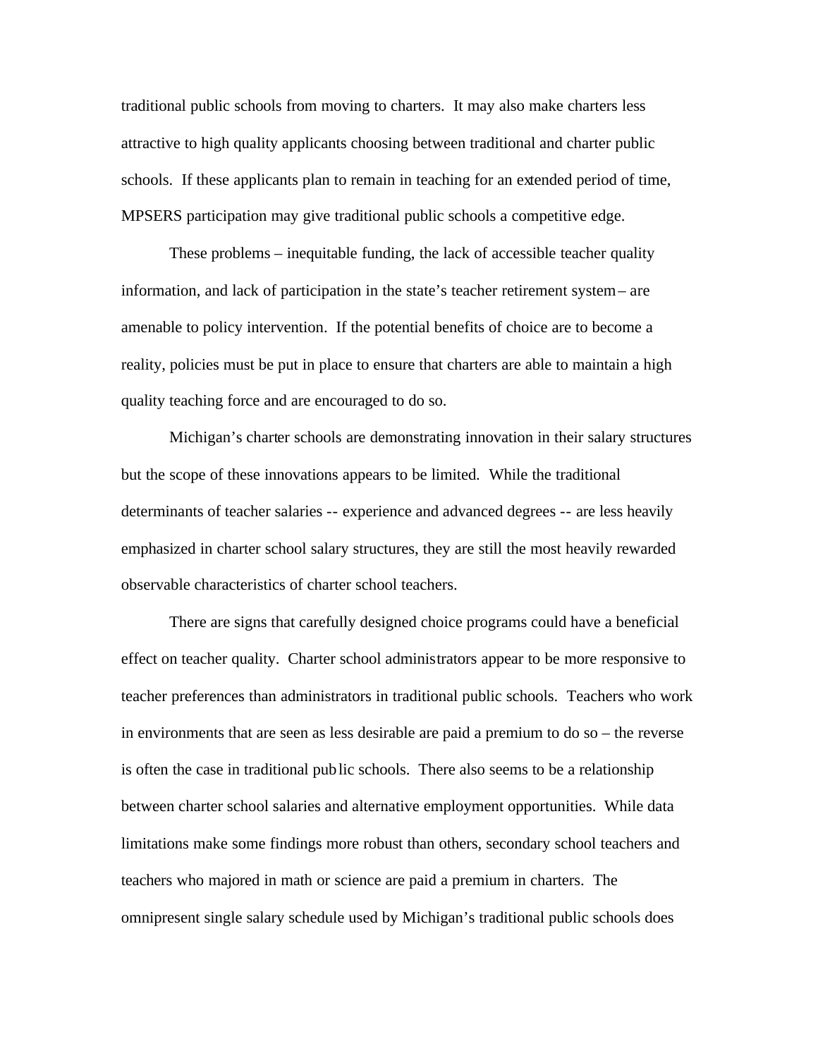traditional public schools from moving to charters. It may also make charters less attractive to high quality applicants choosing between traditional and charter public schools. If these applicants plan to remain in teaching for an extended period of time, MPSERS participation may give traditional public schools a competitive edge.

These problems – inequitable funding, the lack of accessible teacher quality information, and lack of participation in the state's teacher retirement system – are amenable to policy intervention. If the potential benefits of choice are to become a reality, policies must be put in place to ensure that charters are able to maintain a high quality teaching force and are encouraged to do so.

Michigan's charter schools are demonstrating innovation in their salary structures but the scope of these innovations appears to be limited. While the traditional determinants of teacher salaries -- experience and advanced degrees -- are less heavily emphasized in charter school salary structures, they are still the most heavily rewarded observable characteristics of charter school teachers.

There are signs that carefully designed choice programs could have a beneficial effect on teacher quality. Charter school administrators appear to be more responsive to teacher preferences than administrators in traditional public schools. Teachers who work in environments that are seen as less desirable are paid a premium to do so – the reverse is often the case in traditional public schools. There also seems to be a relationship between charter school salaries and alternative employment opportunities. While data limitations make some findings more robust than others, secondary school teachers and teachers who majored in math or science are paid a premium in charters. The omnipresent single salary schedule used by Michigan's traditional public schools does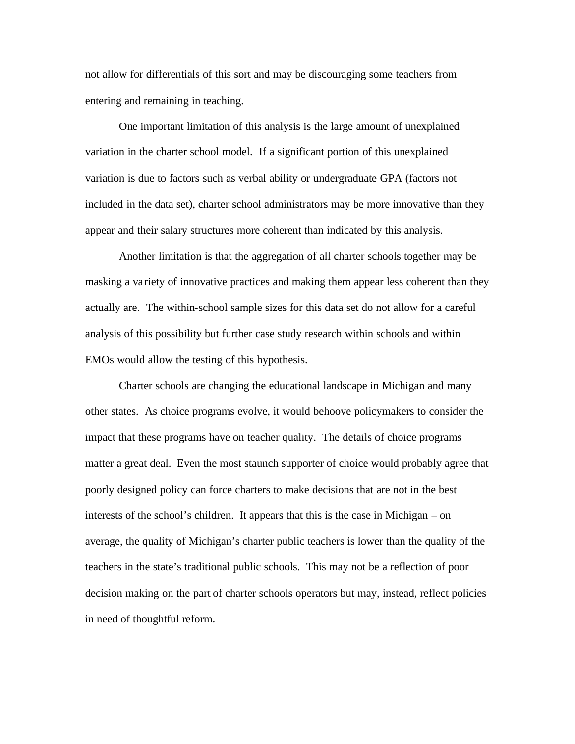not allow for differentials of this sort and may be discouraging some teachers from entering and remaining in teaching.

One important limitation of this analysis is the large amount of unexplained variation in the charter school model. If a significant portion of this unexplained variation is due to factors such as verbal ability or undergraduate GPA (factors not included in the data set), charter school administrators may be more innovative than they appear and their salary structures more coherent than indicated by this analysis.

Another limitation is that the aggregation of all charter schools together may be masking a variety of innovative practices and making them appear less coherent than they actually are. The within-school sample sizes for this data set do not allow for a careful analysis of this possibility but further case study research within schools and within EMOs would allow the testing of this hypothesis.

Charter schools are changing the educational landscape in Michigan and many other states. As choice programs evolve, it would behoove policymakers to consider the impact that these programs have on teacher quality. The details of choice programs matter a great deal. Even the most staunch supporter of choice would probably agree that poorly designed policy can force charters to make decisions that are not in the best interests of the school's children. It appears that this is the case in Michigan – on average, the quality of Michigan's charter public teachers is lower than the quality of the teachers in the state's traditional public schools. This may not be a reflection of poor decision making on the part of charter schools operators but may, instead, reflect policies in need of thoughtful reform.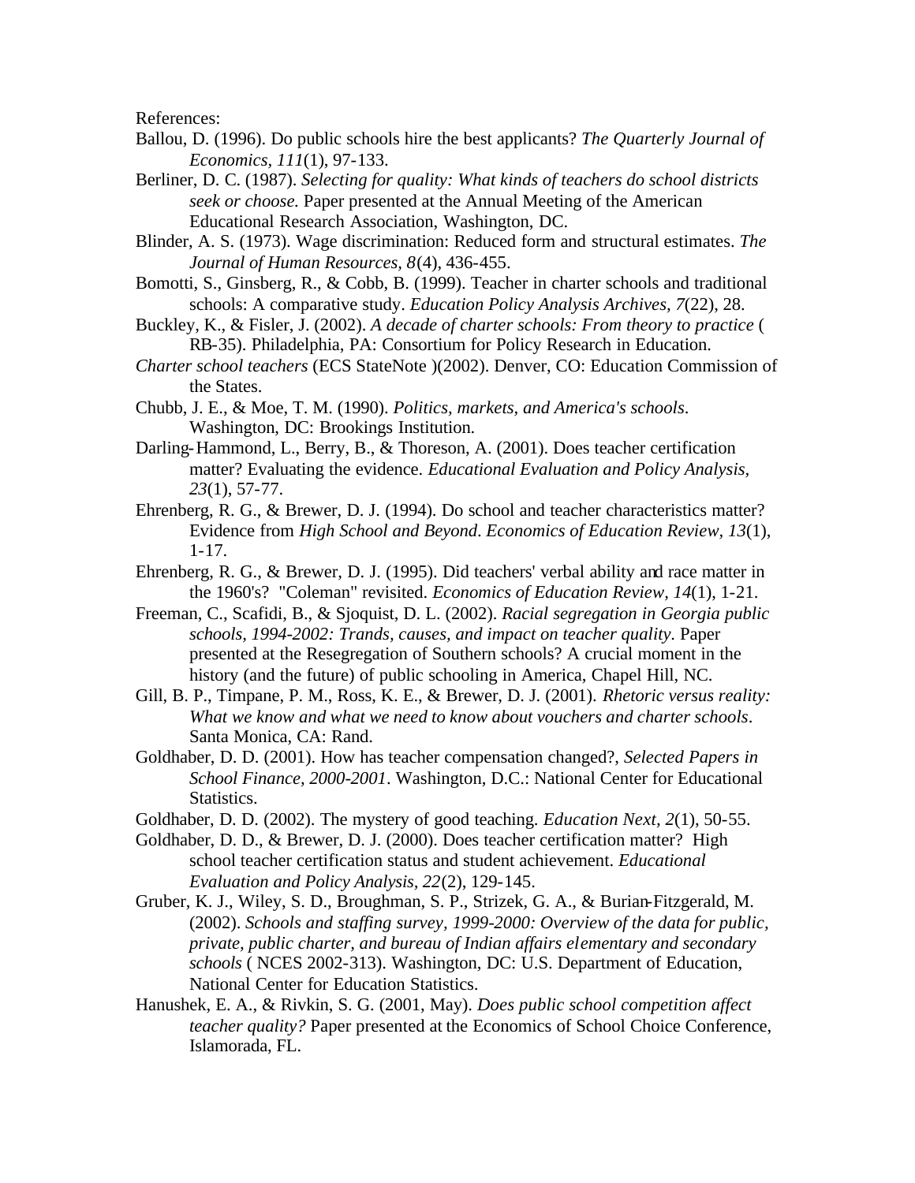References:

Ballou, D. (1996). Do public schools hire the best applicants? *The Quarterly Journal of Economics, 111*(1), 97-133.

Berliner, D. C. (1987). *Selecting for quality: What kinds of teachers do school districts seek or choose.* Paper presented at the Annual Meeting of the American Educational Research Association, Washington, DC.

Blinder, A. S. (1973). Wage discrimination: Reduced form and structural estimates. *The Journal of Human Resources, 8*(4), 436-455.

Bomotti, S., Ginsberg, R., & Cobb, B. (1999). Teacher in charter schools and traditional schools: A comparative study. *Education Policy Analysis Archives, 7*(22), 28.

Buckley, K., & Fisler, J. (2002). *A decade of charter schools: From theory to practice* ( RB-35). Philadelphia, PA: Consortium for Policy Research in Education.

*Charter school teachers* (ECS StateNote )(2002). Denver, CO: Education Commission of the States.

Chubb, J. E., & Moe, T. M. (1990). *Politics, markets, and America's schools*. Washington, DC: Brookings Institution.

Darling-Hammond, L., Berry, B., & Thoreson, A. (2001). Does teacher certification matter? Evaluating the evidence. *Educational Evaluation and Policy Analysis, 23*(1), 57-77.

Ehrenberg, R. G., & Brewer, D. J. (1994). Do school and teacher characteristics matter? Evidence from *High School and Beyond*. *Economics of Education Review, 13*(1), 1-17.

Ehrenberg, R. G., & Brewer, D. J. (1995). Did teachers' verbal ability and race matter in the 1960's? "Coleman" revisited. *Economics of Education Review, 14*(1), 1-21.

Freeman, C., Scafidi, B., & Sjoquist, D. L. (2002). *Racial segregation in Georgia public schools, 1994-2002: Trands, causes, and impact on teacher quality.* Paper presented at the Resegregation of Southern schools? A crucial moment in the history (and the future) of public schooling in America, Chapel Hill, NC.

Gill, B. P., Timpane, P. M., Ross, K. E., & Brewer, D. J. (2001). *Rhetoric versus reality: What we know and what we need to know about vouchers and charter schools*. Santa Monica, CA: Rand.

Goldhaber, D. D. (2001). How has teacher compensation changed?, *Selected Papers in School Finance, 2000-2001*. Washington, D.C.: National Center for Educational Statistics.

Goldhaber, D. D. (2002). The mystery of good teaching. *Education Next, 2*(1), 50-55.

Goldhaber, D. D., & Brewer, D. J. (2000). Does teacher certification matter? High school teacher certification status and student achievement. *Educational Evaluation and Policy Analysis, 22*(2), 129-145.

Gruber, K. J., Wiley, S. D., Broughman, S. P., Strizek, G. A., & Burian-Fitzgerald, M. (2002). *Schools and staffing survey, 1999-2000: Overview of the data for public, private, public charter, and bureau of Indian affairs elementary and secondary schools* ( NCES 2002-313). Washington, DC: U.S. Department of Education, National Center for Education Statistics.

Hanushek, E. A., & Rivkin, S. G. (2001, May). *Does public school competition affect teacher quality?* Paper presented at the Economics of School Choice Conference, Islamorada, FL.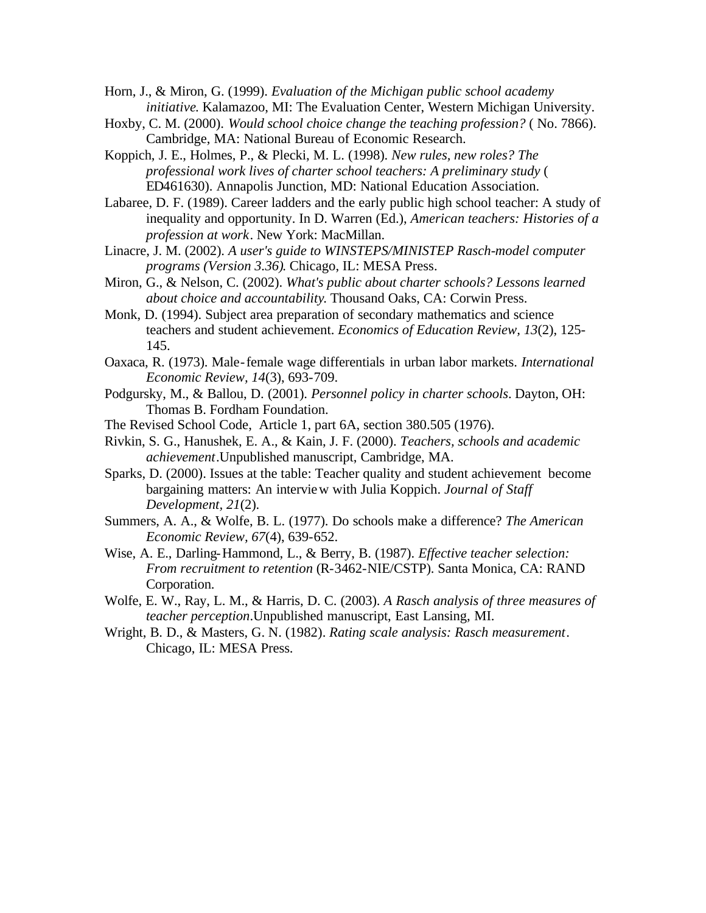Horn, J., & Miron, G. (1999). *Evaluation of the Michigan public school academy initiative*. Kalamazoo, MI: The Evaluation Center, Western Michigan University.

Hoxby, C. M. (2000). *Would school choice change the teaching profession?* ( No. 7866). Cambridge, MA: National Bureau of Economic Research.

Koppich, J. E., Holmes, P., & Plecki, M. L. (1998). *New rules, new roles? The professional work lives of charter school teachers: A preliminary study* ( ED461630). Annapolis Junction, MD: National Education Association.

Labaree, D. F. (1989). Career ladders and the early public high school teacher: A study of inequality and opportunity. In D. Warren (Ed.), *American teachers: Histories of a profession at work*. New York: MacMillan.

Linacre, J. M. (2002). *A user's guide to WINSTEPS/MINISTEP Rasch-model computer programs (Version 3.36)*. Chicago, IL: MESA Press.

Miron, G., & Nelson, C. (2002). *What's public about charter schools? Lessons learned about choice and accountability*. Thousand Oaks, CA: Corwin Press.

Monk, D. (1994). Subject area preparation of secondary mathematics and science teachers and student achievement. *Economics of Education Review, 13*(2), 125-145.

Oaxaca, R. (1973). Male-female wage differentials in urban labor markets. *International Economic Review, 14*(3), 693-709.

Podgursky, M., & Ballou, D. (2001). *Personnel policy in charter schools*. Dayton, OH: Thomas B. Fordham Foundation.

The Revised School Code, Article 1, part 6A, section 380.505 (1976).

Rivkin, S. G., Hanushek, E. A., & Kain, J. F. (2000). *Teachers, schools and academic achievement*. Unpublished manuscript, Cambridge, MA.

Sparks, D. (2000). Issues at the table: Teacher quality and student achievement become bargaining matters: An interview with Julia Koppich. *Journal of Staff Development, 21*(2).

Summers, A. A., & Wolfe, B. L. (1977). Do schools make a difference? *The American Economic Review, 67*(4), 639-652.

Wise, A. E., Darling-Hammond, L., & Berry, B. (1987). *Effective teacher selection: From recruitment to retention* (R-3462-NIE/CSTP). Santa Monica, CA: RAND Corporation.

Wolfe, E. W., Ray, L. M., & Harris, D. C. (2003). *A Rasch analysis of three measures of teacher perception*. Unpublished manuscript, East Lansing, MI.

Wright, B. D., & Masters, G. N. (1982). *Rating scale analysis: Rasch measurement*. Chicago, IL: MESA Press.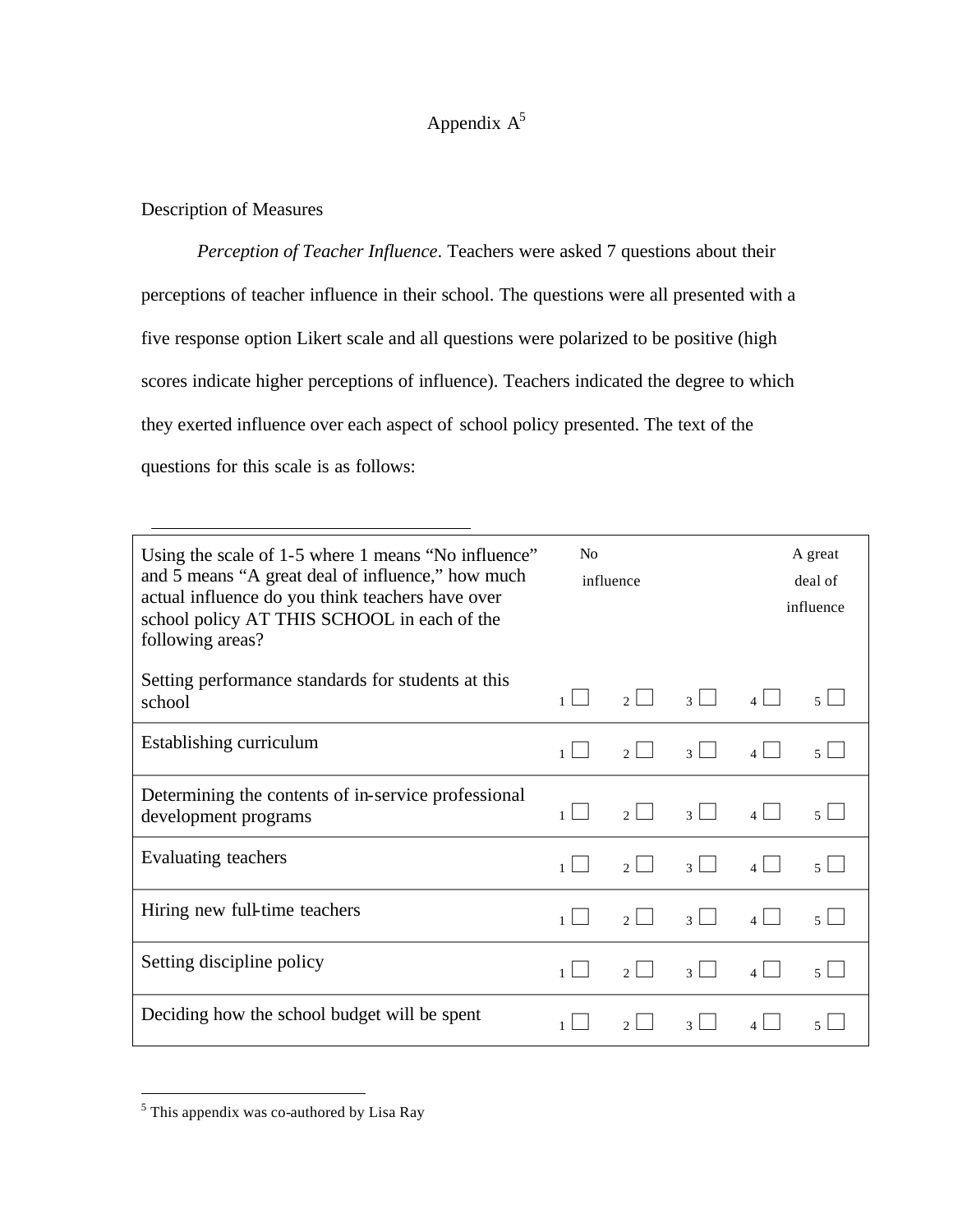# Appendix A[5]

Description of Measures

*Perception of Teacher Influence*. Teachers were asked 7 questions about their perceptions of teacher influence in their school. The questions were all presented with a five response option Likert scale and all questions were polarized to be positive (high scores indicate higher perceptions of influence). Teachers indicated the degree to which they exerted influence over each aspect of school policy presented. The text of the questions for this scale is as follows:

| Using the scale of 1-5 where 1 means "No influence" and 5 means "A great deal of influence," how much actual influence do you think teachers have over school policy AT THIS SCHOOL in each of the following areas? | No influence | | | | A great deal of influence |
|---|---|---|---|---|---|
| Setting performance standards for students at this school | 1 ☐ | 2 ☐ | 3 ☐ | 4 ☐ | 5 ☐ |
| Establishing curriculum | 1 ☐ | 2 ☐ | 3 ☐ | 4 ☐ | 5 ☐ |
| Determining the contents of in-service professional development programs | 1 ☐ | 2 ☐ | 3 ☐ | 4 ☐ | 5 ☐ |
| Evaluating teachers | 1 ☐ | 2 ☐ | 3 ☐ | 4 ☐ | 5 ☐ |
| Hiring new full-time teachers | 1 ☐ | 2 ☐ | 3 ☐ | 4 ☐ | 5 ☐ |
| Setting discipline policy | 1 ☐ | 2 ☐ | 3 ☐ | 4 ☐ | 5 ☐ |
| Deciding how the school budget will be spent | 1 ☐ | 2 ☐ | 3 ☐ | 4 ☐ | 5 ☐ |

[5] This appendix was co-authored by Lisa Ray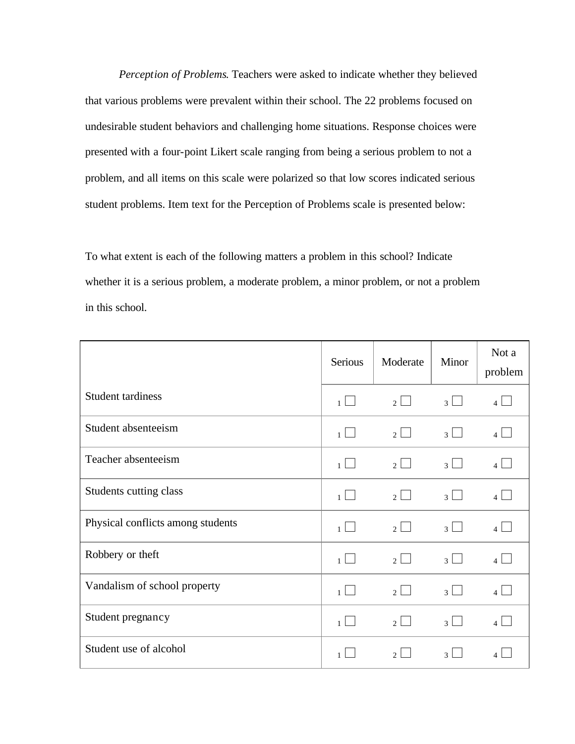*Perception of Problems*. Teachers were asked to indicate whether they believed that various problems were prevalent within their school. The 22 problems focused on undesirable student behaviors and challenging home situations. Response choices were presented with a four-point Likert scale ranging from being a serious problem to not a problem, and all items on this scale were polarized so that low scores indicated serious student problems. Item text for the Perception of Problems scale is presented below:

To what extent is each of the following matters a problem in this school? Indicate whether it is a serious problem, a moderate problem, a minor problem, or not a problem in this school.

| | Serious | Moderate | Minor | Not a problem |
|---|---|---|---|---|
| Student tardiness | 1 ☐ | 2 ☐ | 3 ☐ | 4 ☐ |
| Student absenteeism | 1 ☐ | 2 ☐ | 3 ☐ | 4 ☐ |
| Teacher absenteeism | 1 ☐ | 2 ☐ | 3 ☐ | 4 ☐ |
| Students cutting class | 1 ☐ | 2 ☐ | 3 ☐ | 4 ☐ |
| Physical conflicts among students | 1 ☐ | 2 ☐ | 3 ☐ | 4 ☐ |
| Robbery or theft | 1 ☐ | 2 ☐ | 3 ☐ | 4 ☐ |
| Vandalism of school property | 1 ☐ | 2 ☐ | 3 ☐ | 4 ☐ |
| Student pregnancy | 1 ☐ | 2 ☐ | 3 ☐ | 4 ☐ |
| Student use of alcohol | 1 ☐ | 2 ☐ | 3 ☐ | 4 ☐ |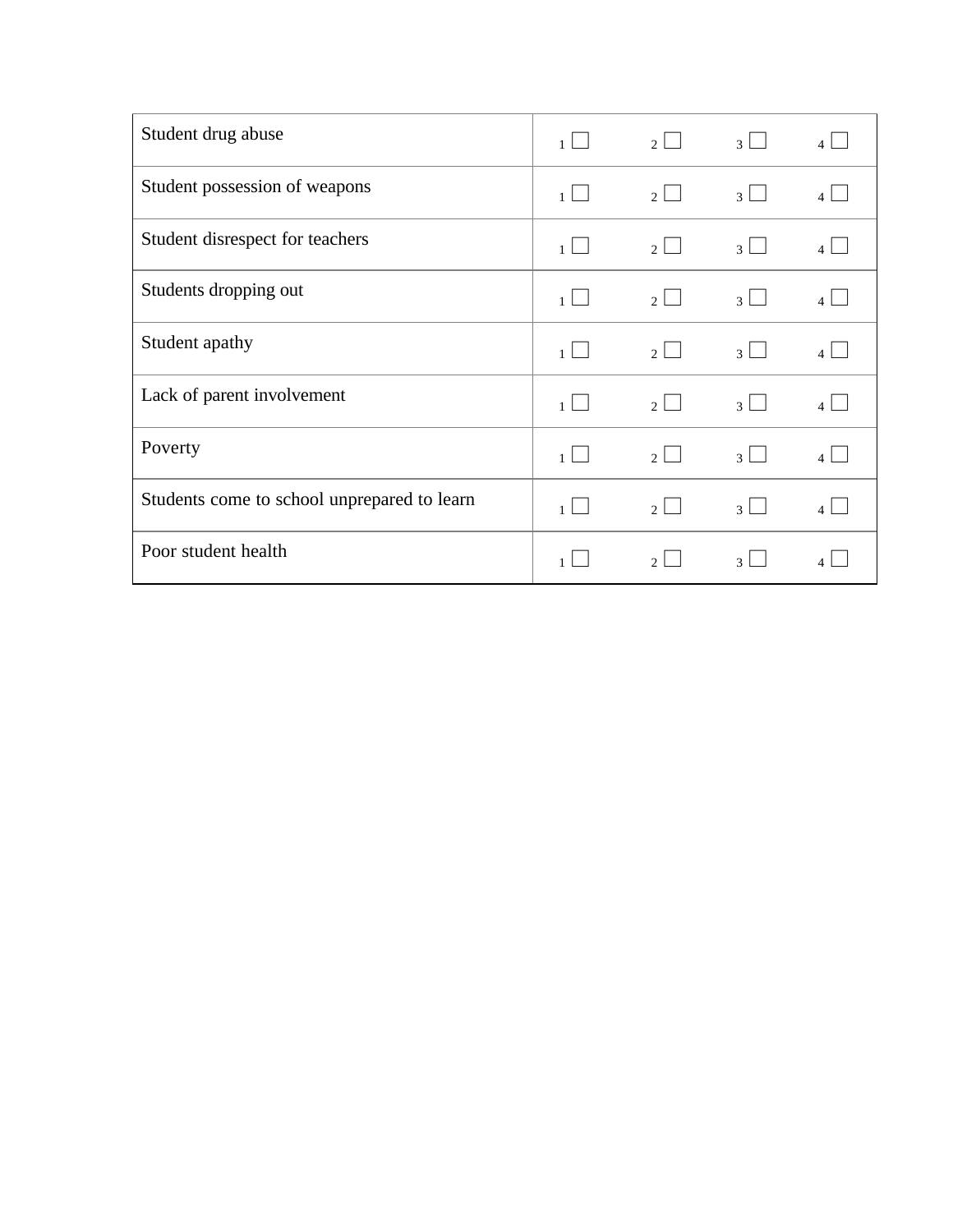| | | | | |
|---|---|---|---|---|
| Student drug abuse | 1 ☐ | 2 ☐ | 3 ☐ | 4 ☐ |
| Student possession of weapons | 1 ☐ | 2 ☐ | 3 ☐ | 4 ☐ |
| Student disrespect for teachers | 1 ☐ | 2 ☐ | 3 ☐ | 4 ☐ |
| Students dropping out | 1 ☐ | 2 ☐ | 3 ☐ | 4 ☐ |
| Student apathy | 1 ☐ | 2 ☐ | 3 ☐ | 4 ☐ |
| Lack of parent involvement | 1 ☐ | 2 ☐ | 3 ☐ | 4 ☐ |
| Poverty | 1 ☐ | 2 ☐ | 3 ☐ | 4 ☐ |
| Students come to school unprepared to learn | 1 ☐ | 2 ☐ | 3 ☐ | 4 ☐ |
| Poor student health | 1 ☐ | 2 ☐ | 3 ☐ | 4 ☐ |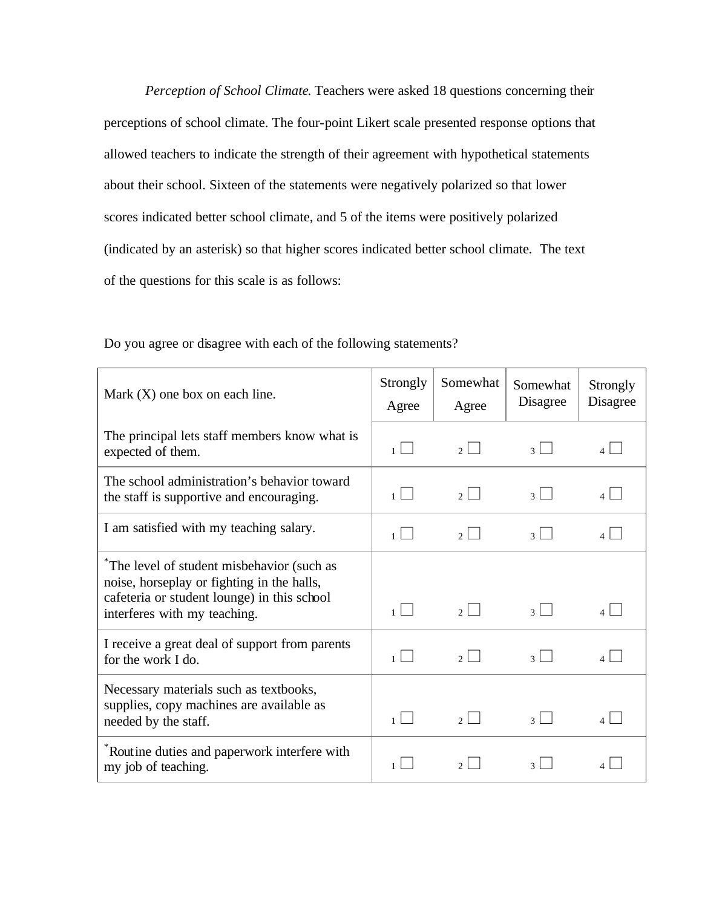*Perception of School Climate*. Teachers were asked 18 questions concerning their perceptions of school climate. The four-point Likert scale presented response options that allowed teachers to indicate the strength of their agreement with hypothetical statements about their school. Sixteen of the statements were negatively polarized so that lower scores indicated better school climate, and 5 of the items were positively polarized (indicated by an asterisk) so that higher scores indicated better school climate. The text of the questions for this scale is as follows:

Do you agree or disagree with each of the following statements?

| Mark (X) one box on each line. | Strongly Agree | Somewhat Agree | Somewhat Disagree | Strongly Disagree |
|---|---|---|---|---|
| The principal lets staff members know what is expected of them. | 1 ☐ | 2 ☐ | 3 ☐ | 4 ☐ |
| The school administration's behavior toward the staff is supportive and encouraging. | 1 ☐ | 2 ☐ | 3 ☐ | 4 ☐ |
| I am satisfied with my teaching salary. | 1 ☐ | 2 ☐ | 3 ☐ | 4 ☐ |
| *The level of student misbehavior (such as noise, horseplay or fighting in the halls, cafeteria or student lounge) in this school interferes with my teaching. | 1 ☐ | 2 ☐ | 3 ☐ | 4 ☐ |
| I receive a great deal of support from parents for the work I do. | 1 ☐ | 2 ☐ | 3 ☐ | 4 ☐ |
| Necessary materials such as textbooks, supplies, copy machines are available as needed by the staff. | 1 ☐ | 2 ☐ | 3 ☐ | 4 ☐ |
| *Routine duties and paperwork interfere with my job of teaching. | 1 ☐ | 2 ☐ | 3 ☐ | 4 ☐ |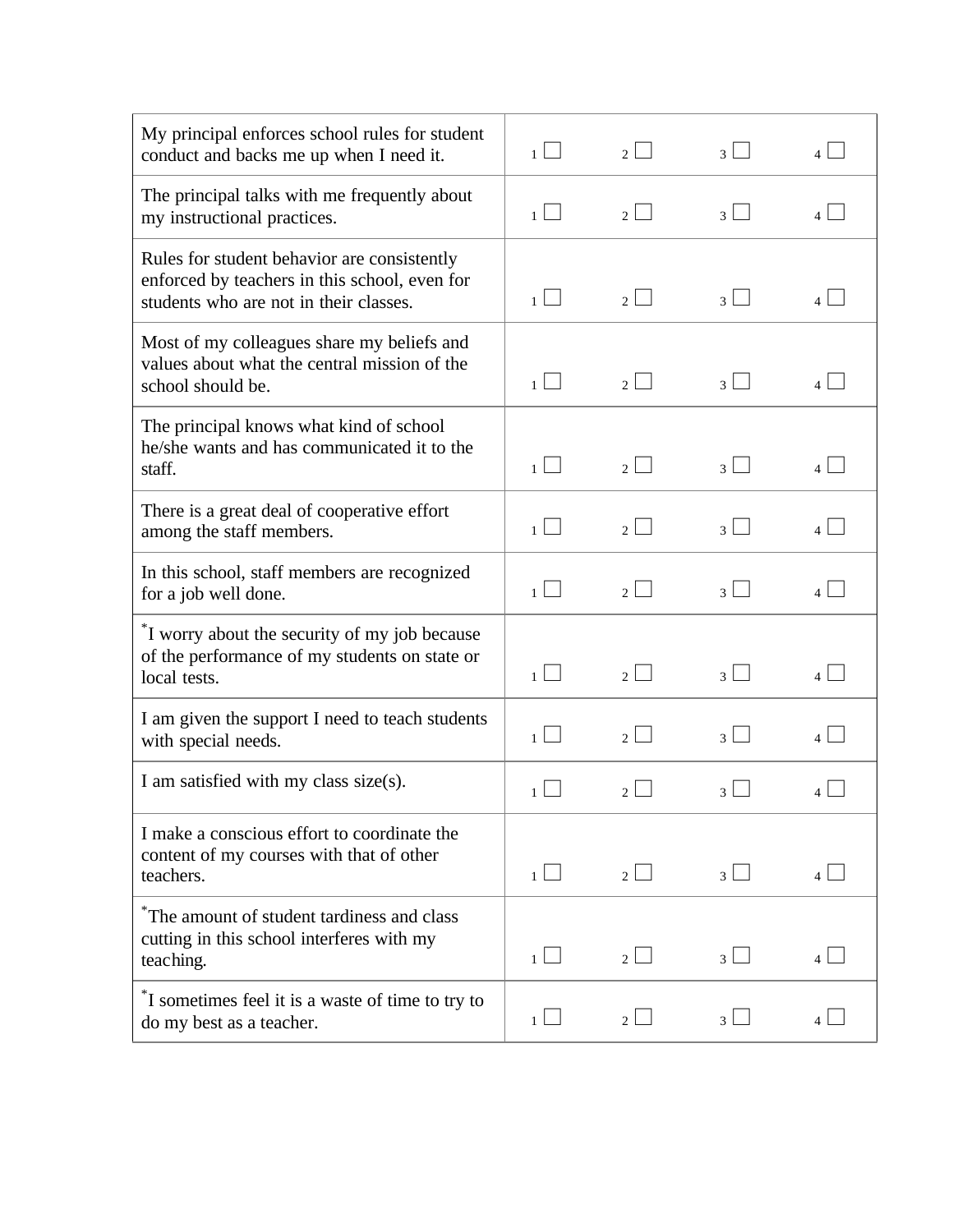| | | | | |
|---|---|---|---|---|
| My principal enforces school rules for student conduct and backs me up when I need it. | 1 ☐ | 2 ☐ | 3 ☐ | 4 ☐ |
| The principal talks with me frequently about my instructional practices. | 1 ☐ | 2 ☐ | 3 ☐ | 4 ☐ |
| Rules for student behavior are consistently enforced by teachers in this school, even for students who are not in their classes. | 1 ☐ | 2 ☐ | 3 ☐ | 4 ☐ |
| Most of my colleagues share my beliefs and values about what the central mission of the school should be. | 1 ☐ | 2 ☐ | 3 ☐ | 4 ☐ |
| The principal knows what kind of school he/she wants and has communicated it to the staff. | 1 ☐ | 2 ☐ | 3 ☐ | 4 ☐ |
| There is a great deal of cooperative effort among the staff members. | 1 ☐ | 2 ☐ | 3 ☐ | 4 ☐ |
| In this school, staff members are recognized for a job well done. | 1 ☐ | 2 ☐ | 3 ☐ | 4 ☐ |
| *I worry about the security of my job because of the performance of my students on state or local tests. | 1 ☐ | 2 ☐ | 3 ☐ | 4 ☐ |
| I am given the support I need to teach students with special needs. | 1 ☐ | 2 ☐ | 3 ☐ | 4 ☐ |
| I am satisfied with my class size(s). | 1 ☐ | 2 ☐ | 3 ☐ | 4 ☐ |
| I make a conscious effort to coordinate the content of my courses with that of other teachers. | 1 ☐ | 2 ☐ | 3 ☐ | 4 ☐ |
| *The amount of student tardiness and class cutting in this school interferes with my teaching. | 1 ☐ | 2 ☐ | 3 ☐ | 4 ☐ |
| *I sometimes feel it is a waste of time to try to do my best as a teacher. | 1 ☐ | 2 ☐ | 3 ☐ | 4 ☐ |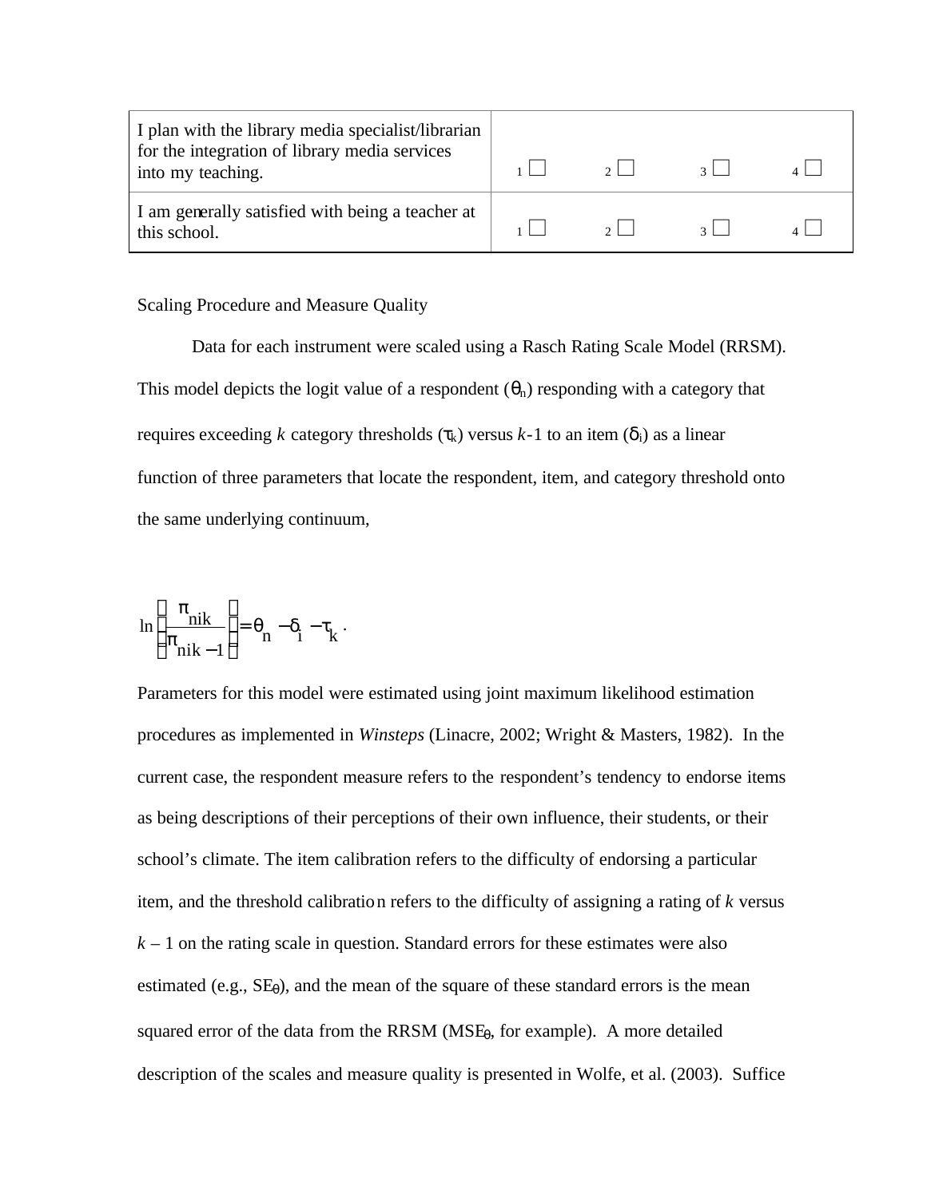| | | | | |
|---|---|---|---|---|
| I plan with the library media specialist/librarian for the integration of library media services into my teaching. | 1 ☐ | 2 ☐ | 3 ☐ | 4 ☐ |
| I am generally satisfied with being a teacher at this school. | 1 ☐ | 2 ☐ | 3 ☐ | 4 ☐ |

Scaling Procedure and Measure Quality

Data for each instrument were scaled using a Rasch Rating Scale Model (RRSM). This model depicts the logit value of a respondent ($\theta_n$) responding with a category that requires exceeding $k$ category thresholds ($\tau_k$) versus $k$-1 to an item ($\delta_i$) as a linear function of three parameters that locate the respondent, item, and category threshold onto the same underlying continuum,

$$\ln\left(\frac{\pi_{nik}}{\pi_{nik-1}}\right) = \theta_n - \delta_i - \tau_k \ .$$

Parameters for this model were estimated using joint maximum likelihood estimation procedures as implemented in *Winsteps* (Linacre, 2002; Wright & Masters, 1982). In the current case, the respondent measure refers to the respondent's tendency to endorse items as being descriptions of their perceptions of their own influence, their students, or their school's climate. The item calibration refers to the difficulty of endorsing a particular item, and the threshold calibration refers to the difficulty of assigning a rating of $k$ versus $k$ – 1 on the rating scale in question. Standard errors for these estimates were also estimated (e.g., $SE_\theta$), and the mean of the square of these standard errors is the mean squared error of the data from the RRSM ($MSE_\theta$, for example). A more detailed description of the scales and measure quality is presented in Wolfe, et al. (2003). Suffice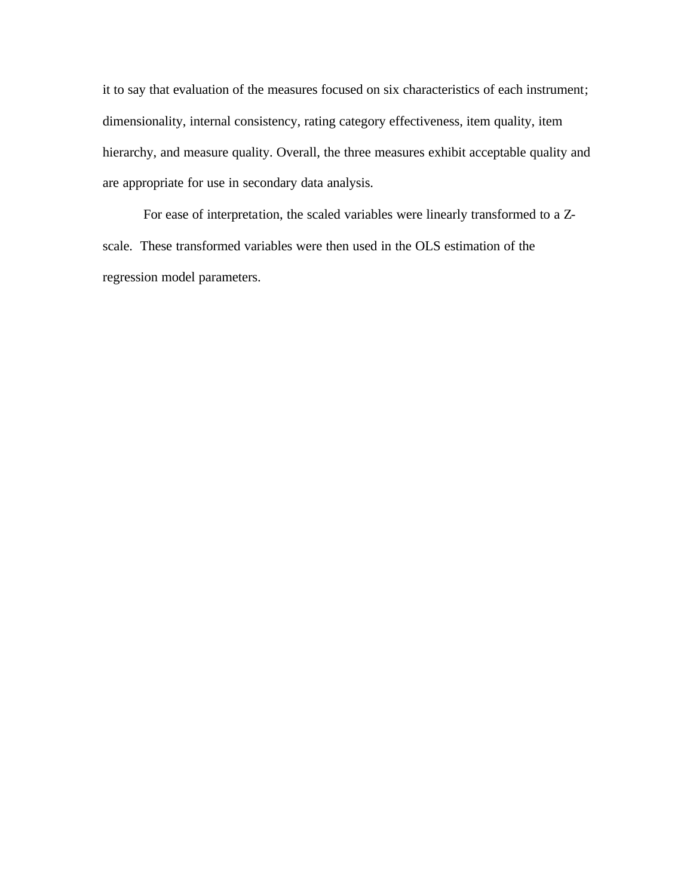it to say that evaluation of the measures focused on six characteristics of each instrument; dimensionality, internal consistency, rating category effectiveness, item quality, item hierarchy, and measure quality. Overall, the three measures exhibit acceptable quality and are appropriate for use in secondary data analysis.

For ease of interpretation, the scaled variables were linearly transformed to a Z-scale. These transformed variables were then used in the OLS estimation of the regression model parameters.